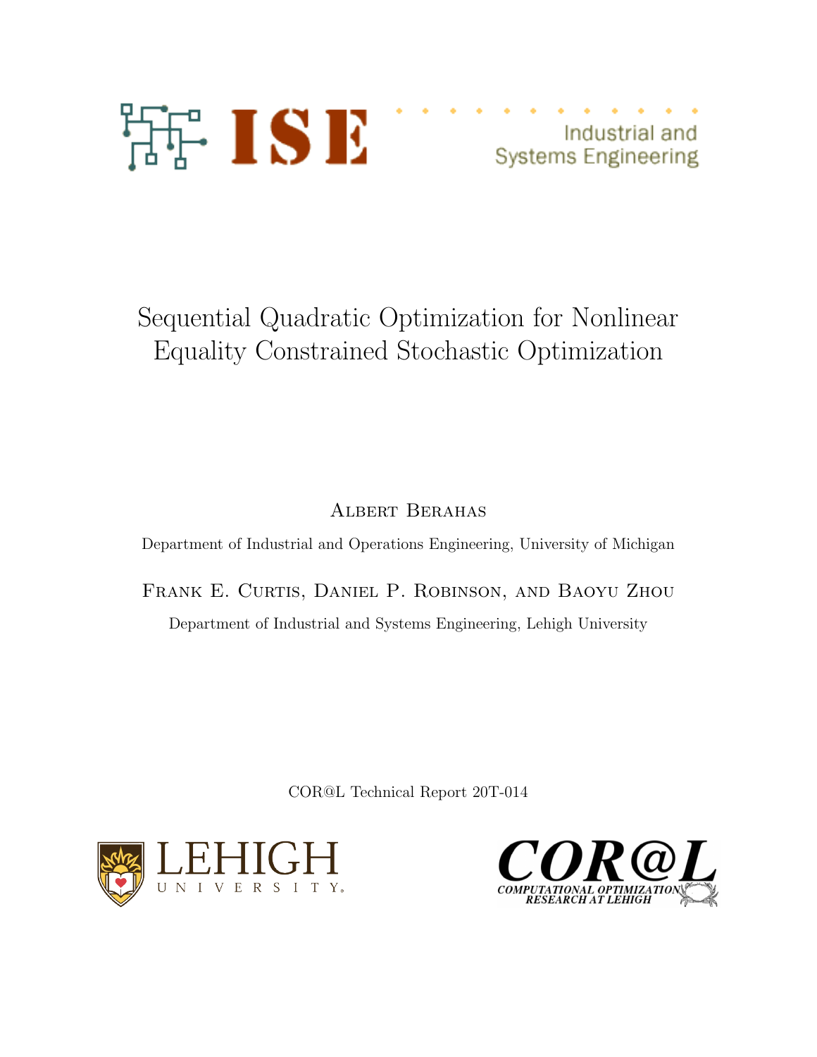ISE Industrial and Systems Engineering

# Sequential Quadratic Optimization for Nonlinear Equality Constrained Stochastic Optimization

Albert Berahas

Department of Industrial and Operations Engineering, University of Michigan

Frank E. Curtis, Daniel P. Robinson, and Baoyu Zhou

Department of Industrial and Systems Engineering, Lehigh University

COR@L Technical Report 20T-014

LEHIGH UNIVERSITY

COR@L COMPUTATIONAL OPTIMIZATION RESEARCH AT LEHIGH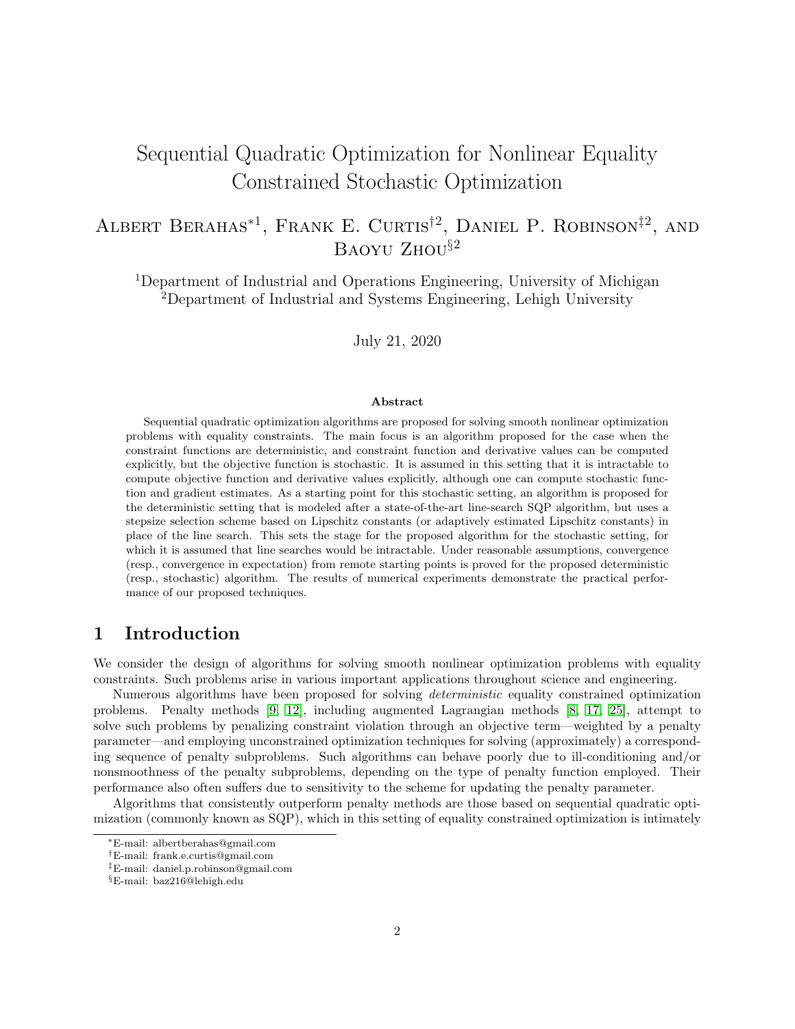# Sequential Quadratic Optimization for Nonlinear Equality Constrained Stochastic Optimization

Albert Berahas*[1], Frank E. Curtis†[2], Daniel P. Robinson‡[2], and Baoyu Zhou§[2]

[1]Department of Industrial and Operations Engineering, University of Michigan
[2]Department of Industrial and Systems Engineering, Lehigh University

July 21, 2020

### Abstract

Sequential quadratic optimization algorithms are proposed for solving smooth nonlinear optimization problems with equality constraints. The main focus is an algorithm proposed for the case when the constraint functions are deterministic, and constraint function and derivative values can be computed explicitly, but the objective function is stochastic. It is assumed in this setting that it is intractable to compute objective function and derivative values explicitly, although one can compute stochastic function and gradient estimates. As a starting point for this stochastic setting, an algorithm is proposed for the deterministic setting that is modeled after a state-of-the-art line-search SQP algorithm, but uses a stepsize selection scheme based on Lipschitz constants (or adaptively estimated Lipschitz constants) in place of the line search. This sets the stage for the proposed algorithm for the stochastic setting, for which it is assumed that line searches would be intractable. Under reasonable assumptions, convergence (resp., convergence in expectation) from remote starting points is proved for the proposed deterministic (resp., stochastic) algorithm. The results of numerical experiments demonstrate the practical performance of our proposed techniques.

## 1 Introduction

We consider the design of algorithms for solving smooth nonlinear optimization problems with equality constraints. Such problems arise in various important applications throughout science and engineering.

Numerous algorithms have been proposed for solving *deterministic* equality constrained optimization problems. Penalty methods [9, 12], including augmented Lagrangian methods [8, 17, 25], attempt to solve such problems by penalizing constraint violation through an objective term—weighted by a penalty parameter—and employing unconstrained optimization techniques for solving (approximately) a corresponding sequence of penalty subproblems. Such algorithms can behave poorly due to ill-conditioning and/or nonsmoothness of the penalty subproblems, depending on the type of penalty function employed. Their performance also often suffers due to sensitivity to the scheme for updating the penalty parameter.

Algorithms that consistently outperform penalty methods are those based on sequential quadratic optimization (commonly known as SQP), which in this setting of equality constrained optimization is intimately

*E-mail: albertberahas@gmail.com
†E-mail: frank.e.curtis@gmail.com
‡E-mail: daniel.p.robinson@gmail.com
§E-mail: baz216@lehigh.edu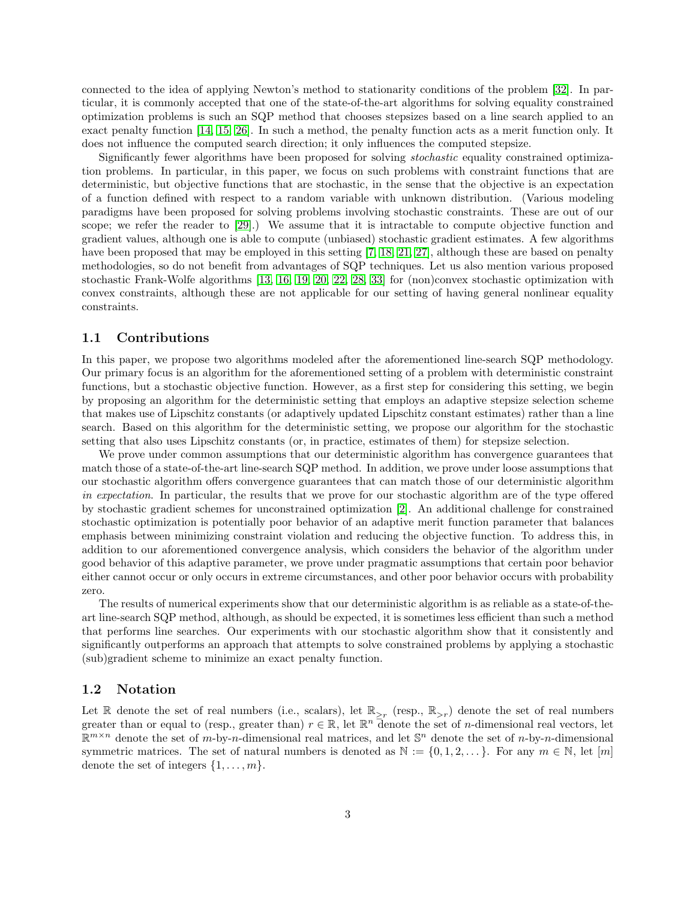connected to the idea of applying Newton's method to stationarity conditions of the problem [32]. In particular, it is commonly accepted that one of the state-of-the-art algorithms for solving equality constrained optimization problems is such an SQP method that chooses stepsizes based on a line search applied to an exact penalty function [14, 15, 26]. In such a method, the penalty function acts as a merit function only. It does not influence the computed search direction; it only influences the computed stepsize.

Significantly fewer algorithms have been proposed for solving *stochastic* equality constrained optimization problems. In particular, in this paper, we focus on such problems with constraint functions that are deterministic, but objective functions that are stochastic, in the sense that the objective is an expectation of a function defined with respect to a random variable with unknown distribution. (Various modeling paradigms have been proposed for solving problems involving stochastic constraints. These are out of our scope; we refer the reader to [29].) We assume that it is intractable to compute objective function and gradient values, although one is able to compute (unbiased) stochastic gradient estimates. A few algorithms have been proposed that may be employed in this setting [7, 18, 21, 27], although these are based on penalty methodologies, so do not benefit from advantages of SQP techniques. Let us also mention various proposed stochastic Frank-Wolfe algorithms [13, 16, 19, 20, 22, 28, 33] for (non)convex stochastic optimization with convex constraints, although these are not applicable for our setting of having general nonlinear equality constraints.

## 1.1 Contributions

In this paper, we propose two algorithms modeled after the aforementioned line-search SQP methodology. Our primary focus is an algorithm for the aforementioned setting of a problem with deterministic constraint functions, but a stochastic objective function. However, as a first step for considering this setting, we begin by proposing an algorithm for the deterministic setting that employs an adaptive stepsize selection scheme that makes use of Lipschitz constants (or adaptively updated Lipschitz constant estimates) rather than a line search. Based on this algorithm for the deterministic setting, we propose our algorithm for the stochastic setting that also uses Lipschitz constants (or, in practice, estimates of them) for stepsize selection.

We prove under common assumptions that our deterministic algorithm has convergence guarantees that match those of a state-of-the-art line-search SQP method. In addition, we prove under loose assumptions that our stochastic algorithm offers convergence guarantees that can match those of our deterministic algorithm *in expectation*. In particular, the results that we prove for our stochastic algorithm are of the type offered by stochastic gradient schemes for unconstrained optimization [2]. An additional challenge for constrained stochastic optimization is potentially poor behavior of an adaptive merit function parameter that balances emphasis between minimizing constraint violation and reducing the objective function. To address this, in addition to our aforementioned convergence analysis, which considers the behavior of the algorithm under good behavior of this adaptive parameter, we prove under pragmatic assumptions that certain poor behavior either cannot occur or only occurs in extreme circumstances, and other poor behavior occurs with probability zero.

The results of numerical experiments show that our deterministic algorithm is as reliable as a state-of-the-art line-search SQP method, although, as should be expected, it is sometimes less efficient than such a method that performs line searches. Our experiments with our stochastic algorithm show that it consistently and significantly outperforms an approach that attempts to solve constrained problems by applying a stochastic (sub)gradient scheme to minimize an exact penalty function.

## 1.2 Notation

Let $\mathbb{R}$ denote the set of real numbers (i.e., scalars), let $\mathbb{R}_{\geq r}$ (resp., $\mathbb{R}_{>r}$) denote the set of real numbers greater than or equal to (resp., greater than) $r \in \mathbb{R}$, let $\mathbb{R}^n$ denote the set of $n$-dimensional real vectors, let $\mathbb{R}^{m \times n}$ denote the set of $m$-by-$n$-dimensional real matrices, and let $\mathbb{S}^n$ denote the set of $n$-by-$n$-dimensional symmetric matrices. The set of natural numbers is denoted as $\mathbb{N} := \{0, 1, 2, \dots\}$. For any $m \in \mathbb{N}$, let $[m]$ denote the set of integers $\{1, \dots, m\}$.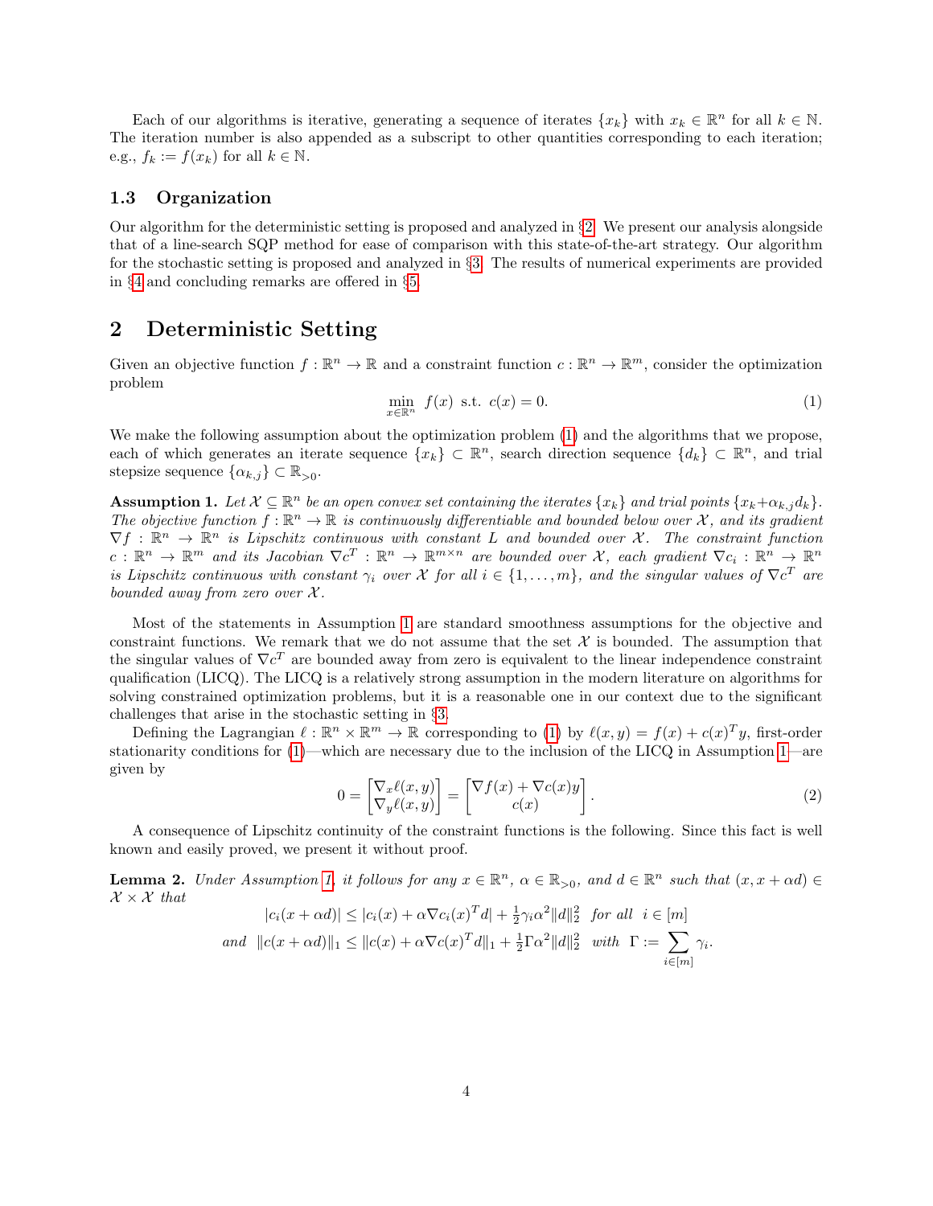Each of our algorithms is iterative, generating a sequence of iterates $\{x_k\}$ with $x_k \in \mathbb{R}^n$ for all $k \in \mathbb{N}$. The iteration number is also appended as a subscript to other quantities corresponding to each iteration; e.g., $f_k := f(x_k)$ for all $k \in \mathbb{N}$.

### 1.3 Organization

Our algorithm for the deterministic setting is proposed and analyzed in §2. We present our analysis alongside that of a line-search SQP method for ease of comparison with this state-of-the-art strategy. Our algorithm for the stochastic setting is proposed and analyzed in §3. The results of numerical experiments are provided in §4 and concluding remarks are offered in §5.

## 2 Deterministic Setting

Given an objective function $f : \mathbb{R}^n \to \mathbb{R}$ and a constraint function $c : \mathbb{R}^n \to \mathbb{R}^m$, consider the optimization problem

$$\min_{x\in\mathbb{R}^n} \ f(x) \ \text{ s.t. } \ c(x) = 0. \tag{1}$$

We make the following assumption about the optimization problem (1) and the algorithms that we propose, each of which generates an iterate sequence $\{x_k\} \subset \mathbb{R}^n$, search direction sequence $\{d_k\} \subset \mathbb{R}^n$, and trial stepsize sequence $\{\alpha_{k,j}\} \subset \mathbb{R}_{>0}$.

**Assumption 1.** *Let $\mathcal{X} \subseteq \mathbb{R}^n$ be an open convex set containing the iterates $\{x_k\}$ and trial points $\{x_k + \alpha_{k,j} d_k\}$. The objective function $f : \mathbb{R}^n \to \mathbb{R}$ is continuously differentiable and bounded below over $\mathcal{X}$, and its gradient $\nabla f : \mathbb{R}^n \to \mathbb{R}^n$ is Lipschitz continuous with constant $L$ and bounded over $\mathcal{X}$. The constraint function $c : \mathbb{R}^n \to \mathbb{R}^m$ and its Jacobian $\nabla c^T : \mathbb{R}^n \to \mathbb{R}^{m\times n}$ are bounded over $\mathcal{X}$, each gradient $\nabla c_i : \mathbb{R}^n \to \mathbb{R}^n$ is Lipschitz continuous with constant $\gamma_i$ over $\mathcal{X}$ for all $i \in \{1, \ldots, m\}$, and the singular values of $\nabla c^T$ are bounded away from zero over $\mathcal{X}$.*

Most of the statements in Assumption 1 are standard smoothness assumptions for the objective and constraint functions. We remark that we do not assume that the set $\mathcal{X}$ is bounded. The assumption that the singular values of $\nabla c^T$ are bounded away from zero is equivalent to the linear independence constraint qualification (LICQ). The LICQ is a relatively strong assumption in the modern literature on algorithms for solving constrained optimization problems, but it is a reasonable one in our context due to the significant challenges that arise in the stochastic setting in §3.

Defining the Lagrangian $\ell : \mathbb{R}^n \times \mathbb{R}^m \to \mathbb{R}$ corresponding to (1) by $\ell(x, y) = f(x) + c(x)^T y$, first-order stationarity conditions for (1)—which are necessary due to the inclusion of the LICQ in Assumption 1—are given by

$$0 = \begin{bmatrix} \nabla_x \ell(x, y) \\ \nabla_y \ell(x, y) \end{bmatrix} = \begin{bmatrix} \nabla f(x) + \nabla c(x) y \\ c(x) \end{bmatrix}. \tag{2}$$

A consequence of Lipschitz continuity of the constraint functions is the following. Since this fact is well known and easily proved, we present it without proof.

**Lemma 2.** *Under Assumption 1, it follows for any $x \in \mathbb{R}^n$, $\alpha \in \mathbb{R}_{>0}$, and $d \in \mathbb{R}^n$ such that $(x, x + \alpha d) \in \mathcal{X} \times \mathcal{X}$ that*

$$|c_i(x + \alpha d)| \leq |c_i(x) + \alpha \nabla c_i(x)^T d| + \tfrac{1}{2}\gamma_i \alpha^2 \|d\|_2^2 \ \ \text{for all} \ \ i \in [m]$$

$$\text{and} \ \ \|c(x + \alpha d)\|_1 \leq \|c(x) + \alpha \nabla c(x)^T d\|_1 + \tfrac{1}{2}\Gamma \alpha^2 \|d\|_2^2 \ \ \text{with} \ \ \Gamma := \sum_{i\in[m]} \gamma_i.$$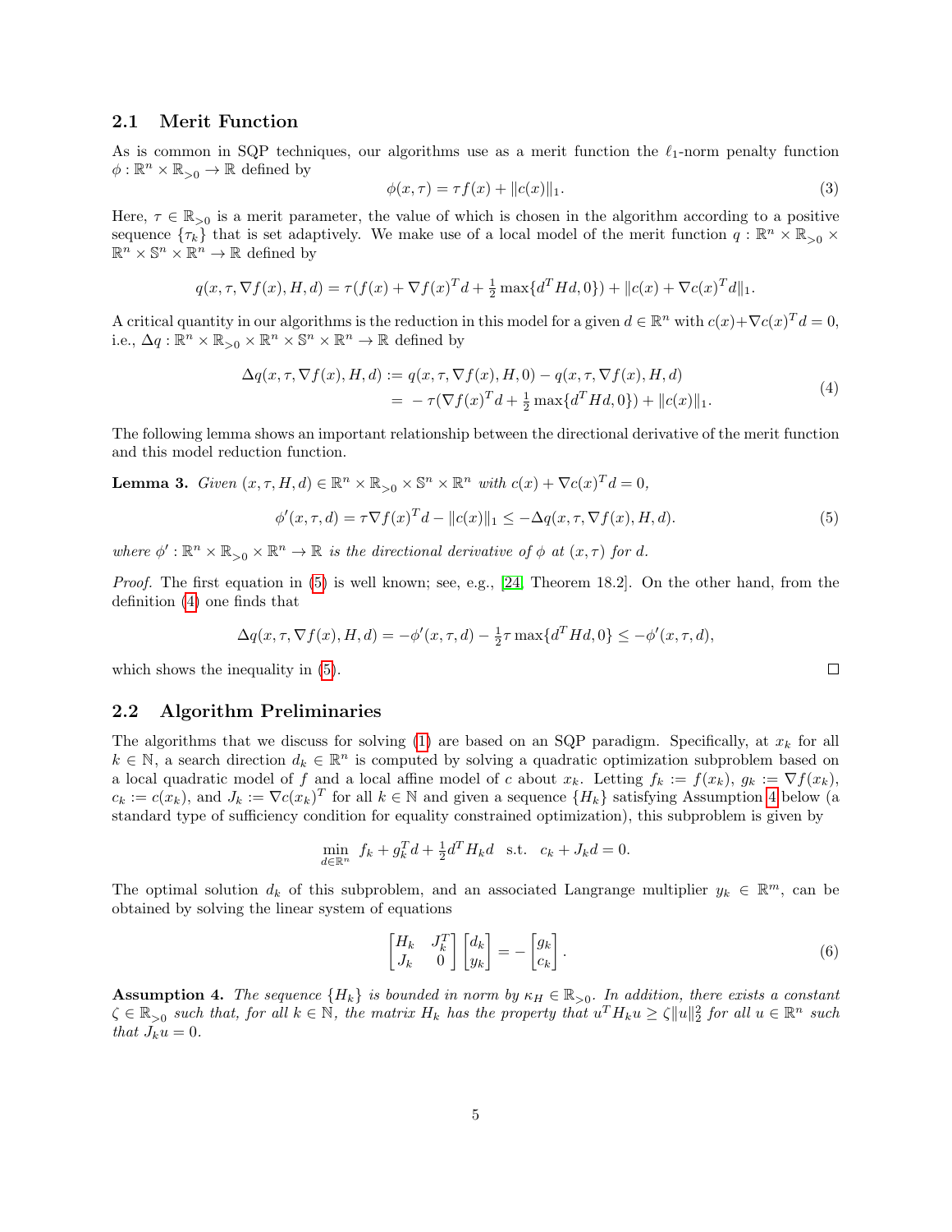### 2.1 Merit Function

As is common in SQP techniques, our algorithms use as a merit function the $\ell_1$-norm penalty function $\phi : \mathbb{R}^n \times \mathbb{R}_{>0} \to \mathbb{R}$ defined by

$$\phi(x, \tau) = \tau f(x) + \|c(x)\|_1. \tag{3}$$

Here, $\tau \in \mathbb{R}_{>0}$ is a merit parameter, the value of which is chosen in the algorithm according to a positive sequence $\{\tau_k\}$ that is set adaptively. We make use of a local model of the merit function $q : \mathbb{R}^n \times \mathbb{R}_{>0} \times \mathbb{R}^n \times \mathbb{S}^n \times \mathbb{R}^n \to \mathbb{R}$ defined by

$$q(x, \tau, \nabla f(x), H, d) = \tau(f(x) + \nabla f(x)^T d + \tfrac{1}{2}\max\{d^T H d, 0\}) + \|c(x) + \nabla c(x)^T d\|_1.$$

A critical quantity in our algorithms is the reduction in this model for a given $d \in \mathbb{R}^n$ with $c(x)+\nabla c(x)^T d = 0$, i.e., $\Delta q : \mathbb{R}^n \times \mathbb{R}_{>0} \times \mathbb{R}^n \times \mathbb{S}^n \times \mathbb{R}^n \to \mathbb{R}$ defined by

$$\begin{aligned}\Delta q(x, \tau, \nabla f(x), H, d) &:= q(x, \tau, \nabla f(x), H, 0) - q(x, \tau, \nabla f(x), H, d) \\ &= -\tau(\nabla f(x)^T d + \tfrac{1}{2}\max\{d^T H d, 0\}) + \|c(x)\|_1.\end{aligned} \tag{4}$$

The following lemma shows an important relationship between the directional derivative of the merit function and this model reduction function.

**Lemma 3.** *Given $(x, \tau, H, d) \in \mathbb{R}^n \times \mathbb{R}_{>0} \times \mathbb{S}^n \times \mathbb{R}^n$ with $c(x) + \nabla c(x)^T d = 0$,*

$$\phi'(x, \tau, d) = \tau \nabla f(x)^T d - \|c(x)\|_1 \leq -\Delta q(x, \tau, \nabla f(x), H, d). \tag{5}$$

*where $\phi' : \mathbb{R}^n \times \mathbb{R}_{>0} \times \mathbb{R}^n \to \mathbb{R}$ is the directional derivative of $\phi$ at $(x, \tau)$ for $d$.*

*Proof.* The first equation in (5) is well known; see, e.g., [24, Theorem 18.2]. On the other hand, from the definition (4) one finds that

$$\Delta q(x, \tau, \nabla f(x), H, d) = -\phi'(x, \tau, d) - \tfrac{1}{2}\tau \max\{d^T H d, 0\} \leq -\phi'(x, \tau, d),$$

which shows the inequality in (5). □

### 2.2 Algorithm Preliminaries

The algorithms that we discuss for solving (1) are based on an SQP paradigm. Specifically, at $x_k$ for all $k \in \mathbb{N}$, a search direction $d_k \in \mathbb{R}^n$ is computed by solving a quadratic optimization subproblem based on a local quadratic model of $f$ and a local affine model of $c$ about $x_k$. Letting $f_k := f(x_k)$, $g_k := \nabla f(x_k)$, $c_k := c(x_k)$, and $J_k := \nabla c(x_k)^T$ for all $k \in \mathbb{N}$ and given a sequence $\{H_k\}$ satisfying Assumption 4 below (a standard type of sufficiency condition for equality constrained optimization), this subproblem is given by

$$\min_{d \in \mathbb{R}^n} \; f_k + g_k^T d + \tfrac{1}{2} d^T H_k d \quad \text{s.t.} \quad c_k + J_k d = 0.$$

The optimal solution $d_k$ of this subproblem, and an associated Langrange multiplier $y_k \in \mathbb{R}^m$, can be obtained by solving the linear system of equations

$$\begin{bmatrix} H_k & J_k^T \\ J_k & 0 \end{bmatrix} \begin{bmatrix} d_k \\ y_k \end{bmatrix} = -\begin{bmatrix} g_k \\ c_k \end{bmatrix}. \tag{6}$$

**Assumption 4.** *The sequence $\{H_k\}$ is bounded in norm by $\kappa_H \in \mathbb{R}_{>0}$. In addition, there exists a constant $\zeta \in \mathbb{R}_{>0}$ such that, for all $k \in \mathbb{N}$, the matrix $H_k$ has the property that $u^T H_k u \geq \zeta \|u\|_2^2$ for all $u \in \mathbb{R}^n$ such that $J_k u = 0$.*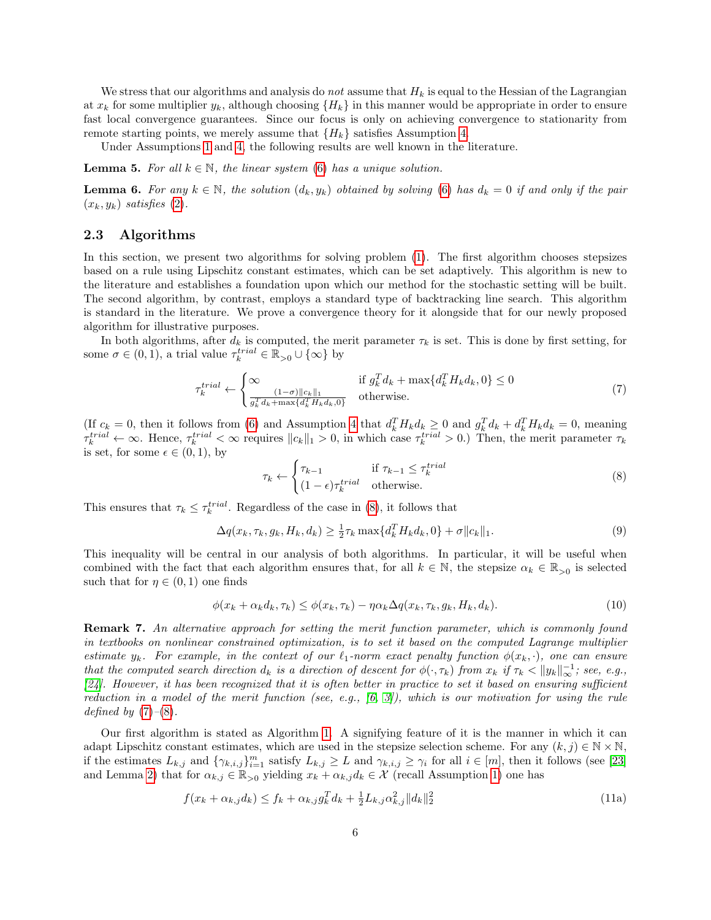We stress that our algorithms and analysis do *not* assume that $H_k$ is equal to the Hessian of the Lagrangian at $x_k$ for some multiplier $y_k$, although choosing $\{H_k\}$ in this manner would be appropriate in order to ensure fast local convergence guarantees. Since our focus is only on achieving convergence to stationarity from remote starting points, we merely assume that $\{H_k\}$ satisfies Assumption 4.

Under Assumptions 1 and 4, the following results are well known in the literature.

**Lemma 5.** *For all $k \in \mathbb{N}$, the linear system (6) has a unique solution.*

**Lemma 6.** *For any $k \in \mathbb{N}$, the solution $(d_k, y_k)$ obtained by solving (6) has $d_k = 0$ if and only if the pair $(x_k, y_k)$ satisfies (2).*

### 2.3 Algorithms

In this section, we present two algorithms for solving problem (1). The first algorithm chooses stepsizes based on a rule using Lipschitz constant estimates, which can be set adaptively. This algorithm is new to the literature and establishes a foundation upon which our method for the stochastic setting will be built. The second algorithm, by contrast, employs a standard type of backtracking line search. This algorithm is standard in the literature. We prove a convergence theory for it alongside that for our newly proposed algorithm for illustrative purposes.

In both algorithms, after $d_k$ is computed, the merit parameter $\tau_k$ is set. This is done by first setting, for some $\sigma \in (0,1)$, a trial value $\tau_k^{trial} \in \mathbb{R}_{>0} \cup \{\infty\}$ by

$$\tau_k^{trial} \leftarrow \begin{cases} \infty & \text{if } g_k^T d_k + \max\{d_k^T H_k d_k, 0\} \leq 0 \\ \frac{(1-\sigma)\|c_k\|_1}{g_k^T d_k + \max\{d_k^T H_k d_k, 0\}} & \text{otherwise.} \end{cases} \tag{7}$$

(If $c_k = 0$, then it follows from (6) and Assumption 4 that $d_k^T H_k d_k \geq 0$ and $g_k^T d_k + d_k^T H_k d_k = 0$, meaning $\tau_k^{trial} \leftarrow \infty$. Hence, $\tau_k^{trial} < \infty$ requires $\|c_k\|_1 > 0$, in which case $\tau_k^{trial} > 0$.) Then, the merit parameter $\tau_k$ is set, for some $\epsilon \in (0,1)$, by

$$\tau_k \leftarrow \begin{cases} \tau_{k-1} & \text{if } \tau_{k-1} \leq \tau_k^{trial} \\ (1-\epsilon)\tau_k^{trial} & \text{otherwise.} \end{cases} \tag{8}$$

This ensures that $\tau_k \leq \tau_k^{trial}$. Regardless of the case in (8), it follows that

$$\Delta q(x_k, \tau_k, g_k, H_k, d_k) \geq \tfrac{1}{2}\tau_k \max\{d_k^T H_k d_k, 0\} + \sigma \|c_k\|_1. \tag{9}$$

This inequality will be central in our analysis of both algorithms. In particular, it will be useful when combined with the fact that each algorithm ensures that, for all $k \in \mathbb{N}$, the stepsize $\alpha_k \in \mathbb{R}_{>0}$ is selected such that for $\eta \in (0,1)$ one finds

$$\phi(x_k + \alpha_k d_k, \tau_k) \leq \phi(x_k, \tau_k) - \eta \alpha_k \Delta q(x_k, \tau_k, g_k, H_k, d_k). \tag{10}$$

**Remark 7.** *An alternative approach for setting the merit function parameter, which is commonly found in textbooks on nonlinear constrained optimization, is to set it based on the computed Lagrange multiplier estimate $y_k$. For example, in the context of our $\ell_1$-norm exact penalty function $\phi(x_k, \cdot)$, one can ensure that the computed search direction $d_k$ is a direction of descent for $\phi(\cdot, \tau_k)$ from $x_k$ if $\tau_k < \|y_k\|_\infty^{-1}$; see, e.g., [24]. However, it has been recognized that it is often better in practice to set it based on ensuring sufficient reduction in a model of the merit function (see, e.g., [6, 3]), which is our motivation for using the rule defined by (7)–(8).*

Our first algorithm is stated as Algorithm 1. A signifying feature of it is the manner in which it can adapt Lipschitz constant estimates, which are used in the stepsize selection scheme. For any $(k,j) \in \mathbb{N} \times \mathbb{N}$, if the estimates $L_{k,j}$ and $\{\gamma_{k,i,j}\}_{i=1}^m$ satisfy $L_{k,j} \geq L$ and $\gamma_{k,i,j} \geq \gamma_i$ for all $i \in [m]$, then it follows (see [23] and Lemma 2) that for $\alpha_{k,j} \in \mathbb{R}_{>0}$ yielding $x_k + \alpha_{k,j} d_k \in \mathcal{X}$ (recall Assumption 1) one has

$$f(x_k + \alpha_{k,j} d_k) \leq f_k + \alpha_{k,j} g_k^T d_k + \tfrac{1}{2} L_{k,j} \alpha_{k,j}^2 \|d_k\|_2^2 \tag{11a}$$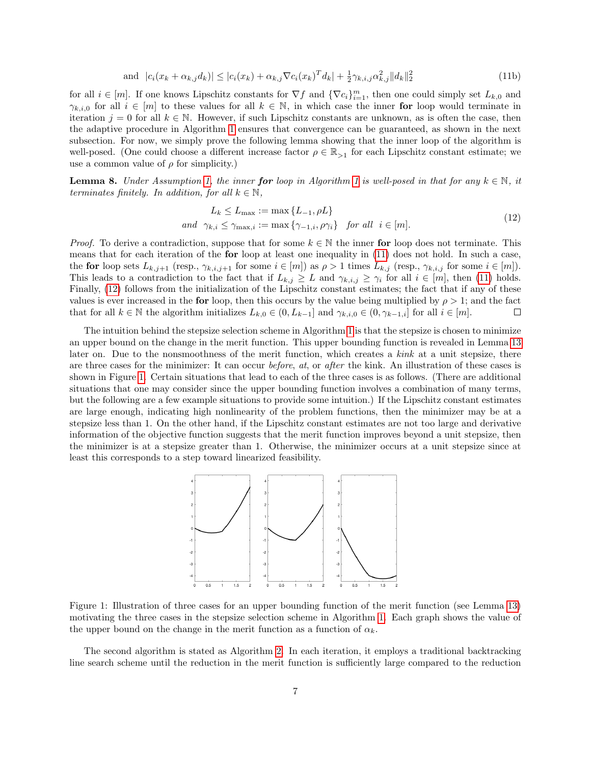$$\text{and} \;\; |c_i(x_k + \alpha_{k,j} d_k)| \leq |c_i(x_k) + \alpha_{k,j} \nabla c_i(x_k)^T d_k| + \tfrac{1}{2}\gamma_{k,i,j}\alpha_{k,j}^2 \|d_k\|_2^2 \tag{11b}$$

for all $i \in [m]$. If one knows Lipschitz constants for $\nabla f$ and $\{\nabla c_i\}_{i=1}^m$, then one could simply set $L_{k,0}$ and $\gamma_{k,i,0}$ for all $i \in [m]$ to these values for all $k \in \mathbb{N}$, in which case the inner **for** loop would terminate in iteration $j = 0$ for all $k \in \mathbb{N}$. However, if such Lipschitz constants are unknown, as is often the case, then the adaptive procedure in Algorithm 1 ensures that convergence can be guaranteed, as shown in the next subsection. For now, we simply prove the following lemma showing that the inner loop of the algorithm is well-posed. (One could choose a different increase factor $\rho \in \mathbb{R}_{>1}$ for each Lipschitz constant estimate; we use a common value of $\rho$ for simplicity.)

**Lemma 8.** *Under Assumption 1, the inner* ***for*** *loop in Algorithm 1 is well-posed in that for any $k \in \mathbb{N}$, it terminates finitely. In addition, for all $k \in \mathbb{N}$,*

$$\begin{aligned} L_k &\leq L_{\max} := \max\{L_{-1}, \rho L\} \\ \text{and} \;\; \gamma_{k,i} &\leq \gamma_{\max,i} := \max\{\gamma_{-1,i}, \rho\gamma_i\} \;\;\; \text{for all} \;\; i \in [m]. \end{aligned} \tag{12}$$

*Proof.* To derive a contradiction, suppose that for some $k \in \mathbb{N}$ the inner **for** loop does not terminate. This means that for each iteration of the **for** loop at least one inequality in (11) does not hold. In such a case, the **for** loop sets $L_{k,j+1}$ (resp., $\gamma_{k,i,j+1}$ for some $i \in [m]$) as $\rho > 1$ times $L_{k,j}$ (resp., $\gamma_{k,i,j}$ for some $i \in [m]$). This leads to a contradiction to the fact that if $L_{k,j} \geq L$ and $\gamma_{k,i,j} \geq \gamma_i$ for all $i \in [m]$, then (11) holds. Finally, (12) follows from the initialization of the Lipschitz constant estimates; the fact that if any of these values is ever increased in the **for** loop, then this occurs by the value being multiplied by $\rho > 1$; and the fact that for all $k \in \mathbb{N}$ the algorithm initializes $L_{k,0} \in (0, L_{k-1}]$ and $\gamma_{k,i,0} \in (0, \gamma_{k-1,i}]$ for all $i \in [m]$. □

The intuition behind the stepsize selection scheme in Algorithm 1 is that the stepsize is chosen to minimize an upper bound on the change in the merit function. This upper bounding function is revealed in Lemma 13 later on. Due to the nonsmoothness of the merit function, which creates a *kink* at a unit stepsize, there are three cases for the minimizer: It can occur *before*, *at*, or *after* the kink. An illustration of these cases is shown in Figure 1. Certain situations that lead to each of the three cases is as follows. (There are additional situations that one may consider since the upper bounding function involves a combination of many terms, but the following are a few example situations to provide some intuition.) If the Lipschitz constant estimates are large enough, indicating high nonlinearity of the problem functions, then the minimizer may be at a stepsize less than 1. On the other hand, if the Lipschitz constant estimates are not too large and derivative information of the objective function suggests that the merit function improves beyond a unit stepsize, then the minimizer is at a stepsize greater than 1. Otherwise, the minimizer occurs at a unit stepsize since at least this corresponds to a step toward linearized feasibility.

Figure 1: Illustration of three cases for an upper bounding function of the merit function (see Lemma 13) motivating the three cases in the stepsize selection scheme in Algorithm 1. Each graph shows the value of the upper bound on the change in the merit function as a function of $\alpha_k$.

The second algorithm is stated as Algorithm 2. In each iteration, it employs a traditional backtracking line search scheme until the reduction in the merit function is sufficiently large compared to the reduction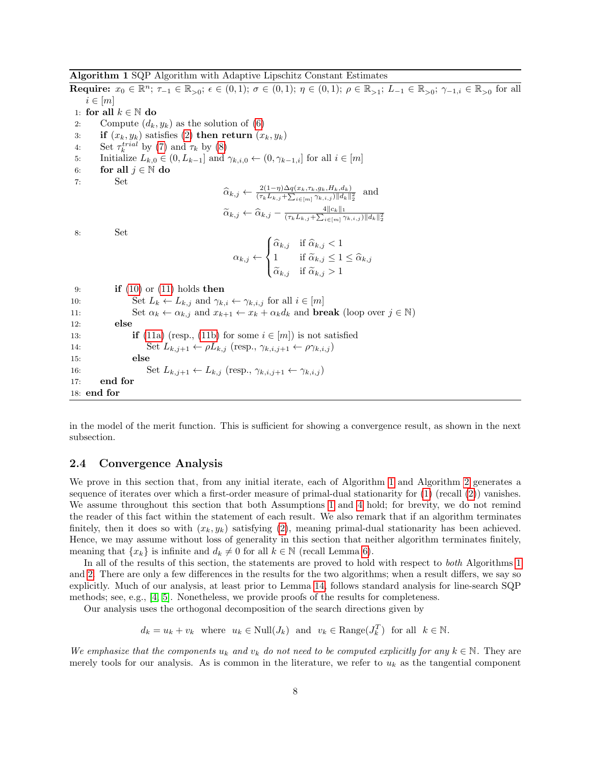**Algorithm 1** SQP Algorithm with Adaptive Lipschitz Constant Estimates

**Require:** $x_0 \in \mathbb{R}^n$; $\tau_{-1} \in \mathbb{R}_{>0}$; $\epsilon \in (0,1)$; $\sigma \in (0,1)$; $\eta \in (0,1)$; $\rho \in \mathbb{R}_{>1}$; $L_{-1} \in \mathbb{R}_{>0}$; $\gamma_{-1,i} \in \mathbb{R}_{>0}$ for all $i \in [m]$

1: **for all** $k \in \mathbb{N}$ **do**
2: Compute $(d_k, y_k)$ as the solution of (6)
3: **if** $(x_k, y_k)$ satisfies (2) **then return** $(x_k, y_k)$
4: Set $\tau_k^{trial}$ by (7) and $\tau_k$ by (8)
5: Initialize $L_{k,0} \in (0, L_{k-1}]$ and $\gamma_{k,i,0} \leftarrow (0, \gamma_{k-1,i}]$ for all $i \in [m]$
6: **for all** $j \in \mathbb{N}$ **do**
7: Set

$$\widehat{\alpha}_{k,j} \leftarrow \frac{2(1-\eta)\Delta q(x_k, \tau_k, g_k, H_k, d_k)}{(\tau_k L_{k,j} + \sum_{i\in[m]} \gamma_{k,i,j})\|d_k\|_2^2} \quad \text{and}$$

$$\widetilde{\alpha}_{k,j} \leftarrow \widehat{\alpha}_{k,j} - \frac{4\|c_k\|_1}{(\tau_k L_{k,j} + \sum_{i\in[m]} \gamma_{k,i,j})\|d_k\|_2^2}$$

8: Set

$$\alpha_{k,j} \leftarrow \begin{cases} \widehat{\alpha}_{k,j} & \text{if } \widehat{\alpha}_{k,j} < 1 \\ 1 & \text{if } \widetilde{\alpha}_{k,j} \leq 1 \leq \widehat{\alpha}_{k,j} \\ \widetilde{\alpha}_{k,j} & \text{if } \widetilde{\alpha}_{k,j} > 1 \end{cases}$$

9: **if** (10) or (11) holds **then**
10: Set $L_k \leftarrow L_{k,j}$ and $\gamma_{k,i} \leftarrow \gamma_{k,i,j}$ for all $i \in [m]$
11: Set $\alpha_k \leftarrow \alpha_{k,j}$ and $x_{k+1} \leftarrow x_k + \alpha_k d_k$ and **break** (loop over $j \in \mathbb{N}$)
12: **else**
13: **if** (11a) (resp., (11b) for some $i \in [m]$) is not satisfied
14: Set $L_{k,j+1} \leftarrow \rho L_{k,j}$ (resp., $\gamma_{k,i,j+1} \leftarrow \rho \gamma_{k,i,j}$)
15: **else**
16: Set $L_{k,j+1} \leftarrow L_{k,j}$ (resp., $\gamma_{k,i,j+1} \leftarrow \gamma_{k,i,j}$)
17: **end for**
18: **end for**

in the model of the merit function. This is sufficient for showing a convergence result, as shown in the next subsection.

### 2.4 Convergence Analysis

We prove in this section that, from any initial iterate, each of Algorithm 1 and Algorithm 2 generates a sequence of iterates over which a first-order measure of primal-dual stationarity for (1) (recall (2)) vanishes. We assume throughout this section that both Assumptions 1 and 4 hold; for brevity, we do not remind the reader of this fact within the statement of each result. We also remark that if an algorithm terminates finitely, then it does so with $(x_k, y_k)$ satisfying (2), meaning primal-dual stationarity has been achieved. Hence, we may assume without loss of generality in this section that neither algorithm terminates finitely, meaning that $\{x_k\}$ is infinite and $d_k \neq 0$ for all $k \in \mathbb{N}$ (recall Lemma 6).

In all of the results of this section, the statements are proved to hold with respect to *both* Algorithms 1 and 2. There are only a few differences in the results for the two algorithms; when a result differs, we say so explicitly. Much of our analysis, at least prior to Lemma 14, follows standard analysis for line-search SQP methods; see, e.g., [4, 5]. Nonetheless, we provide proofs of the results for completeness.

Our analysis uses the orthogonal decomposition of the search directions given by

$$d_k = u_k + v_k \quad \text{where} \quad u_k \in \text{Null}(J_k) \quad \text{and} \quad v_k \in \text{Range}(J_k^T) \quad \text{for all} \quad k \in \mathbb{N}.$$

*We emphasize that the components $u_k$ and $v_k$ do not need to be computed explicitly for any $k \in \mathbb{N}$.* They are merely tools for our analysis. As is common in the literature, we refer to $u_k$ as the tangential component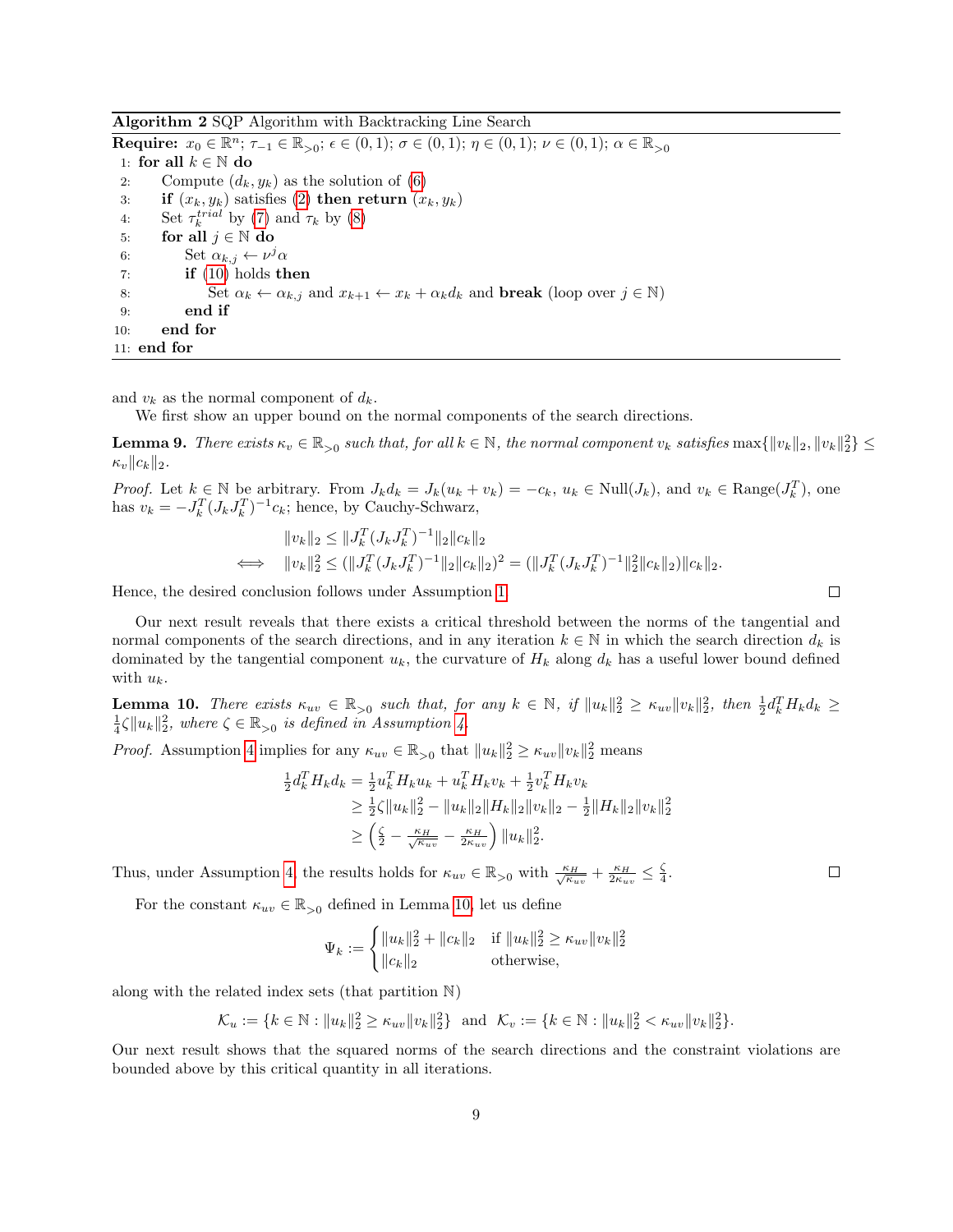**Algorithm 2** SQP Algorithm with Backtracking Line Search

**Require:** $x_0 \in \mathbb{R}^n$; $\tau_{-1} \in \mathbb{R}_{>0}$; $\epsilon \in (0,1)$; $\sigma \in (0,1)$; $\eta \in (0,1)$; $\nu \in (0,1)$; $\alpha \in \mathbb{R}_{>0}$

1: **for all** $k \in \mathbb{N}$ **do**
2: Compute $(d_k, y_k)$ as the solution of (6)
3: **if** $(x_k, y_k)$ satisfies (2) **then return** $(x_k, y_k)$
4: Set $\tau_k^{trial}$ by (7) and $\tau_k$ by (8)
5: **for all** $j \in \mathbb{N}$ **do**
6: Set $\alpha_{k,j} \leftarrow \nu^j \alpha$
7: **if** (10) holds **then**
8: Set $\alpha_k \leftarrow \alpha_{k,j}$ and $x_{k+1} \leftarrow x_k + \alpha_k d_k$ and **break** (loop over $j \in \mathbb{N}$)
9: **end if**
10: **end for**
11: **end for**

and $v_k$ as the normal component of $d_k$.

We first show an upper bound on the normal components of the search directions.

**Lemma 9.** *There exists $\kappa_v \in \mathbb{R}_{>0}$ such that, for all $k \in \mathbb{N}$, the normal component $v_k$ satisfies $\max\{\|v_k\|_2, \|v_k\|_2^2\} \leq \kappa_v \|c_k\|_2$.*

*Proof.* Let $k \in \mathbb{N}$ be arbitrary. From $J_k d_k = J_k(u_k + v_k) = -c_k$, $u_k \in \text{Null}(J_k)$, and $v_k \in \text{Range}(J_k^T)$, one has $v_k = -J_k^T(J_kJ_k^T)^{-1}c_k$; hence, by Cauchy-Schwarz,

$$
\begin{aligned}
& \|v_k\|_2 \leq \|J_k^T(J_kJ_k^T)^{-1}\|_2\|c_k\|_2 \\
\iff \quad & \|v_k\|_2^2 \leq (\|J_k^T(J_kJ_k^T)^{-1}\|_2\|c_k\|_2)^2 = (\|J_k^T(J_kJ_k^T)^{-1}\|_2^2\|c_k\|_2)\|c_k\|_2.
\end{aligned}
$$

Hence, the desired conclusion follows under Assumption 1. $\square$

Our next result reveals that there exists a critical threshold between the norms of the tangential and normal components of the search directions, and in any iteration $k \in \mathbb{N}$ in which the search direction $d_k$ is dominated by the tangential component $u_k$, the curvature of $H_k$ along $d_k$ has a useful lower bound defined with $u_k$.

**Lemma 10.** *There exists $\kappa_{uv} \in \mathbb{R}_{>0}$ such that, for any $k \in \mathbb{N}$, if $\|u_k\|_2^2 \geq \kappa_{uv}\|v_k\|_2^2$, then $\frac{1}{2}d_k^T H_k d_k \geq \frac{1}{4}\zeta\|u_k\|_2^2$, where $\zeta \in \mathbb{R}_{>0}$ is defined in Assumption 4.*

*Proof.* Assumption 4 implies for any $\kappa_{uv} \in \mathbb{R}_{>0}$ that $\|u_k\|_2^2 \geq \kappa_{uv}\|v_k\|_2^2$ means

$$
\begin{aligned}
\tfrac{1}{2}d_k^T H_k d_k &= \tfrac{1}{2}u_k^T H_k u_k + u_k^T H_k v_k + \tfrac{1}{2}v_k^T H_k v_k \\
&\geq \tfrac{1}{2}\zeta\|u_k\|_2^2 - \|u_k\|_2\|H_k\|_2\|v_k\|_2 - \tfrac{1}{2}\|H_k\|_2\|v_k\|_2^2 \\
&\geq \left(\tfrac{\zeta}{2} - \tfrac{\kappa_H}{\sqrt{\kappa_{uv}}} - \tfrac{\kappa_H}{2\kappa_{uv}}\right)\|u_k\|_2^2.
\end{aligned}
$$

Thus, under Assumption 4, the results holds for $\kappa_{uv} \in \mathbb{R}_{>0}$ with $\frac{\kappa_H}{\sqrt{\kappa_{uv}}} + \frac{\kappa_H}{2\kappa_{uv}} \leq \frac{\zeta}{4}$. $\square$

For the constant $\kappa_{uv} \in \mathbb{R}_{>0}$ defined in Lemma 10, let us define

$$
\Psi_k := \begin{cases} \|u_k\|_2^2 + \|c_k\|_2 & \text{if } \|u_k\|_2^2 \geq \kappa_{uv}\|v_k\|_2^2 \\ \|c_k\|_2 & \text{otherwise,} \end{cases}
$$

along with the related index sets (that partition $\mathbb{N}$)

$$
\mathcal{K}_u := \{k \in \mathbb{N} : \|u_k\|_2^2 \geq \kappa_{uv}\|v_k\|_2^2\} \text{ and } \mathcal{K}_v := \{k \in \mathbb{N} : \|u_k\|_2^2 < \kappa_{uv}\|v_k\|_2^2\}.
$$

Our next result shows that the squared norms of the search directions and the constraint violations are bounded above by this critical quantity in all iterations.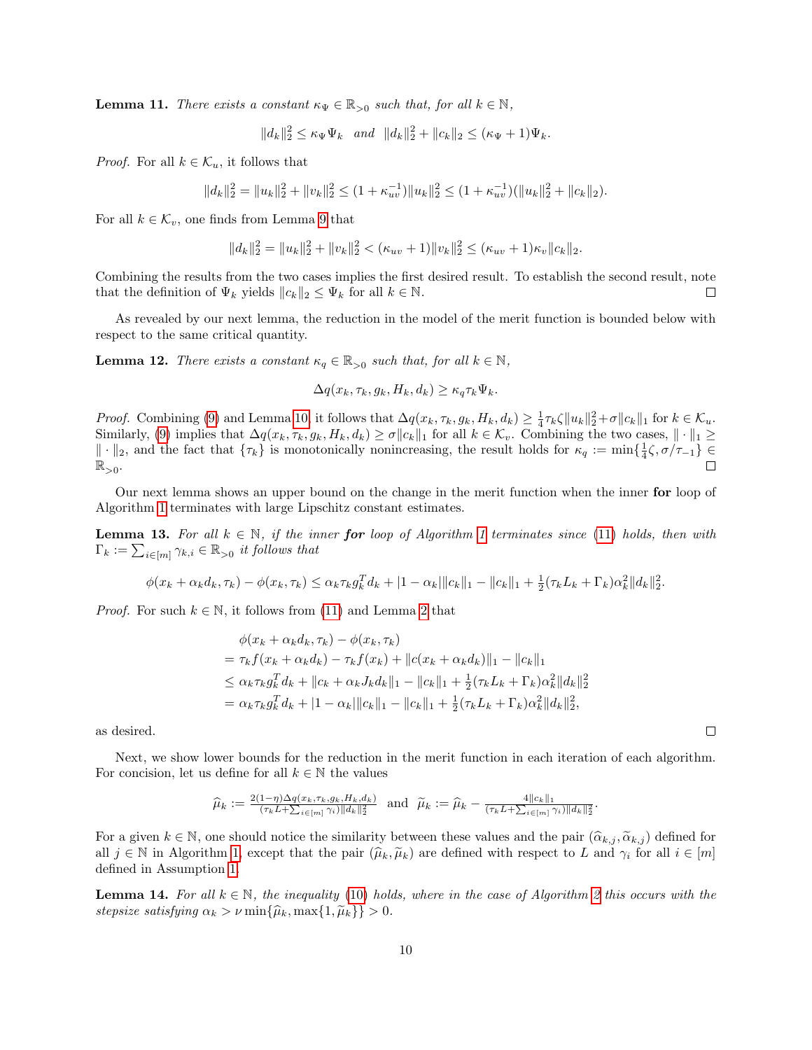**Lemma 11.** *There exists a constant $\kappa_\Psi \in \mathbb{R}_{>0}$ such that, for all $k \in \mathbb{N}$,*

$$\|d_k\|_2^2 \leq \kappa_\Psi \Psi_k \quad \text{and} \quad \|d_k\|_2^2 + \|c_k\|_2 \leq (\kappa_\Psi + 1)\Psi_k.$$

*Proof.* For all $k \in \mathcal{K}_u$, it follows that

$$\|d_k\|_2^2 = \|u_k\|_2^2 + \|v_k\|_2^2 \leq (1 + \kappa_{uv}^{-1})\|u_k\|_2^2 \leq (1 + \kappa_{uv}^{-1})(\|u_k\|_2^2 + \|c_k\|_2).$$

For all $k \in \mathcal{K}_v$, one finds from Lemma 9 that

$$\|d_k\|_2^2 = \|u_k\|_2^2 + \|v_k\|_2^2 < (\kappa_{uv} + 1)\|v_k\|_2^2 \leq (\kappa_{uv} + 1)\kappa_v\|c_k\|_2.$$

Combining the results from the two cases implies the first desired result. To establish the second result, note that the definition of $\Psi_k$ yields $\|c_k\|_2 \leq \Psi_k$ for all $k \in \mathbb{N}$. $\square$

As revealed by our next lemma, the reduction in the model of the merit function is bounded below with respect to the same critical quantity.

**Lemma 12.** *There exists a constant $\kappa_q \in \mathbb{R}_{>0}$ such that, for all $k \in \mathbb{N}$,*

$$\Delta q(x_k, \tau_k, g_k, H_k, d_k) \geq \kappa_q \tau_k \Psi_k.$$

*Proof.* Combining (9) and Lemma 10, it follows that $\Delta q(x_k, \tau_k, g_k, H_k, d_k) \geq \frac{1}{4}\tau_k \zeta \|u_k\|_2^2 + \sigma\|c_k\|_1$ for $k \in \mathcal{K}_u$. Similarly, (9) implies that $\Delta q(x_k, \tau_k, g_k, H_k, d_k) \geq \sigma\|c_k\|_1$ for all $k \in \mathcal{K}_v$. Combining the two cases, $\|\cdot\|_1 \geq \|\cdot\|_2$, and the fact that $\{\tau_k\}$ is monotonically nonincreasing, the result holds for $\kappa_q := \min\{\frac{1}{4}\zeta, \sigma/\tau_{-1}\} \in \mathbb{R}_{>0}$. $\square$

Our next lemma shows an upper bound on the change in the merit function when the inner **for** loop of Algorithm 1 terminates with large Lipschitz constant estimates.

**Lemma 13.** *For all $k \in \mathbb{N}$, if the inner **for** loop of Algorithm 1 terminates since (11) holds, then with $\Gamma_k := \sum_{i\in[m]} \gamma_{k,i} \in \mathbb{R}_{>0}$ it follows that*

$$\phi(x_k + \alpha_k d_k, \tau_k) - \phi(x_k, \tau_k) \leq \alpha_k \tau_k g_k^T d_k + |1 - \alpha_k|\|c_k\|_1 - \|c_k\|_1 + \tfrac{1}{2}(\tau_k L_k + \Gamma_k)\alpha_k^2\|d_k\|_2^2.$$

*Proof.* For such $k \in \mathbb{N}$, it follows from (11) and Lemma 2 that

$$\begin{aligned}
&\phi(x_k + \alpha_k d_k, \tau_k) - \phi(x_k, \tau_k) \\
&= \tau_k f(x_k + \alpha_k d_k) - \tau_k f(x_k) + \|c(x_k + \alpha_k d_k)\|_1 - \|c_k\|_1 \\
&\leq \alpha_k \tau_k g_k^T d_k + \|c_k + \alpha_k J_k d_k\|_1 - \|c_k\|_1 + \tfrac{1}{2}(\tau_k L_k + \Gamma_k)\alpha_k^2\|d_k\|_2^2 \\
&= \alpha_k \tau_k g_k^T d_k + |1 - \alpha_k|\|c_k\|_1 - \|c_k\|_1 + \tfrac{1}{2}(\tau_k L_k + \Gamma_k)\alpha_k^2\|d_k\|_2^2,
\end{aligned}$$

as desired. $\square$

Next, we show lower bounds for the reduction in the merit function in each iteration of each algorithm. For concision, let us define for all $k \in \mathbb{N}$ the values

$$\widehat{\mu}_k := \tfrac{2(1-\eta)\Delta q(x_k, \tau_k, g_k, H_k, d_k)}{(\tau_k L + \sum_{i\in[m]} \gamma_i)\|d_k\|_2^2} \quad \text{and} \quad \widetilde{\mu}_k := \widehat{\mu}_k - \tfrac{4\|c_k\|_1}{(\tau_k L + \sum_{i\in[m]} \gamma_i)\|d_k\|_2^2}.$$

For a given $k \in \mathbb{N}$, one should notice the similarity between these values and the pair $(\widehat{\alpha}_{k,j}, \widetilde{\alpha}_{k,j})$ defined for all $j \in \mathbb{N}$ in Algorithm 1, except that the pair $(\widehat{\mu}_k, \widetilde{\mu}_k)$ are defined with respect to $L$ and $\gamma_i$ for all $i \in [m]$ defined in Assumption 1.

**Lemma 14.** *For all $k \in \mathbb{N}$, the inequality (10) holds, where in the case of Algorithm 2 this occurs with the stepsize satisfying $\alpha_k > \nu \min\{\widehat{\mu}_k, \max\{1, \widetilde{\mu}_k\}\} > 0$.*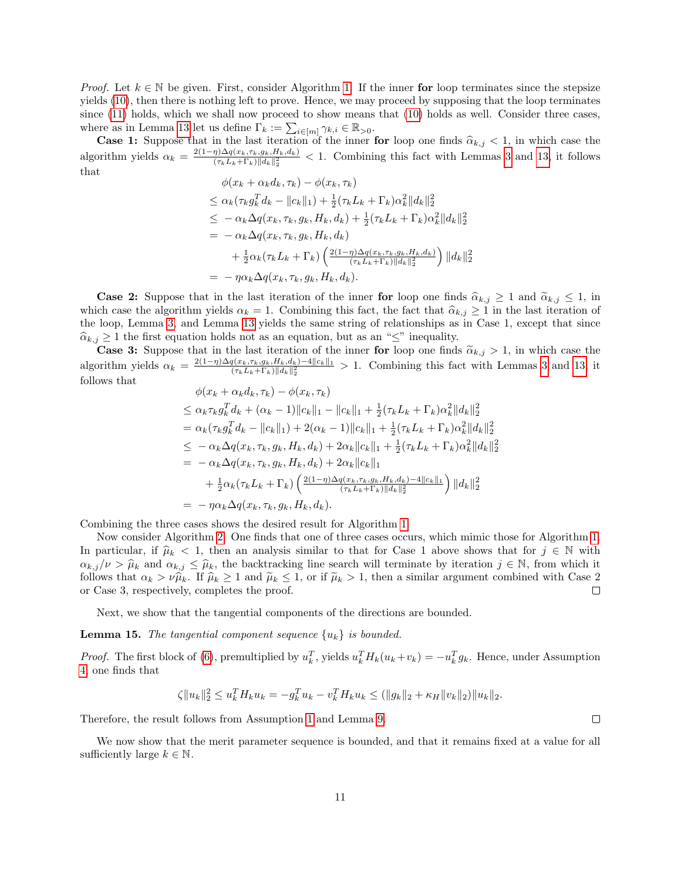*Proof.* Let $k \in \mathbb{N}$ be given. First, consider Algorithm 1. If the inner **for** loop terminates since the stepsize yields (10), then there is nothing left to prove. Hence, we may proceed by supposing that the loop terminates since (11) holds, which we shall now proceed to show means that (10) holds as well. Consider three cases, where as in Lemma 13 let us define $\Gamma_k := \sum_{i\in[m]} \gamma_{k,i} \in \mathbb{R}_{>0}$.

**Case 1:** Suppose that in the last iteration of the inner **for** loop one finds $\widehat{\alpha}_{k,j} < 1$, in which case the algorithm yields $\alpha_k = \frac{2(1-\eta)\Delta q(x_k,\tau_k,g_k,H_k,d_k)}{(\tau_k L_k + \Gamma_k)\|d_k\|_2^2} < 1$. Combining this fact with Lemmas 3 and 13, it follows that

$$
\begin{aligned}
&\phi(x_k + \alpha_k d_k, \tau_k) - \phi(x_k, \tau_k) \\
&\leq \alpha_k(\tau_k g_k^T d_k - \|c_k\|_1) + \tfrac{1}{2}(\tau_k L_k + \Gamma_k)\alpha_k^2 \|d_k\|_2^2 \\
&\leq -\alpha_k \Delta q(x_k,\tau_k,g_k,H_k,d_k) + \tfrac{1}{2}(\tau_k L_k + \Gamma_k)\alpha_k^2 \|d_k\|_2^2 \\
&= -\alpha_k \Delta q(x_k,\tau_k,g_k,H_k,d_k) \\
&\quad + \tfrac{1}{2}\alpha_k(\tau_k L_k + \Gamma_k)\left(\tfrac{2(1-\eta)\Delta q(x_k,\tau_k,g_k,H_k,d_k)}{(\tau_k L_k+\Gamma_k)\|d_k\|_2^2}\right)\|d_k\|_2^2 \\
&= -\eta\alpha_k \Delta q(x_k,\tau_k,g_k,H_k,d_k).
\end{aligned}
$$

**Case 2:** Suppose that in the last iteration of the inner **for** loop one finds $\widehat{\alpha}_{k,j} \geq 1$ and $\widetilde{\alpha}_{k,j} \leq 1$, in which case the algorithm yields $\alpha_k = 1$. Combining this fact, the fact that $\widehat{\alpha}_{k,j} \geq 1$ in the last iteration of the loop, Lemma 3, and Lemma 13 yields the same string of relationships as in Case 1, except that since $\widehat{\alpha}_{k,j} \geq 1$ the first equation holds not as an equation, but as an "$\leq$" inequality.

**Case 3:** Suppose that in the last iteration of the inner **for** loop one finds $\widetilde{\alpha}_{k,j} > 1$, in which case the algorithm yields $\alpha_k = \frac{2(1-\eta)\Delta q(x_k,\tau_k,g_k,H_k,d_k) - 4\|c_k\|_1}{(\tau_k L_k + \Gamma_k)\|d_k\|_2^2} > 1$. Combining this fact with Lemmas 3 and 13, it follows that

$$
\begin{aligned}
&\phi(x_k + \alpha_k d_k, \tau_k) - \phi(x_k, \tau_k) \\
&\leq \alpha_k \tau_k g_k^T d_k + (\alpha_k - 1)\|c_k\|_1 - \|c_k\|_1 + \tfrac{1}{2}(\tau_k L_k + \Gamma_k)\alpha_k^2 \|d_k\|_2^2 \\
&= \alpha_k(\tau_k g_k^T d_k - \|c_k\|_1) + 2(\alpha_k - 1)\|c_k\|_1 + \tfrac{1}{2}(\tau_k L_k + \Gamma_k)\alpha_k^2 \|d_k\|_2^2 \\
&\leq -\alpha_k \Delta q(x_k,\tau_k,g_k,H_k,d_k) + 2\alpha_k\|c_k\|_1 + \tfrac{1}{2}(\tau_k L_k + \Gamma_k)\alpha_k^2 \|d_k\|_2^2 \\
&= -\alpha_k \Delta q(x_k,\tau_k,g_k,H_k,d_k) + 2\alpha_k\|c_k\|_1 \\
&\quad + \tfrac{1}{2}\alpha_k(\tau_k L_k + \Gamma_k)\left(\tfrac{2(1-\eta)\Delta q(x_k,\tau_k,g_k,H_k,d_k) - 4\|c_k\|_1}{(\tau_k L_k+\Gamma_k)\|d_k\|_2^2}\right)\|d_k\|_2^2 \\
&= -\eta\alpha_k \Delta q(x_k,\tau_k,g_k,H_k,d_k).
\end{aligned}
$$

Combining the three cases shows the desired result for Algorithm 1.

Now consider Algorithm 2. One finds that one of three cases occurs, which mimic those for Algorithm 1. In particular, if $\widehat{\mu}_k < 1$, then an analysis similar to that for Case 1 above shows that for $j \in \mathbb{N}$ with $\alpha_{k,j}/\nu > \widehat{\mu}_k$ and $\alpha_{k,j} \leq \widehat{\mu}_k$, the backtracking line search will terminate by iteration $j \in \mathbb{N}$, from which it follows that $\alpha_k > \nu\widehat{\mu}_k$. If $\widehat{\mu}_k \geq 1$ and $\widetilde{\mu}_k \leq 1$, or if $\widetilde{\mu}_k > 1$, then a similar argument combined with Case 2 or Case 3, respectively, completes the proof. $\square$

Next, we show that the tangential components of the directions are bounded.

**Lemma 15.** *The tangential component sequence $\{u_k\}$ is bounded.*

*Proof.* The first block of (6), premultiplied by $u_k^T$, yields $u_k^T H_k(u_k + v_k) = -u_k^T g_k$. Hence, under Assumption 4, one finds that

$$
\zeta\|u_k\|_2^2 \leq u_k^T H_k u_k = -g_k^T u_k - v_k^T H_k u_k \leq (\|g_k\|_2 + \kappa_H\|v_k\|_2)\|u_k\|_2.
$$

Therefore, the result follows from Assumption 1 and Lemma 9. $\square$

We now show that the merit parameter sequence is bounded, and that it remains fixed at a value for all sufficiently large $k \in \mathbb{N}$.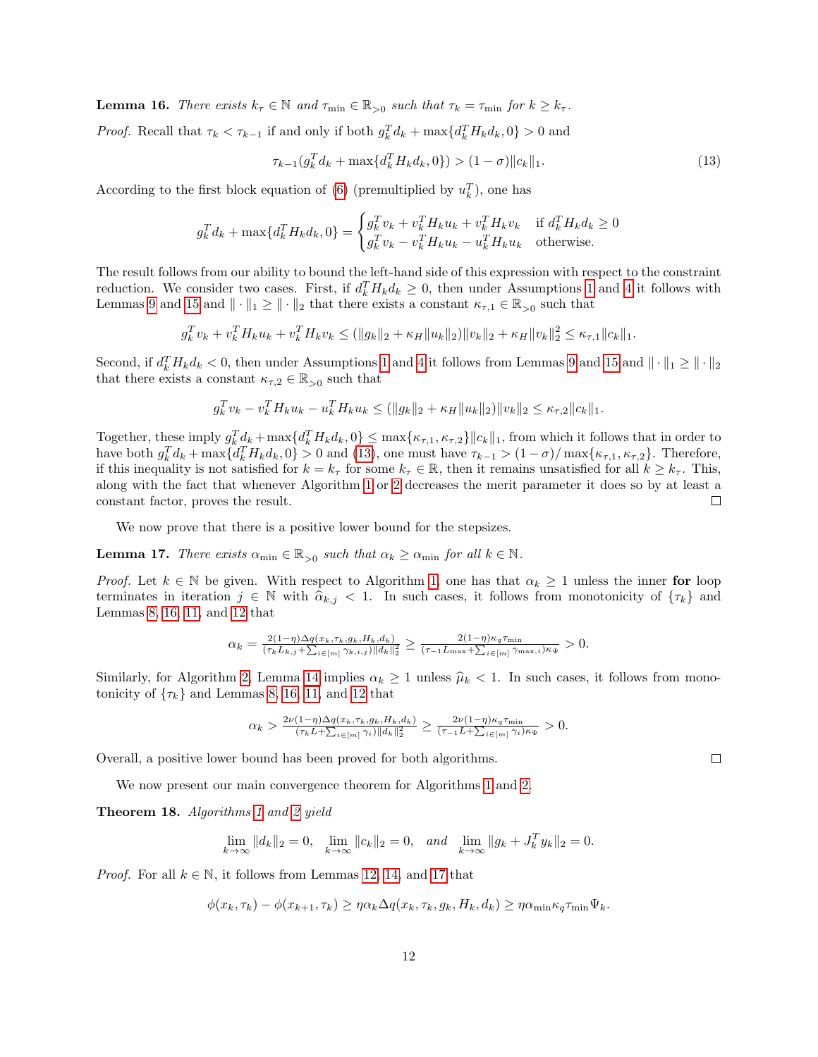**Lemma 16.** *There exists $k_\tau \in \mathbb{N}$ and $\tau_{\min} \in \mathbb{R}_{>0}$ such that $\tau_k = \tau_{\min}$ for $k \geq k_\tau$.*

*Proof.* Recall that $\tau_k < \tau_{k-1}$ if and only if both $g_k^T d_k + \max\{d_k^T H_k d_k, 0\} > 0$ and

$$\tau_{k-1}(g_k^T d_k + \max\{d_k^T H_k d_k, 0\}) > (1-\sigma)\|c_k\|_1. \tag{13}$$

According to the first block equation of (6) (premultiplied by $u_k^T$), one has

$$g_k^T d_k + \max\{d_k^T H_k d_k, 0\} = \begin{cases} g_k^T v_k + v_k^T H_k u_k + v_k^T H_k v_k & \text{if } d_k^T H_k d_k \geq 0 \\ g_k^T v_k - v_k^T H_k u_k - u_k^T H_k u_k & \text{otherwise.} \end{cases}$$

The result follows from our ability to bound the left-hand side of this expression with respect to the constraint reduction. We consider two cases. First, if $d_k^T H_k d_k \geq 0$, then under Assumptions 1 and 4 it follows with Lemmas 9 and 15 and $\|\cdot\|_1 \geq \|\cdot\|_2$ that there exists a constant $\kappa_{\tau,1} \in \mathbb{R}_{>0}$ such that

$$g_k^T v_k + v_k^T H_k u_k + v_k^T H_k v_k \leq (\|g_k\|_2 + \kappa_H \|u_k\|_2)\|v_k\|_2 + \kappa_H \|v_k\|_2^2 \leq \kappa_{\tau,1}\|c_k\|_1.$$

Second, if $d_k^T H_k d_k < 0$, then under Assumptions 1 and 4 it follows from Lemmas 9 and 15 and $\|\cdot\|_1 \geq \|\cdot\|_2$ that there exists a constant $\kappa_{\tau,2} \in \mathbb{R}_{>0}$ such that

$$g_k^T v_k - v_k^T H_k u_k - u_k^T H_k u_k \leq (\|g_k\|_2 + \kappa_H \|u_k\|_2)\|v_k\|_2 \leq \kappa_{\tau,2}\|c_k\|_1.$$

Together, these imply $g_k^T d_k + \max\{d_k^T H_k d_k, 0\} \leq \max\{\kappa_{\tau,1}, \kappa_{\tau,2}\}\|c_k\|_1$, from which it follows that in order to have both $g_k^T d_k + \max\{d_k^T H_k d_k, 0\} > 0$ and (13), one must have $\tau_{k-1} > (1-\sigma)/\max\{\kappa_{\tau,1}, \kappa_{\tau,2}\}$. Therefore, if this inequality is not satisfied for $k = k_\tau$ for some $k_\tau \in \mathbb{R}$, then it remains unsatisfied for all $k \geq k_\tau$. This, along with the fact that whenever Algorithm 1 or 2 decreases the merit parameter it does so by at least a constant factor, proves the result. $\square$

We now prove that there is a positive lower bound for the stepsizes.

**Lemma 17.** *There exists $\alpha_{\min} \in \mathbb{R}_{>0}$ such that $\alpha_k \geq \alpha_{\min}$ for all $k \in \mathbb{N}$.*

*Proof.* Let $k \in \mathbb{N}$ be given. With respect to Algorithm 1, one has that $\alpha_k \geq 1$ unless the inner **for** loop terminates in iteration $j \in \mathbb{N}$ with $\widehat{\alpha}_{k,j} < 1$. In such cases, it follows from monotonicity of $\{\tau_k\}$ and Lemmas 8, 16, 11, and 12 that

$$\alpha_k = \tfrac{2(1-\eta)\Delta q(x_k, \tau_k, g_k, H_k, d_k)}{(\tau_k L_{k,j} + \sum_{i\in[m]} \gamma_{k,i,j})\|d_k\|_2^2} \geq \tfrac{2(1-\eta)\kappa_q \tau_{\min}}{(\tau_{-1} L_{\max} + \sum_{i\in[m]} \gamma_{\max,i})\kappa_\Psi} > 0.$$

Similarly, for Algorithm 2, Lemma 14 implies $\alpha_k \geq 1$ unless $\widehat{\mu}_k < 1$. In such cases, it follows from monotonicity of $\{\tau_k\}$ and Lemmas 8, 16, 11, and 12 that

$$\alpha_k > \tfrac{2\nu(1-\eta)\Delta q(x_k, \tau_k, g_k, H_k, d_k)}{(\tau_k L + \sum_{i\in[m]} \gamma_i)\|d_k\|_2^2} \geq \tfrac{2\nu(1-\eta)\kappa_q \tau_{\min}}{(\tau_{-1} L + \sum_{i\in[m]} \gamma_i)\kappa_\Psi} > 0.$$

Overall, a positive lower bound has been proved for both algorithms. $\square$

We now present our main convergence theorem for Algorithms 1 and 2.

**Theorem 18.** *Algorithms 1 and 2 yield*

$$\lim_{k\to\infty} \|d_k\|_2 = 0, \quad \lim_{k\to\infty} \|c_k\|_2 = 0, \quad \text{and} \quad \lim_{k\to\infty} \|g_k + J_k^T y_k\|_2 = 0.$$

*Proof.* For all $k \in \mathbb{N}$, it follows from Lemmas 12, 14, and 17 that

$$\phi(x_k, \tau_k) - \phi(x_{k+1}, \tau_k) \geq \eta \alpha_k \Delta q(x_k, \tau_k, g_k, H_k, d_k) \geq \eta \alpha_{\min} \kappa_q \tau_{\min} \Psi_k.$$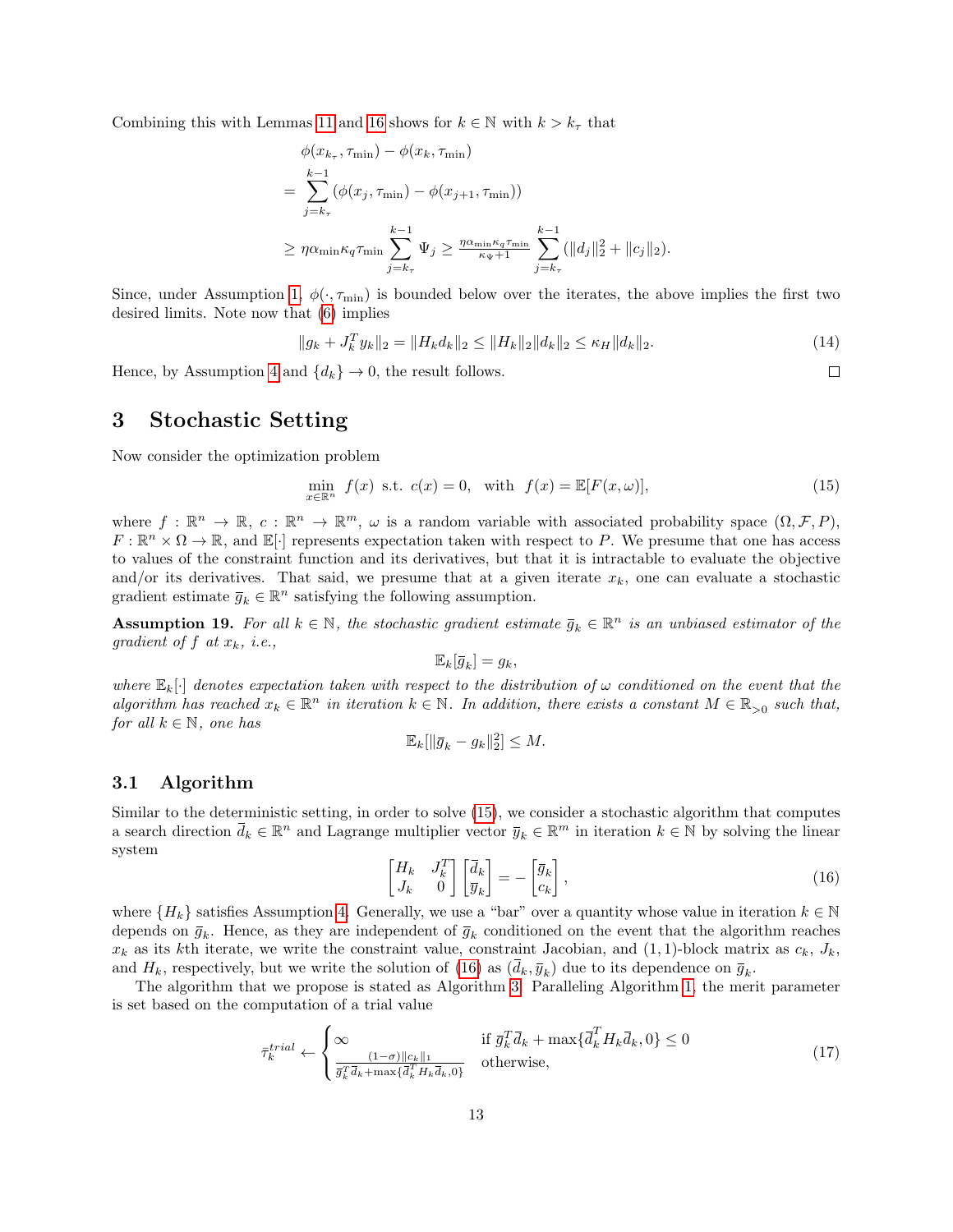Combining this with Lemmas 11 and 16 shows for $k \in \mathbb{N}$ with $k > k_\tau$ that

$$
\begin{aligned}
&\phi(x_{k_\tau}, \tau_{\min}) - \phi(x_k, \tau_{\min}) \\
= &\sum_{j=k_\tau}^{k-1} (\phi(x_j, \tau_{\min}) - \phi(x_{j+1}, \tau_{\min})) \\
\geq &\ \eta \alpha_{\min} \kappa_q \tau_{\min} \sum_{j=k_\tau}^{k-1} \Psi_j \geq \tfrac{\eta \alpha_{\min} \kappa_q \tau_{\min}}{\kappa_\Psi + 1} \sum_{j=k_\tau}^{k-1} (\|d_j\|_2^2 + \|c_j\|_2).
\end{aligned}
$$

Since, under Assumption 1, $\phi(\cdot, \tau_{\min})$ is bounded below over the iterates, the above implies the first two desired limits. Note now that (6) implies

$$
\|g_k + J_k^T y_k\|_2 = \|H_k d_k\|_2 \leq \|H_k\|_2 \|d_k\|_2 \leq \kappa_H \|d_k\|_2. \tag{14}
$$

Hence, by Assumption 4 and $\{d_k\} \to 0$, the result follows. $\square$

# 3 Stochastic Setting

Now consider the optimization problem

$$
\min_{x \in \mathbb{R}^n} f(x) \ \text{ s.t. } c(x) = 0, \quad \text{with} \ \ f(x) = \mathbb{E}[F(x, \omega)], \tag{15}
$$

where $f : \mathbb{R}^n \to \mathbb{R}$, $c : \mathbb{R}^n \to \mathbb{R}^m$, $\omega$ is a random variable with associated probability space $(\Omega, \mathcal{F}, P)$, $F : \mathbb{R}^n \times \Omega \to \mathbb{R}$, and $\mathbb{E}[\cdot]$ represents expectation taken with respect to $P$. We presume that one has access to values of the constraint function and its derivatives, but that it is intractable to evaluate the objective and/or its derivatives. That said, we presume that at a given iterate $x_k$, one can evaluate a stochastic gradient estimate $\bar{g}_k \in \mathbb{R}^n$ satisfying the following assumption.

**Assumption 19.** *For all $k \in \mathbb{N}$, the stochastic gradient estimate $\bar{g}_k \in \mathbb{R}^n$ is an unbiased estimator of the gradient of $f$ at $x_k$, i.e.,*

$$
\mathbb{E}_k[\bar{g}_k] = g_k,
$$

*where $\mathbb{E}_k[\cdot]$ denotes expectation taken with respect to the distribution of $\omega$ conditioned on the event that the algorithm has reached $x_k \in \mathbb{R}^n$ in iteration $k \in \mathbb{N}$. In addition, there exists a constant $M \in \mathbb{R}_{>0}$ such that, for all $k \in \mathbb{N}$, one has*

$$
\mathbb{E}_k[\|\bar{g}_k - g_k\|_2^2] \leq M.
$$

## 3.1 Algorithm

Similar to the deterministic setting, in order to solve (15), we consider a stochastic algorithm that computes a search direction $\bar{d}_k \in \mathbb{R}^n$ and Lagrange multiplier vector $\bar{y}_k \in \mathbb{R}^m$ in iteration $k \in \mathbb{N}$ by solving the linear system

$$
\begin{bmatrix} H_k & J_k^T \\ J_k & 0 \end{bmatrix} \begin{bmatrix} \bar{d}_k \\ \bar{y}_k \end{bmatrix} = - \begin{bmatrix} \bar{g}_k \\ c_k \end{bmatrix}, \tag{16}
$$

where $\{H_k\}$ satisfies Assumption 4. Generally, we use a "bar" over a quantity whose value in iteration $k \in \mathbb{N}$ depends on $\bar{g}_k$. Hence, as they are independent of $\bar{g}_k$ conditioned on the event that the algorithm reaches $x_k$ as its $k$th iterate, we write the constraint value, constraint Jacobian, and $(1,1)$-block matrix as $c_k$, $J_k$, and $H_k$, respectively, but we write the solution of (16) as $(\bar{d}_k, \bar{y}_k)$ due to its dependence on $\bar{g}_k$.

The algorithm that we propose is stated as Algorithm 3. Paralleling Algorithm 1, the merit parameter is set based on the computation of a trial value

$$
\bar{\tau}_k^{trial} \leftarrow \begin{cases} \infty & \text{if } \bar{g}_k^T \bar{d}_k + \max\{\bar{d}_k^T H_k \bar{d}_k, 0\} \leq 0 \\ \frac{(1-\sigma)\|c_k\|_1}{\bar{g}_k^T \bar{d}_k + \max\{\bar{d}_k^T H_k \bar{d}_k, 0\}} & \text{otherwise,} \end{cases} \tag{17}
$$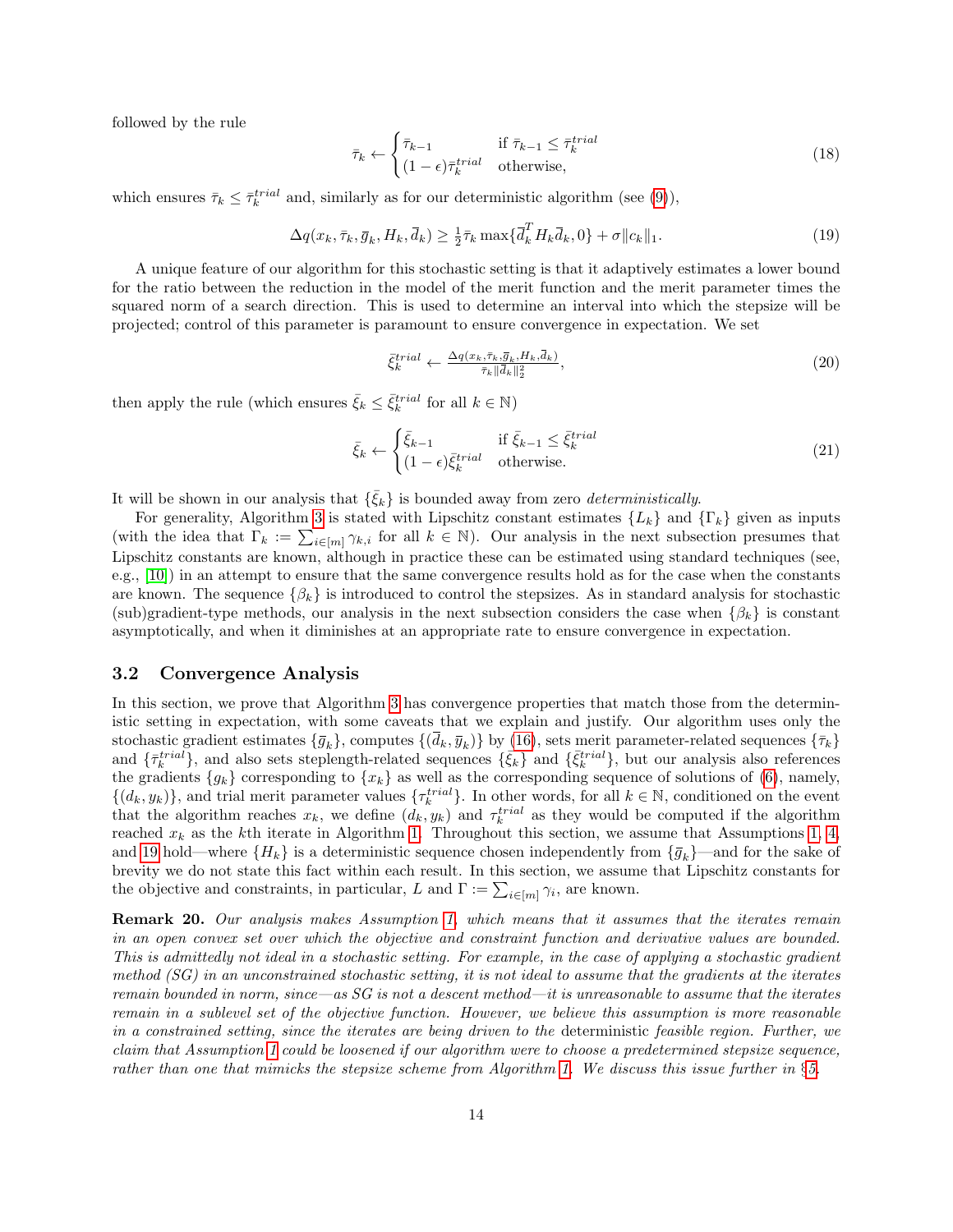followed by the rule

$$\bar{\tau}_k \leftarrow \begin{cases} \bar{\tau}_{k-1} & \text{if } \bar{\tau}_{k-1} \leq \bar{\tau}_k^{trial} \\ (1-\epsilon)\bar{\tau}_k^{trial} & \text{otherwise,} \end{cases} \tag{18}$$

which ensures $\bar{\tau}_k \leq \bar{\tau}_k^{trial}$ and, similarly as for our deterministic algorithm (see (9)),

$$\Delta q(x_k, \bar{\tau}_k, \bar{g}_k, H_k, \bar{d}_k) \geq \tfrac{1}{2}\bar{\tau}_k \max\{\bar{d}_k^T H_k \bar{d}_k, 0\} + \sigma \|c_k\|_1. \tag{19}$$

A unique feature of our algorithm for this stochastic setting is that it adaptively estimates a lower bound for the ratio between the reduction in the model of the merit function and the merit parameter times the squared norm of a search direction. This is used to determine an interval into which the stepsize will be projected; control of this parameter is paramount to ensure convergence in expectation. We set

$$\bar{\xi}_k^{trial} \leftarrow \tfrac{\Delta q(x_k, \bar{\tau}_k, \bar{g}_k, H_k, \bar{d}_k)}{\bar{\tau}_k \|\bar{d}_k\|_2^2}, \tag{20}$$

then apply the rule (which ensures $\bar{\xi}_k \leq \bar{\xi}_k^{trial}$ for all $k \in \mathbb{N}$)

$$\bar{\xi}_k \leftarrow \begin{cases} \bar{\xi}_{k-1} & \text{if } \bar{\xi}_{k-1} \leq \bar{\xi}_k^{trial} \\ (1-\epsilon)\bar{\xi}_k^{trial} & \text{otherwise.} \end{cases} \tag{21}$$

It will be shown in our analysis that $\{\bar{\xi}_k\}$ is bounded away from zero *deterministically*.

For generality, Algorithm 3 is stated with Lipschitz constant estimates $\{L_k\}$ and $\{\Gamma_k\}$ given as inputs (with the idea that $\Gamma_k := \sum_{i\in[m]} \gamma_{k,i}$ for all $k \in \mathbb{N}$). Our analysis in the next subsection presumes that Lipschitz constants are known, although in practice these can be estimated using standard techniques (see, e.g., [10]) in an attempt to ensure that the same convergence results hold as for the case when the constants are known. The sequence $\{\beta_k\}$ is introduced to control the stepsizes. As in standard analysis for stochastic (sub)gradient-type methods, our analysis in the next subsection considers the case when $\{\beta_k\}$ is constant asymptotically, and when it diminishes at an appropriate rate to ensure convergence in expectation.

### 3.2 Convergence Analysis

In this section, we prove that Algorithm 3 has convergence properties that match those from the deterministic setting in expectation, with some caveats that we explain and justify. Our algorithm uses only the stochastic gradient estimates $\{\bar{g}_k\}$, computes $\{(\bar{d}_k, \bar{y}_k)\}$ by (16), sets merit parameter-related sequences $\{\bar{\tau}_k\}$ and $\{\bar{\tau}_k^{trial}\}$, and also sets steplength-related sequences $\{\bar{\xi}_k\}$ and $\{\bar{\xi}_k^{trial}\}$, but our analysis also references the gradients $\{g_k\}$ corresponding to $\{x_k\}$ as well as the corresponding sequence of solutions of (6), namely, $\{(d_k, y_k)\}$, and trial merit parameter values $\{\tau_k^{trial}\}$. In other words, for all $k \in \mathbb{N}$, conditioned on the event that the algorithm reaches $x_k$, we define $(d_k, y_k)$ and $\tau_k^{trial}$ as they would be computed if the algorithm reached $x_k$ as the $k$th iterate in Algorithm 1. Throughout this section, we assume that Assumptions 1, 4, and 19 hold—where $\{H_k\}$ is a deterministic sequence chosen independently from $\{\bar{g}_k\}$—and for the sake of brevity we do not state this fact within each result. In this section, we assume that Lipschitz constants for the objective and constraints, in particular, $L$ and $\Gamma := \sum_{i\in[m]} \gamma_i$, are known.

**Remark 20.** *Our analysis makes Assumption 1, which means that it assumes that the iterates remain in an open convex set over which the objective and constraint function and derivative values are bounded. This is admittedly not ideal in a stochastic setting. For example, in the case of applying a stochastic gradient method (SG) in an unconstrained stochastic setting, it is not ideal to assume that the gradients at the iterates remain bounded in norm, since—as SG is not a descent method—it is unreasonable to assume that the iterates remain in a sublevel set of the objective function. However, we believe this assumption is more reasonable in a constrained setting, since the iterates are being driven to the* deterministic *feasible region. Further, we claim that Assumption 1 could be loosened if our algorithm were to choose a predetermined stepsize sequence, rather than one that mimicks the stepsize scheme from Algorithm 1. We discuss this issue further in §5.*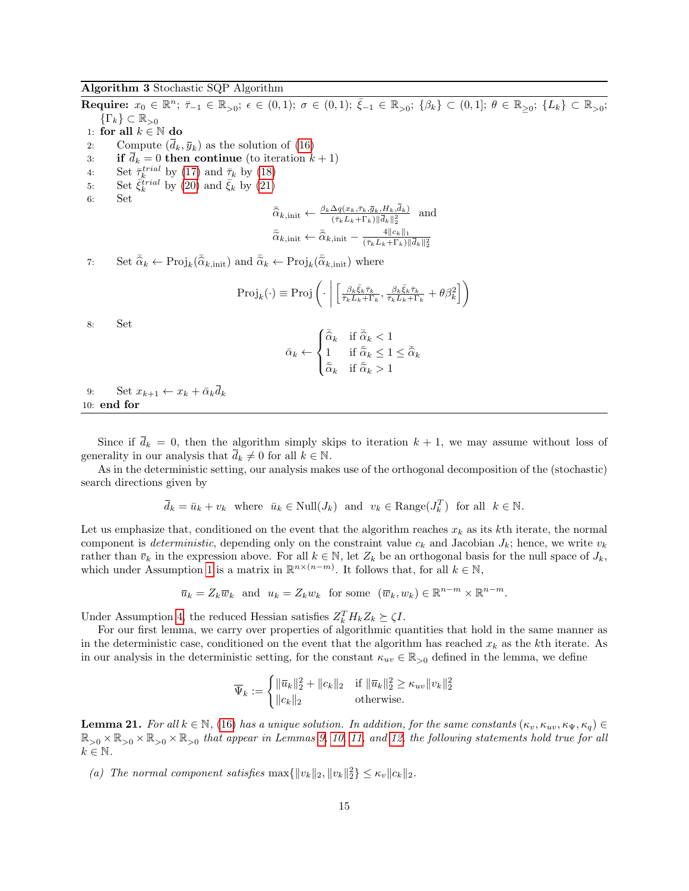**Algorithm 3** Stochastic SQP Algorithm

**Require:** $x_0 \in \mathbb{R}^n$; $\bar{\tau}_{-1} \in \mathbb{R}_{>0}$; $\epsilon \in (0,1)$; $\sigma \in (0,1)$; $\bar{\xi}_{-1} \in \mathbb{R}_{>0}$; $\{\beta_k\} \subset (0,1]$; $\theta \in \mathbb{R}_{\geq 0}$; $\{L_k\} \subset \mathbb{R}_{>0}$; $\{\Gamma_k\} \subset \mathbb{R}_{>0}$

1: **for all** $k \in \mathbb{N}$ **do**

2: Compute $(\bar{d}_k, \bar{y}_k)$ as the solution of (16)

3: **if** $\bar{d}_k = 0$ **then continue** (to iteration $k+1$)

4: Set $\bar{\tau}_k^{trial}$ by (17) and $\bar{\tau}_k$ by (18)

5: Set $\bar{\xi}_k^{trial}$ by (20) and $\bar{\xi}_k$ by (21)

6: Set

$$\hat{\bar{\alpha}}_{k,\text{init}} \leftarrow \frac{\beta_k \Delta q(x_k, \bar{\tau}_k, \bar{g}_k, H_k, \bar{d}_k)}{(\bar{\tau}_k L_k + \Gamma_k)\|\bar{d}_k\|_2^2} \quad \text{and}$$

$$\tilde{\bar{\alpha}}_{k,\text{init}} \leftarrow \hat{\bar{\alpha}}_{k,\text{init}} - \frac{4\|c_k\|_1}{(\bar{\tau}_k L_k + \Gamma_k)\|\bar{d}_k\|_2^2}$$

7: Set $\hat{\bar{\alpha}}_k \leftarrow \text{Proj}_k(\hat{\bar{\alpha}}_{k,\text{init}})$ and $\tilde{\bar{\alpha}}_k \leftarrow \text{Proj}_k(\tilde{\bar{\alpha}}_{k,\text{init}})$ where

$$\text{Proj}_k(\cdot) \equiv \text{Proj}\left( \cdot \,\middle|\, \left[ \frac{\beta_k \bar{\xi}_k \bar{\tau}_k}{\bar{\tau}_k L_k + \Gamma_k}, \frac{\beta_k \bar{\xi}_k \bar{\tau}_k}{\bar{\tau}_k L_k + \Gamma_k} + \theta \beta_k^2 \right] \right)$$

8: Set

$$\bar{\alpha}_k \leftarrow \begin{cases} \hat{\bar{\alpha}}_k & \text{if } \hat{\bar{\alpha}}_k < 1 \\ 1 & \text{if } \tilde{\bar{\alpha}}_k \leq 1 \leq \hat{\bar{\alpha}}_k \\ \tilde{\bar{\alpha}}_k & \text{if } \tilde{\bar{\alpha}}_k > 1 \end{cases}$$

9: Set $x_{k+1} \leftarrow x_k + \bar{\alpha}_k \bar{d}_k$

10: **end for**

Since if $\bar{d}_k = 0$, then the algorithm simply skips to iteration $k+1$, we may assume without loss of generality in our analysis that $\bar{d}_k \neq 0$ for all $k \in \mathbb{N}$.

As in the deterministic setting, our analysis makes use of the orthogonal decomposition of the (stochastic) search directions given by

$$\bar{d}_k = \bar{u}_k + v_k \quad \text{where} \quad \bar{u}_k \in \text{Null}(J_k) \quad \text{and} \quad v_k \in \text{Range}(J_k^T) \quad \text{for all} \quad k \in \mathbb{N}.$$

Let us emphasize that, conditioned on the event that the algorithm reaches $x_k$ as its $k$th iterate, the normal component is *deterministic*, depending only on the constraint value $c_k$ and Jacobian $J_k$; hence, we write $v_k$ rather than $\bar{v}_k$ in the expression above. For all $k \in \mathbb{N}$, let $Z_k$ be an orthogonal basis for the null space of $J_k$, which under Assumption 1 is a matrix in $\mathbb{R}^{n \times (n-m)}$. It follows that, for all $k \in \mathbb{N}$,

$$\bar{u}_k = Z_k \bar{w}_k \quad \text{and} \quad u_k = Z_k w_k \quad \text{for some} \quad (\bar{w}_k, w_k) \in \mathbb{R}^{n-m} \times \mathbb{R}^{n-m}.$$

Under Assumption 4, the reduced Hessian satisfies $Z_k^T H_k Z_k \succeq \zeta I$.

For our first lemma, we carry over properties of algorithmic quantities that hold in the same manner as in the deterministic case, conditioned on the event that the algorithm has reached $x_k$ as the $k$th iterate. As in our analysis in the deterministic setting, for the constant $\kappa_{uv} \in \mathbb{R}_{>0}$ defined in the lemma, we define

$$\bar{\Psi}_k := \begin{cases} \|\bar{u}_k\|_2^2 + \|c_k\|_2 & \text{if } \|\bar{u}_k\|_2^2 \geq \kappa_{uv}\|v_k\|_2^2 \\ \|c_k\|_2 & \text{otherwise.} \end{cases}$$

**Lemma 21.** *For all $k \in \mathbb{N}$, (16) has a unique solution. In addition, for the same constants $(\kappa_v, \kappa_{uv}, \kappa_\Psi, \kappa_q) \in \mathbb{R}_{>0} \times \mathbb{R}_{>0} \times \mathbb{R}_{>0} \times \mathbb{R}_{>0}$ that appear in Lemmas 9, 10, 11, and 12, the following statements hold true for all $k \in \mathbb{N}$.*

*(a) The normal component satisfies $\max\{\|v_k\|_2, \|v_k\|_2^2\} \leq \kappa_v \|c_k\|_2$.*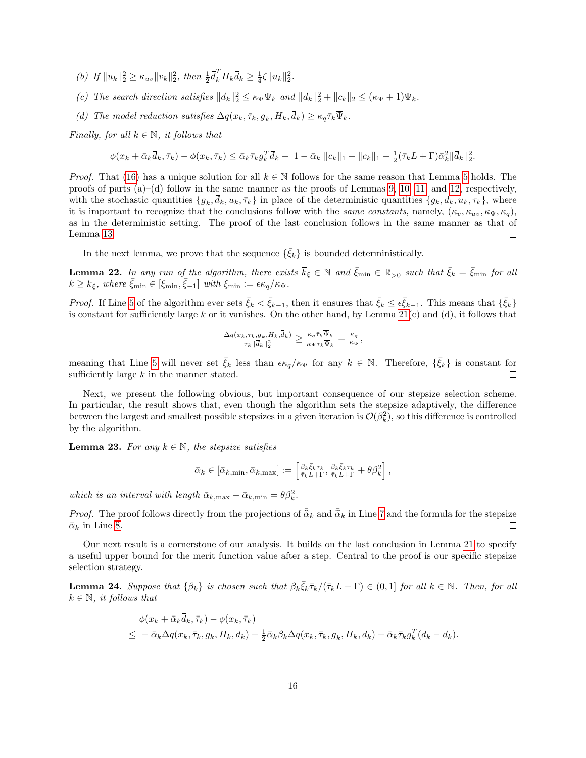*(b) If $\|\bar{u}_k\|_2^2 \geq \kappa_{uv}\|v_k\|_2^2$, then $\frac{1}{2}\bar{d}_k^T H_k \bar{d}_k \geq \frac{1}{4}\zeta\|\bar{u}_k\|_2^2$.*

*(c) The search direction satisfies $\|\bar{d}_k\|_2^2 \leq \kappa_\Psi \overline{\Psi}_k$ and $\|\bar{d}_k\|_2^2 + \|c_k\|_2 \leq (\kappa_\Psi + 1)\overline{\Psi}_k$.*

*(d) The model reduction satisfies $\Delta q(x_k, \bar{\tau}_k, \bar{g}_k, H_k, \bar{d}_k) \geq \kappa_q \bar{\tau}_k \overline{\Psi}_k$.*

*Finally, for all $k \in \mathbb{N}$, it follows that*

$$\phi(x_k + \bar{\alpha}_k \bar{d}_k, \bar{\tau}_k) - \phi(x_k, \bar{\tau}_k) \leq \bar{\alpha}_k \bar{\tau}_k g_k^T \bar{d}_k + |1 - \bar{\alpha}_k|\|c_k\|_1 - \|c_k\|_1 + \tfrac{1}{2}(\bar{\tau}_k L + \Gamma)\bar{\alpha}_k^2 \|\bar{d}_k\|_2^2.$$

*Proof.* That (16) has a unique solution for all $k \in \mathbb{N}$ follows for the same reason that Lemma 5 holds. The proofs of parts (a)–(d) follow in the same manner as the proofs of Lemmas 9, 10, 11, and 12, respectively, with the stochastic quantities $\{\bar{g}_k, \bar{d}_k, \bar{u}_k, \bar{\tau}_k\}$ in place of the deterministic quantities $\{g_k, d_k, u_k, \tau_k\}$, where it is important to recognize that the conclusions follow with the *same constants*, namely, $(\kappa_v, \kappa_{uv}, \kappa_\Psi, \kappa_q)$, as in the deterministic setting. The proof of the last conclusion follows in the same manner as that of Lemma 13. □

In the next lemma, we prove that the sequence $\{\bar{\xi}_k\}$ is bounded deterministically.

**Lemma 22.** *In any run of the algorithm, there exists $\bar{k}_\xi \in \mathbb{N}$ and $\bar{\xi}_{\min} \in \mathbb{R}_{>0}$ such that $\bar{\xi}_k = \bar{\xi}_{\min}$ for all $k \geq \bar{k}_\xi$, where $\bar{\xi}_{\min} \in [\xi_{\min}, \bar{\xi}_{-1}]$ with $\xi_{\min} := \epsilon\kappa_q/\kappa_\Psi$.*

*Proof.* If Line 5 of the algorithm ever sets $\bar{\xi}_k < \bar{\xi}_{k-1}$, then it ensures that $\bar{\xi}_k \leq \epsilon\bar{\xi}_{k-1}$. This means that $\{\bar{\xi}_k\}$ is constant for sufficiently large $k$ or it vanishes. On the other hand, by Lemma 21(c) and (d), it follows that

$$\frac{\Delta q(x_k, \bar{\tau}_k, \bar{g}_k, H_k, \bar{d}_k)}{\bar{\tau}_k \|\bar{d}_k\|_2^2} \geq \frac{\kappa_q \bar{\tau}_k \overline{\Psi}_k}{\kappa_\Psi \bar{\tau}_k \overline{\Psi}_k} = \frac{\kappa_q}{\kappa_\Psi},$$

meaning that Line 5 will never set $\bar{\xi}_k$ less than $\epsilon\kappa_q/\kappa_\Psi$ for any $k \in \mathbb{N}$. Therefore, $\{\bar{\xi}_k\}$ is constant for sufficiently large $k$ in the manner stated. □

Next, we present the following obvious, but important consequence of our stepsize selection scheme. In particular, the result shows that, even though the algorithm sets the stepsize adaptively, the difference between the largest and smallest possible stepsizes in a given iteration is $\mathcal{O}(\beta_k^2)$, so this difference is controlled by the algorithm.

**Lemma 23.** *For any $k \in \mathbb{N}$, the stepsize satisfies*

$$\bar{\alpha}_k \in [\bar{\alpha}_{k,\min}, \bar{\alpha}_{k,\max}] := \left[\frac{\beta_k \bar{\xi}_k \bar{\tau}_k}{\bar{\tau}_k L + \Gamma}, \frac{\beta_k \bar{\xi}_k \bar{\tau}_k}{\bar{\tau}_k L + \Gamma} + \theta\beta_k^2\right],$$

*which is an interval with length $\bar{\alpha}_{k,\max} - \bar{\alpha}_{k,\min} = \theta\beta_k^2$.*

*Proof.* The proof follows directly from the projections of $\widehat{\bar{\alpha}}_k$ and $\widetilde{\bar{\alpha}}_k$ in Line 7 and the formula for the stepsize $\bar{\alpha}_k$ in Line 8. □

Our next result is a cornerstone of our analysis. It builds on the last conclusion in Lemma 21 to specify a useful upper bound for the merit function value after a step. Central to the proof is our specific stepsize selection strategy.

**Lemma 24.** *Suppose that $\{\beta_k\}$ is chosen such that $\beta_k \bar{\xi}_k \bar{\tau}_k/(\bar{\tau}_k L + \Gamma) \in (0, 1]$ for all $k \in \mathbb{N}$. Then, for all $k \in \mathbb{N}$, it follows that*

$$\begin{aligned}
&\phi(x_k + \bar{\alpha}_k \bar{d}_k, \bar{\tau}_k) - \phi(x_k, \bar{\tau}_k) \\
\leq\; &-\bar{\alpha}_k \Delta q(x_k, \bar{\tau}_k, g_k, H_k, d_k) + \tfrac{1}{2}\bar{\alpha}_k \beta_k \Delta q(x_k, \bar{\tau}_k, \bar{g}_k, H_k, \bar{d}_k) + \bar{\alpha}_k \bar{\tau}_k g_k^T(\bar{d}_k - d_k).
\end{aligned}$$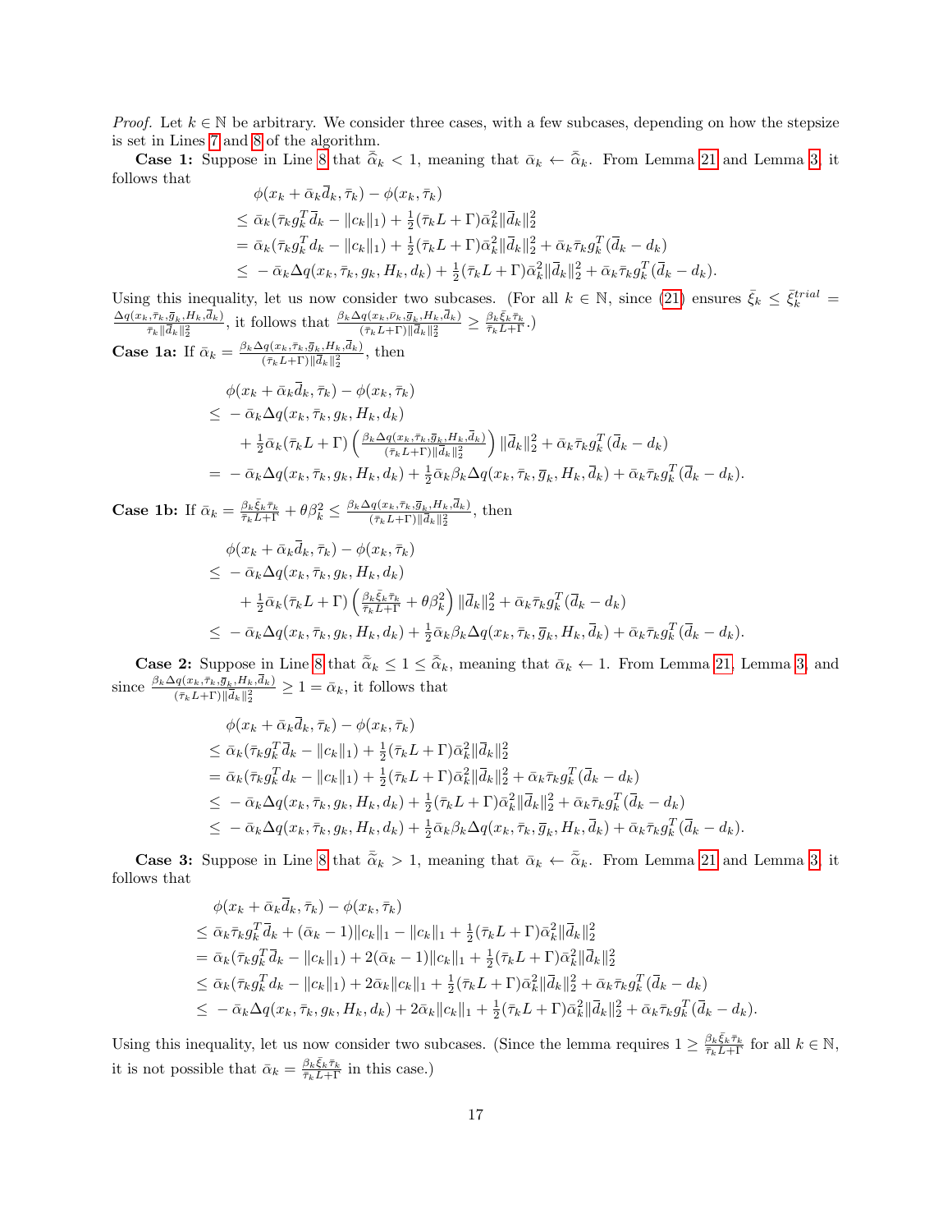*Proof.* Let $k \in \mathbb{N}$ be arbitrary. We consider three cases, with a few subcases, depending on how the stepsize is set in Lines 7 and 8 of the algorithm.

**Case 1:** Suppose in Line 8 that $\bar{\bar{\alpha}}_k < 1$, meaning that $\bar{\alpha}_k \leftarrow \bar{\bar{\alpha}}_k$. From Lemma 21 and Lemma 3, it follows that

$$
\begin{aligned}
&\phi(x_k + \bar{\alpha}_k \bar{d}_k, \bar{\tau}_k) - \phi(x_k, \bar{\tau}_k) \\
&\leq \bar{\alpha}_k(\bar{\tau}_k g_k^T \bar{d}_k - \|c_k\|_1) + \tfrac{1}{2}(\bar{\tau}_k L + \Gamma)\bar{\alpha}_k^2 \|\bar{d}_k\|_2^2 \\
&= \bar{\alpha}_k(\bar{\tau}_k g_k^T d_k - \|c_k\|_1) + \tfrac{1}{2}(\bar{\tau}_k L + \Gamma)\bar{\alpha}_k^2 \|\bar{d}_k\|_2^2 + \bar{\alpha}_k \bar{\tau}_k g_k^T(\bar{d}_k - d_k) \\
&\leq -\bar{\alpha}_k \Delta q(x_k, \bar{\tau}_k, g_k, H_k, d_k) + \tfrac{1}{2}(\bar{\tau}_k L + \Gamma)\bar{\alpha}_k^2 \|\bar{d}_k\|_2^2 + \bar{\alpha}_k \bar{\tau}_k g_k^T(\bar{d}_k - d_k).
\end{aligned}
$$

Using this inequality, let us now consider two subcases. (For all $k \in \mathbb{N}$, since (21) ensures $\bar{\xi}_k \leq \bar{\xi}_k^{trial} = \frac{\Delta q(x_k, \bar{\tau}_k, \bar{g}_k, H_k, \bar{d}_k)}{\bar{\tau}_k \|\bar{d}_k\|_2^2}$, it follows that $\frac{\beta_k \Delta q(x_k, \bar{\rho}_k, \bar{g}_k, H_k, \bar{d}_k)}{(\bar{\tau}_k L + \Gamma)\|\bar{d}_k\|_2^2} \geq \frac{\beta_k \bar{\xi}_k \bar{\tau}_k}{\bar{\tau}_k L + \Gamma}$.)

**Case 1a:** If $\bar{\alpha}_k = \frac{\beta_k \Delta q(x_k, \bar{\tau}_k, \bar{g}_k, H_k, \bar{d}_k)}{(\bar{\tau}_k L + \Gamma)\|\bar{d}_k\|_2^2}$, then

$$
\begin{aligned}
&\phi(x_k + \bar{\alpha}_k \bar{d}_k, \bar{\tau}_k) - \phi(x_k, \bar{\tau}_k) \\
&\leq -\bar{\alpha}_k \Delta q(x_k, \bar{\tau}_k, g_k, H_k, d_k) \\
&\quad + \tfrac{1}{2}\bar{\alpha}_k(\bar{\tau}_k L + \Gamma)\left(\tfrac{\beta_k \Delta q(x_k, \bar{\tau}_k, \bar{g}_k, H_k, \bar{d}_k)}{(\bar{\tau}_k L + \Gamma)\|\bar{d}_k\|_2^2}\right)\|\bar{d}_k\|_2^2 + \bar{\alpha}_k \bar{\tau}_k g_k^T(\bar{d}_k - d_k) \\
&= -\bar{\alpha}_k \Delta q(x_k, \bar{\tau}_k, g_k, H_k, d_k) + \tfrac{1}{2}\bar{\alpha}_k \beta_k \Delta q(x_k, \bar{\tau}_k, \bar{g}_k, H_k, \bar{d}_k) + \bar{\alpha}_k \bar{\tau}_k g_k^T(\bar{d}_k - d_k).
\end{aligned}
$$

**Case 1b:** If $\bar{\alpha}_k = \frac{\beta_k \bar{\xi}_k \bar{\tau}_k}{\bar{\tau}_k L + \Gamma} + \theta\beta_k^2 \leq \frac{\beta_k \Delta q(x_k, \bar{\tau}_k, \bar{g}_k, H_k, \bar{d}_k)}{(\bar{\tau}_k L + \Gamma)\|\bar{d}_k\|_2^2}$, then

$$
\begin{aligned}
&\phi(x_k + \bar{\alpha}_k \bar{d}_k, \bar{\tau}_k) - \phi(x_k, \bar{\tau}_k) \\
&\leq -\bar{\alpha}_k \Delta q(x_k, \bar{\tau}_k, g_k, H_k, d_k) \\
&\quad + \tfrac{1}{2}\bar{\alpha}_k(\bar{\tau}_k L + \Gamma)\left(\tfrac{\beta_k \bar{\xi}_k \bar{\tau}_k}{\bar{\tau}_k L + \Gamma} + \theta\beta_k^2\right)\|\bar{d}_k\|_2^2 + \bar{\alpha}_k \bar{\tau}_k g_k^T(\bar{d}_k - d_k) \\
&\leq -\bar{\alpha}_k \Delta q(x_k, \bar{\tau}_k, g_k, H_k, d_k) + \tfrac{1}{2}\bar{\alpha}_k \beta_k \Delta q(x_k, \bar{\tau}_k, \bar{g}_k, H_k, \bar{d}_k) + \bar{\alpha}_k \bar{\tau}_k g_k^T(\bar{d}_k - d_k).
\end{aligned}
$$

**Case 2:** Suppose in Line 8 that $\bar{\bar{\alpha}}_k \leq 1 \leq \bar{\hat{\alpha}}_k$, meaning that $\bar{\alpha}_k \leftarrow 1$. From Lemma 21, Lemma 3, and since $\frac{\beta_k \Delta q(x_k, \bar{\tau}_k, \bar{g}_k, H_k, \bar{d}_k)}{(\bar{\tau}_k L + \Gamma)\|\bar{d}_k\|_2^2} \geq 1 = \bar{\alpha}_k$, it follows that

$$
\begin{aligned}
&\phi(x_k + \bar{\alpha}_k \bar{d}_k, \bar{\tau}_k) - \phi(x_k, \bar{\tau}_k) \\
&\leq \bar{\alpha}_k(\bar{\tau}_k g_k^T \bar{d}_k - \|c_k\|_1) + \tfrac{1}{2}(\bar{\tau}_k L + \Gamma)\bar{\alpha}_k^2 \|\bar{d}_k\|_2^2 \\
&= \bar{\alpha}_k(\bar{\tau}_k g_k^T d_k - \|c_k\|_1) + \tfrac{1}{2}(\bar{\tau}_k L + \Gamma)\bar{\alpha}_k^2 \|\bar{d}_k\|_2^2 + \bar{\alpha}_k \bar{\tau}_k g_k^T(\bar{d}_k - d_k) \\
&\leq -\bar{\alpha}_k \Delta q(x_k, \bar{\tau}_k, g_k, H_k, d_k) + \tfrac{1}{2}(\bar{\tau}_k L + \Gamma)\bar{\alpha}_k^2 \|\bar{d}_k\|_2^2 + \bar{\alpha}_k \bar{\tau}_k g_k^T(\bar{d}_k - d_k) \\
&\leq -\bar{\alpha}_k \Delta q(x_k, \bar{\tau}_k, g_k, H_k, d_k) + \tfrac{1}{2}\bar{\alpha}_k \beta_k \Delta q(x_k, \bar{\tau}_k, \bar{g}_k, H_k, \bar{d}_k) + \bar{\alpha}_k \bar{\tau}_k g_k^T(\bar{d}_k - d_k).
\end{aligned}
$$

**Case 3:** Suppose in Line 8 that $\bar{\bar{\alpha}}_k > 1$, meaning that $\bar{\alpha}_k \leftarrow \bar{\bar{\alpha}}_k$. From Lemma 21 and Lemma 3, it follows that

$$
\begin{aligned}
&\phi(x_k + \bar{\alpha}_k \bar{d}_k, \bar{\tau}_k) - \phi(x_k, \bar{\tau}_k) \\
&\leq \bar{\alpha}_k \bar{\tau}_k g_k^T \bar{d}_k + (\bar{\alpha}_k - 1)\|c_k\|_1 - \|c_k\|_1 + \tfrac{1}{2}(\bar{\tau}_k L + \Gamma)\bar{\alpha}_k^2 \|\bar{d}_k\|_2^2 \\
&= \bar{\alpha}_k(\bar{\tau}_k g_k^T \bar{d}_k - \|c_k\|_1) + 2(\bar{\alpha}_k - 1)\|c_k\|_1 + \tfrac{1}{2}(\bar{\tau}_k L + \Gamma)\bar{\alpha}_k^2 \|\bar{d}_k\|_2^2 \\
&\leq \bar{\alpha}_k(\bar{\tau}_k g_k^T d_k - \|c_k\|_1) + 2\bar{\alpha}_k \|c_k\|_1 + \tfrac{1}{2}(\bar{\tau}_k L + \Gamma)\bar{\alpha}_k^2 \|\bar{d}_k\|_2^2 + \bar{\alpha}_k \bar{\tau}_k g_k^T(\bar{d}_k - d_k) \\
&\leq -\bar{\alpha}_k \Delta q(x_k, \bar{\tau}_k, g_k, H_k, d_k) + 2\bar{\alpha}_k \|c_k\|_1 + \tfrac{1}{2}(\bar{\tau}_k L + \Gamma)\bar{\alpha}_k^2 \|\bar{d}_k\|_2^2 + \bar{\alpha}_k \bar{\tau}_k g_k^T(\bar{d}_k - d_k).
\end{aligned}
$$

Using this inequality, let us now consider two subcases. (Since the lemma requires $1 \geq \frac{\beta_k \bar{\xi}_k \bar{\tau}_k}{\bar{\tau}_k L + \Gamma}$ for all $k \in \mathbb{N}$, it is not possible that $\bar{\alpha}_k = \frac{\beta_k \bar{\xi}_k \bar{\tau}_k}{\bar{\tau}_k L + \Gamma}$ in this case.)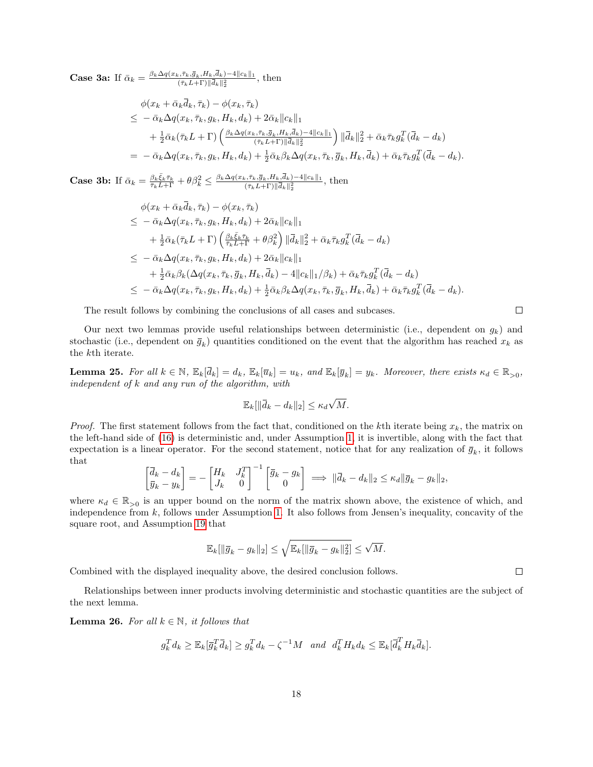**Case 3a:** If $\bar{\alpha}_k = \frac{\beta_k \Delta q(x_k,\bar{\tau}_k,\bar{g}_k,H_k,\bar{d}_k)-4\|c_k\|_1}{(\bar{\tau}_k L+\Gamma)\|\bar{d}_k\|_2^2}$, then

$$
\begin{aligned}
&\phi(x_k + \bar{\alpha}_k \bar{d}_k, \bar{\tau}_k) - \phi(x_k, \bar{\tau}_k) \\
\leq\ & -\bar{\alpha}_k \Delta q(x_k, \bar{\tau}_k, g_k, H_k, d_k) + 2\bar{\alpha}_k \|c_k\|_1 \\
&\quad + \tfrac{1}{2}\bar{\alpha}_k(\bar{\tau}_k L + \Gamma)\left(\tfrac{\beta_k \Delta q(x_k,\bar{\tau}_k,\bar{g}_k,H_k,\bar{d}_k)-4\|c_k\|_1}{(\bar{\tau}_k L+\Gamma)\|\bar{d}_k\|_2^2}\right)\|\bar{d}_k\|_2^2 + \bar{\alpha}_k \bar{\tau}_k g_k^T(\bar{d}_k - d_k) \\
=\ & -\bar{\alpha}_k \Delta q(x_k, \bar{\tau}_k, g_k, H_k, d_k) + \tfrac{1}{2}\bar{\alpha}_k \beta_k \Delta q(x_k, \bar{\tau}_k, \bar{g}_k, H_k, \bar{d}_k) + \bar{\alpha}_k \bar{\tau}_k g_k^T(\bar{d}_k - d_k).
\end{aligned}
$$

**Case 3b:** If $\bar{\alpha}_k = \frac{\beta_k \bar{\xi}_k \bar{\tau}_k}{\bar{\tau}_k L + \Gamma} + \theta\beta_k^2 \leq \frac{\beta_k \Delta q(x_k,\bar{\tau}_k,\bar{g}_k,H_k,\bar{d}_k)-4\|c_k\|_1}{(\bar{\tau}_k L+\Gamma)\|\bar{d}_k\|_2^2}$, then

$$
\begin{aligned}
&\phi(x_k + \bar{\alpha}_k \bar{d}_k, \bar{\tau}_k) - \phi(x_k, \bar{\tau}_k) \\
\leq\ & -\bar{\alpha}_k \Delta q(x_k, \bar{\tau}_k, g_k, H_k, d_k) + 2\bar{\alpha}_k \|c_k\|_1 \\
&\quad + \tfrac{1}{2}\bar{\alpha}_k(\bar{\tau}_k L + \Gamma)\left(\tfrac{\beta_k \bar{\xi}_k \bar{\tau}_k}{\bar{\tau}_k L+\Gamma} + \theta\beta_k^2\right)\|\bar{d}_k\|_2^2 + \bar{\alpha}_k \bar{\tau}_k g_k^T(\bar{d}_k - d_k) \\
\leq\ & -\bar{\alpha}_k \Delta q(x_k, \bar{\tau}_k, g_k, H_k, d_k) + 2\bar{\alpha}_k \|c_k\|_1 \\
&\quad + \tfrac{1}{2}\bar{\alpha}_k \beta_k(\Delta q(x_k, \bar{\tau}_k, \bar{g}_k, H_k, \bar{d}_k) - 4\|c_k\|_1/\beta_k) + \bar{\alpha}_k \bar{\tau}_k g_k^T(\bar{d}_k - d_k) \\
\leq\ & -\bar{\alpha}_k \Delta q(x_k, \bar{\tau}_k, g_k, H_k, d_k) + \tfrac{1}{2}\bar{\alpha}_k \beta_k \Delta q(x_k, \bar{\tau}_k, \bar{g}_k, H_k, \bar{d}_k) + \bar{\alpha}_k \bar{\tau}_k g_k^T(\bar{d}_k - d_k).
\end{aligned}
$$

The result follows by combining the conclusions of all cases and subcases. □

Our next two lemmas provide useful relationships between deterministic (i.e., dependent on $g_k$) and stochastic (i.e., dependent on $\bar{g}_k$) quantities conditioned on the event that the algorithm has reached $x_k$ as the $k$th iterate.

**Lemma 25.** *For all $k \in \mathbb{N}$, $\mathbb{E}_k[\bar{d}_k] = d_k$, $\mathbb{E}_k[\bar{u}_k] = u_k$, and $\mathbb{E}_k[\bar{y}_k] = y_k$. Moreover, there exists $\kappa_d \in \mathbb{R}_{>0}$, independent of $k$ and any run of the algorithm, with*

$$\mathbb{E}_k[\|\bar{d}_k - d_k\|_2] \leq \kappa_d \sqrt{M}.$$

*Proof.* The first statement follows from the fact that, conditioned on the $k$th iterate being $x_k$, the matrix on the left-hand side of (16) is deterministic and, under Assumption 1, it is invertible, along with the fact that expectation is a linear operator. For the second statement, notice that for any realization of $\bar{g}_k$, it follows that

$$\begin{bmatrix} \bar{d}_k - d_k \\ \bar{y}_k - y_k \end{bmatrix} = -\begin{bmatrix} H_k & J_k^T \\ J_k & 0 \end{bmatrix}^{-1} \begin{bmatrix} \bar{g}_k - g_k \\ 0 \end{bmatrix} \implies \|\bar{d}_k - d_k\|_2 \leq \kappa_d \|\bar{g}_k - g_k\|_2,$$

where $\kappa_d \in \mathbb{R}_{>0}$ is an upper bound on the norm of the matrix shown above, the existence of which, and independence from $k$, follows under Assumption 1. It also follows from Jensen's inequality, concavity of the square root, and Assumption 19 that

$$\mathbb{E}_k[\|\bar{g}_k - g_k\|_2] \leq \sqrt{\mathbb{E}_k[\|\bar{g}_k - g_k\|_2^2]} \leq \sqrt{M}.$$

Combined with the displayed inequality above, the desired conclusion follows. □

Relationships between inner products involving deterministic and stochastic quantities are the subject of the next lemma.

**Lemma 26.** *For all $k \in \mathbb{N}$, it follows that*

$$g_k^T d_k \geq \mathbb{E}_k[\bar{g}_k^T \bar{d}_k] \geq g_k^T d_k - \zeta^{-1} M \quad \textit{and} \quad d_k^T H_k d_k \leq \mathbb{E}_k[\bar{d}_k^T H_k \bar{d}_k].$$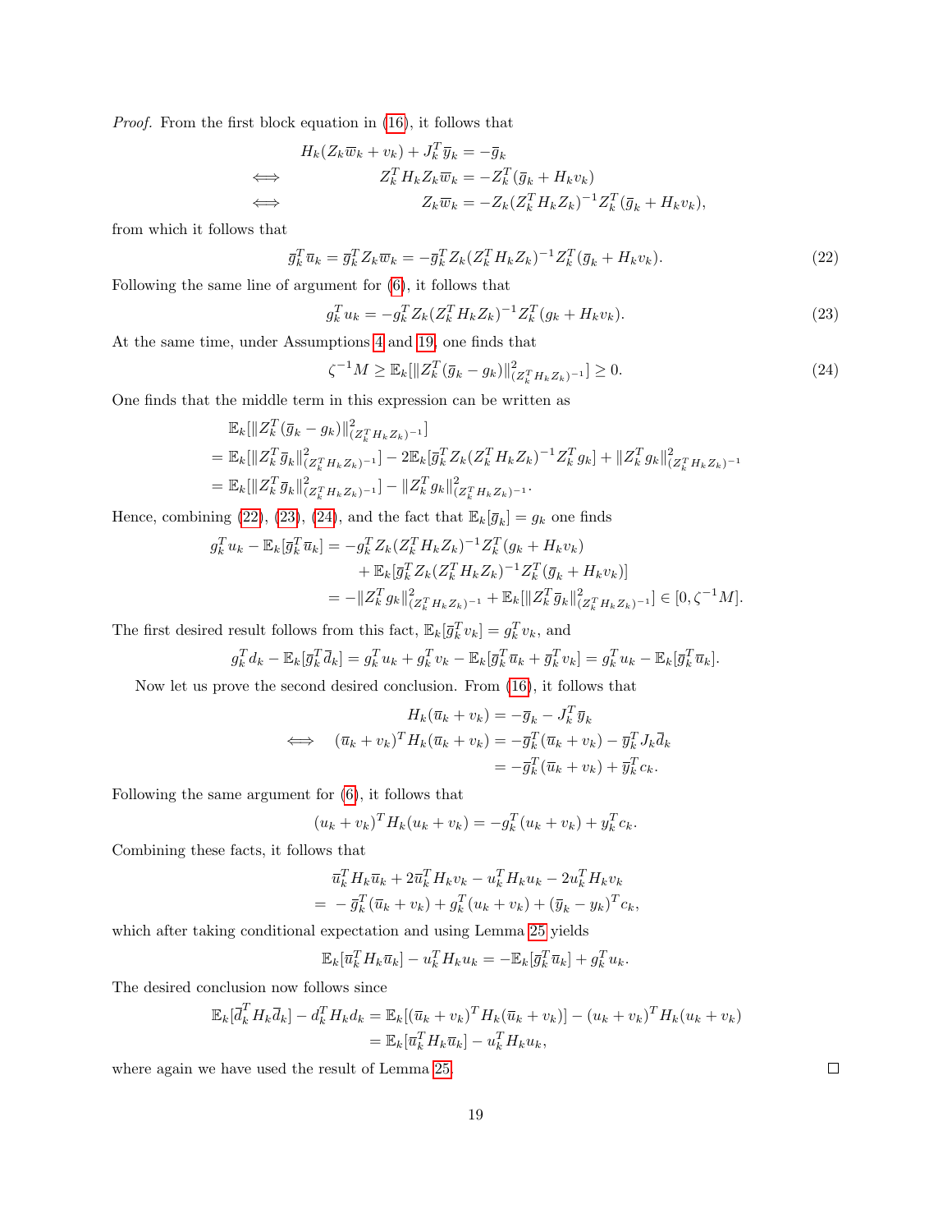*Proof.* From the first block equation in (16), it follows that

$$
\begin{aligned}
& H_k(Z_k\overline{w}_k + v_k) + J_k^T\overline{y}_k = -\overline{g}_k \\
\iff \quad & Z_k^T H_k Z_k \overline{w}_k = -Z_k^T(\overline{g}_k + H_k v_k) \\
\iff \quad & Z_k\overline{w}_k = -Z_k(Z_k^T H_k Z_k)^{-1} Z_k^T(\overline{g}_k + H_k v_k),
\end{aligned}
$$

from which it follows that

$$
\overline{g}_k^T\overline{u}_k = \overline{g}_k^T Z_k\overline{w}_k = -\overline{g}_k^T Z_k(Z_k^T H_k Z_k)^{-1} Z_k^T(\overline{g}_k + H_k v_k). \tag{22}
$$

Following the same line of argument for (6), it follows that

$$
g_k^T u_k = -g_k^T Z_k(Z_k^T H_k Z_k)^{-1} Z_k^T(g_k + H_k v_k). \tag{23}
$$

At the same time, under Assumptions 4 and 19, one finds that

$$
\zeta^{-1}M \geq \mathbb{E}_k[\|Z_k^T(\overline{g}_k - g_k)\|^2_{(Z_k^T H_k Z_k)^{-1}}] \geq 0. \tag{24}
$$

One finds that the middle term in this expression can be written as

$$
\begin{aligned}
& \mathbb{E}_k[\|Z_k^T(\overline{g}_k - g_k)\|^2_{(Z_k^T H_k Z_k)^{-1}}] \\
= \ & \mathbb{E}_k[\|Z_k^T\overline{g}_k\|^2_{(Z_k^T H_k Z_k)^{-1}}] - 2\mathbb{E}_k[\overline{g}_k^T Z_k(Z_k^T H_k Z_k)^{-1} Z_k^T g_k] + \|Z_k^T g_k\|^2_{(Z_k^T H_k Z_k)^{-1}} \\
= \ & \mathbb{E}_k[\|Z_k^T\overline{g}_k\|^2_{(Z_k^T H_k Z_k)^{-1}}] - \|Z_k^T g_k\|^2_{(Z_k^T H_k Z_k)^{-1}}.
\end{aligned}
$$

Hence, combining (22), (23), (24), and the fact that $\mathbb{E}_k[\overline{g}_k] = g_k$ one finds

$$
\begin{aligned}
g_k^T u_k - \mathbb{E}_k[\overline{g}_k^T\overline{u}_k] &= -g_k^T Z_k(Z_k^T H_k Z_k)^{-1} Z_k^T(g_k + H_k v_k) \\
&\quad + \mathbb{E}_k[\overline{g}_k^T Z_k(Z_k^T H_k Z_k)^{-1} Z_k^T(\overline{g}_k + H_k v_k)] \\
&= -\|Z_k^T g_k\|^2_{(Z_k^T H_k Z_k)^{-1}} + \mathbb{E}_k[\|Z_k^T\overline{g}_k\|^2_{(Z_k^T H_k Z_k)^{-1}}] \in [0, \zeta^{-1}M].
\end{aligned}
$$

The first desired result follows from this fact, $\mathbb{E}_k[\overline{g}_k^T v_k] = g_k^T v_k$, and

$$
g_k^T d_k - \mathbb{E}_k[\overline{g}_k^T\overline{d}_k] = g_k^T u_k + g_k^T v_k - \mathbb{E}_k[\overline{g}_k^T\overline{u}_k + \overline{g}_k^T v_k] = g_k^T u_k - \mathbb{E}_k[\overline{g}_k^T\overline{u}_k].
$$

Now let us prove the second desired conclusion. From (16), it follows that

$$
\begin{aligned}
& H_k(\overline{u}_k + v_k) = -\overline{g}_k - J_k^T\overline{y}_k \\
\iff \quad & (\overline{u}_k + v_k)^T H_k(\overline{u}_k + v_k) = -\overline{g}_k^T(\overline{u}_k + v_k) - \overline{y}_k^T J_k\overline{d}_k \\
& \qquad = -\overline{g}_k^T(\overline{u}_k + v_k) + \overline{y}_k^T c_k.
\end{aligned}
$$

Following the same argument for (6), it follows that

$$
(u_k + v_k)^T H_k(u_k + v_k) = -g_k^T(u_k + v_k) + y_k^T c_k.
$$

Combining these facts, it follows that

$$
\begin{aligned}
& \overline{u}_k^T H_k\overline{u}_k + 2\overline{u}_k^T H_k v_k - u_k^T H_k u_k - 2u_k^T H_k v_k \\
= \ & -\overline{g}_k^T(\overline{u}_k + v_k) + g_k^T(u_k + v_k) + (\overline{y}_k - y_k)^T c_k,
\end{aligned}
$$

which after taking conditional expectation and using Lemma 25 yields

$$
\mathbb{E}_k[\overline{u}_k^T H_k\overline{u}_k] - u_k^T H_k u_k = -\mathbb{E}_k[\overline{g}_k^T\overline{u}_k] + g_k^T u_k.
$$

The desired conclusion now follows since

$$
\begin{aligned}
\mathbb{E}_k[\overline{d}_k^T H_k\overline{d}_k] - d_k^T H_k d_k &= \mathbb{E}_k[(\overline{u}_k + v_k)^T H_k(\overline{u}_k + v_k)] - (u_k + v_k)^T H_k(u_k + v_k) \\
&= \mathbb{E}_k[\overline{u}_k^T H_k\overline{u}_k] - u_k^T H_k u_k,
\end{aligned}
$$

where again we have used the result of Lemma 25. $\square$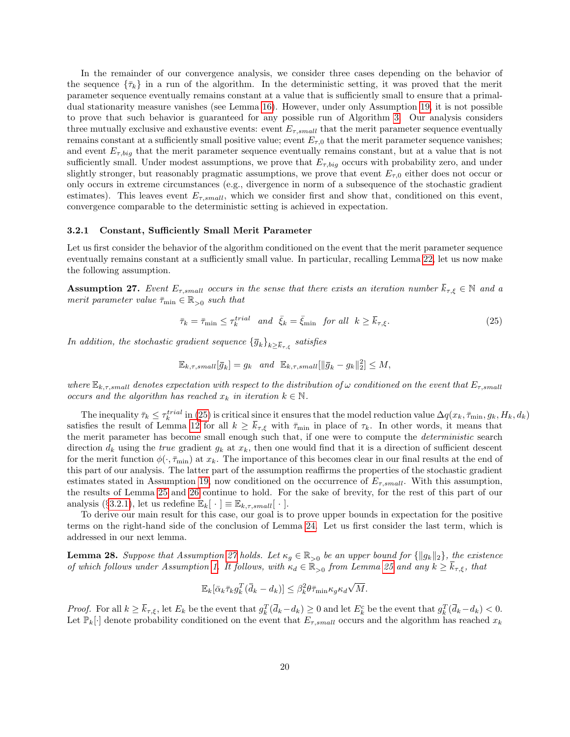In the remainder of our convergence analysis, we consider three cases depending on the behavior of the sequence $\{\bar{\tau}_k\}$ in a run of the algorithm. In the deterministic setting, it was proved that the merit parameter sequence eventually remains constant at a value that is sufficiently small to ensure that a primal-dual stationarity measure vanishes (see Lemma 16). However, under only Assumption 19, it is not possible to prove that such behavior is guaranteed for any possible run of Algorithm 3. Our analysis considers three mutually exclusive and exhaustive events: event $E_{\tau,small}$ that the merit parameter sequence eventually remains constant at a sufficiently small positive value; event $E_{\tau,0}$ that the merit parameter sequence vanishes; and event $E_{\tau,big}$ that the merit parameter sequence eventually remains constant, but at a value that is not sufficiently small. Under modest assumptions, we prove that $E_{\tau,big}$ occurs with probability zero, and under slightly stronger, but reasonably pragmatic assumptions, we prove that event $E_{\tau,0}$ either does not occur or only occurs in extreme circumstances (e.g., divergence in norm of a subsequence of the stochastic gradient estimates). This leaves event $E_{\tau,small}$, which we consider first and show that, conditioned on this event, convergence comparable to the deterministic setting is achieved in expectation.

### 3.2.1 Constant, Sufficiently Small Merit Parameter

Let us first consider the behavior of the algorithm conditioned on the event that the merit parameter sequence eventually remains constant at a sufficiently small value. In particular, recalling Lemma 22, let us now make the following assumption.

**Assumption 27.** *Event $E_{\tau,small}$ occurs in the sense that there exists an iteration number $\bar{k}_{\tau,\xi} \in \mathbb{N}$ and a merit parameter value $\bar{\tau}_{\min} \in \mathbb{R}_{>0}$ such that*

$$\bar{\tau}_k = \bar{\tau}_{\min} \leq \tau_k^{trial} \quad \text{and} \quad \bar{\xi}_k = \bar{\xi}_{\min} \quad \text{for all} \quad k \geq \bar{k}_{\tau,\xi}. \tag{25}$$

*In addition, the stochastic gradient sequence $\{\bar{g}_k\}_{k \geq \bar{k}_{\tau,\xi}}$ satisfies*

$$\mathbb{E}_{k,\tau,small}[\bar{g}_k] = g_k \quad \text{and} \quad \mathbb{E}_{k,\tau,small}[\|\bar{g}_k - g_k\|_2^2] \leq M,$$

*where $\mathbb{E}_{k,\tau,small}$ denotes expectation with respect to the distribution of $\omega$ conditioned on the event that $E_{\tau,small}$ occurs and the algorithm has reached $x_k$ in iteration $k \in \mathbb{N}$.*

The inequality $\bar{\tau}_k \leq \tau_k^{trial}$ in (25) is critical since it ensures that the model reduction value $\Delta q(x_k, \bar{\tau}_{\min}, g_k, H_k, d_k)$ satisfies the result of Lemma 12 for all $k \geq \bar{k}_{\tau,\xi}$ with $\bar{\tau}_{\min}$ in place of $\tau_k$. In other words, it means that the merit parameter has become small enough such that, if one were to compute the *deterministic* search direction $d_k$ using the *true* gradient $g_k$ at $x_k$, then one would find that it is a direction of sufficient descent for the merit function $\phi(\cdot, \bar{\tau}_{\min})$ at $x_k$. The importance of this becomes clear in our final results at the end of this part of our analysis. The latter part of the assumption reaffirms the properties of the stochastic gradient estimates stated in Assumption 19, now conditioned on the occurrence of $E_{\tau,small}$. With this assumption, the results of Lemma 25 and 26 continue to hold. For the sake of brevity, for the rest of this part of our analysis (§3.2.1), let us redefine $\mathbb{E}_k[\,\cdot\,] \equiv \mathbb{E}_{k,\tau,small}[\,\cdot\,]$.

To derive our main result for this case, our goal is to prove upper bounds in expectation for the positive terms on the right-hand side of the conclusion of Lemma 24. Let us first consider the last term, which is addressed in our next lemma.

**Lemma 28.** *Suppose that Assumption 27 holds. Let $\kappa_g \in \mathbb{R}_{>0}$ be an upper bound for $\{\|g_k\|_2\}$, the existence of which follows under Assumption 1. It follows, with $\kappa_d \in \mathbb{R}_{>0}$ from Lemma 25 and any $k \geq \bar{k}_{\tau,\xi}$, that*

$$\mathbb{E}_k[\bar{\alpha}_k \bar{\tau}_k g_k^T(\bar{d}_k - d_k)] \leq \beta_k^2 \theta \bar{\tau}_{\min} \kappa_g \kappa_d \sqrt{M}.$$

*Proof.* For all $k \geq \bar{k}_{\tau,\xi}$, let $E_k$ be the event that $g_k^T(\bar{d}_k - d_k) \geq 0$ and let $E_k^c$ be the event that $g_k^T(\bar{d}_k - d_k) < 0$. Let $\mathbb{P}_k[\cdot]$ denote probability conditioned on the event that $E_{\tau,small}$ occurs and the algorithm has reached $x_k$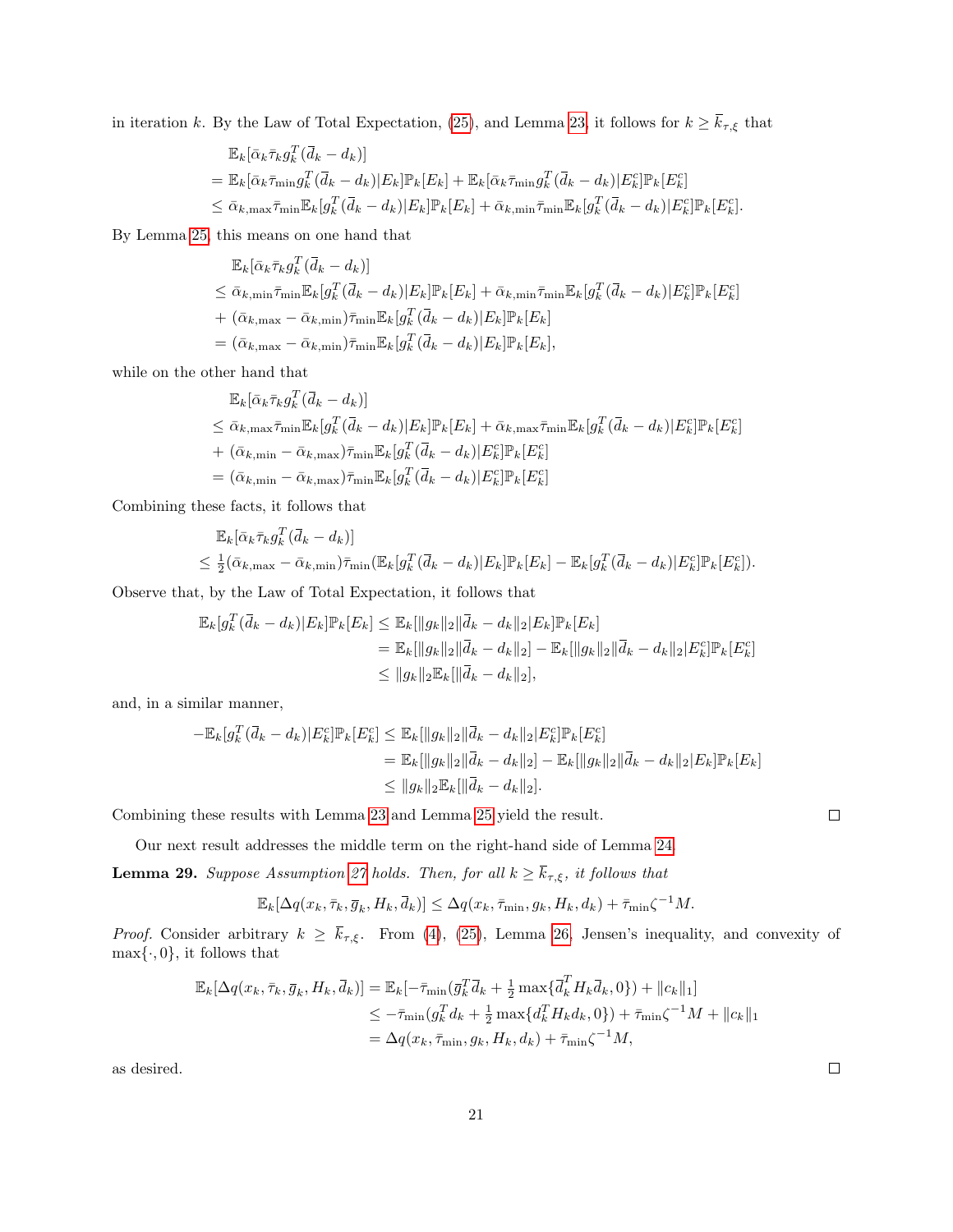in iteration $k$. By the Law of Total Expectation, (25), and Lemma 23, it follows for $k \geq \overline{k}_{\tau,\xi}$ that

$$
\begin{aligned}
&\mathbb{E}_k[\bar{\alpha}_k \bar{\tau}_k g_k^T(\overline{d}_k - d_k)] \\
&= \mathbb{E}_k[\bar{\alpha}_k \bar{\tau}_{\min} g_k^T(\overline{d}_k - d_k)|E_k]\mathbb{P}_k[E_k] + \mathbb{E}_k[\bar{\alpha}_k \bar{\tau}_{\min} g_k^T(\overline{d}_k - d_k)|E_k^c]\mathbb{P}_k[E_k^c] \\
&\leq \bar{\alpha}_{k,\max}\bar{\tau}_{\min}\mathbb{E}_k[g_k^T(\overline{d}_k - d_k)|E_k]\mathbb{P}_k[E_k] + \bar{\alpha}_{k,\min}\bar{\tau}_{\min}\mathbb{E}_k[g_k^T(\overline{d}_k - d_k)|E_k^c]\mathbb{P}_k[E_k^c].
\end{aligned}
$$

By Lemma 25, this means on one hand that

$$
\begin{aligned}
&\mathbb{E}_k[\bar{\alpha}_k \bar{\tau}_k g_k^T(\overline{d}_k - d_k)] \\
&\leq \bar{\alpha}_{k,\min}\bar{\tau}_{\min}\mathbb{E}_k[g_k^T(\overline{d}_k - d_k)|E_k]\mathbb{P}_k[E_k] + \bar{\alpha}_{k,\min}\bar{\tau}_{\min}\mathbb{E}_k[g_k^T(\overline{d}_k - d_k)|E_k^c]\mathbb{P}_k[E_k^c] \\
&\quad + (\bar{\alpha}_{k,\max} - \bar{\alpha}_{k,\min})\bar{\tau}_{\min}\mathbb{E}_k[g_k^T(\overline{d}_k - d_k)|E_k]\mathbb{P}_k[E_k] \\
&= (\bar{\alpha}_{k,\max} - \bar{\alpha}_{k,\min})\bar{\tau}_{\min}\mathbb{E}_k[g_k^T(\overline{d}_k - d_k)|E_k]\mathbb{P}_k[E_k],
\end{aligned}
$$

while on the other hand that

$$
\begin{aligned}
&\mathbb{E}_k[\bar{\alpha}_k \bar{\tau}_k g_k^T(\overline{d}_k - d_k)] \\
&\leq \bar{\alpha}_{k,\max}\bar{\tau}_{\min}\mathbb{E}_k[g_k^T(\overline{d}_k - d_k)|E_k]\mathbb{P}_k[E_k] + \bar{\alpha}_{k,\max}\bar{\tau}_{\min}\mathbb{E}_k[g_k^T(\overline{d}_k - d_k)|E_k^c]\mathbb{P}_k[E_k^c] \\
&\quad + (\bar{\alpha}_{k,\min} - \bar{\alpha}_{k,\max})\bar{\tau}_{\min}\mathbb{E}_k[g_k^T(\overline{d}_k - d_k)|E_k^c]\mathbb{P}_k[E_k^c] \\
&= (\bar{\alpha}_{k,\min} - \bar{\alpha}_{k,\max})\bar{\tau}_{\min}\mathbb{E}_k[g_k^T(\overline{d}_k - d_k)|E_k^c]\mathbb{P}_k[E_k^c]
\end{aligned}
$$

Combining these facts, it follows that

$$
\begin{aligned}
&\mathbb{E}_k[\bar{\alpha}_k \bar{\tau}_k g_k^T(\overline{d}_k - d_k)] \\
&\leq \tfrac{1}{2}(\bar{\alpha}_{k,\max} - \bar{\alpha}_{k,\min})\bar{\tau}_{\min}(\mathbb{E}_k[g_k^T(\overline{d}_k - d_k)|E_k]\mathbb{P}_k[E_k] - \mathbb{E}_k[g_k^T(\overline{d}_k - d_k)|E_k^c]\mathbb{P}_k[E_k^c]).
\end{aligned}
$$

Observe that, by the Law of Total Expectation, it follows that

$$
\begin{aligned}
\mathbb{E}_k[g_k^T(\overline{d}_k - d_k)|E_k]\mathbb{P}_k[E_k] &\leq \mathbb{E}_k[\|g_k\|_2\|\overline{d}_k - d_k\|_2|E_k]\mathbb{P}_k[E_k] \\
&= \mathbb{E}_k[\|g_k\|_2\|\overline{d}_k - d_k\|_2] - \mathbb{E}_k[\|g_k\|_2\|\overline{d}_k - d_k\|_2|E_k^c]\mathbb{P}_k[E_k^c] \\
&\leq \|g_k\|_2\mathbb{E}_k[\|\overline{d}_k - d_k\|_2],
\end{aligned}
$$

and, in a similar manner,

$$
\begin{aligned}
-\mathbb{E}_k[g_k^T(\overline{d}_k - d_k)|E_k^c]\mathbb{P}_k[E_k^c] &\leq \mathbb{E}_k[\|g_k\|_2\|\overline{d}_k - d_k\|_2|E_k^c]\mathbb{P}_k[E_k^c] \\
&= \mathbb{E}_k[\|g_k\|_2\|\overline{d}_k - d_k\|_2] - \mathbb{E}_k[\|g_k\|_2\|\overline{d}_k - d_k\|_2|E_k]\mathbb{P}_k[E_k] \\
&\leq \|g_k\|_2\mathbb{E}_k[\|\overline{d}_k - d_k\|_2].
\end{aligned}
$$

Combining these results with Lemma 23 and Lemma 25 yield the result. □

Our next result addresses the middle term on the right-hand side of Lemma 24.

**Lemma 29.** *Suppose Assumption 27 holds. Then, for all $k \geq \overline{k}_{\tau,\xi}$, it follows that*

$$
\mathbb{E}_k[\Delta q(x_k, \bar{\tau}_k, \overline{g}_k, H_k, \overline{d}_k)] \leq \Delta q(x_k, \bar{\tau}_{\min}, g_k, H_k, d_k) + \bar{\tau}_{\min}\zeta^{-1}M.
$$

*Proof.* Consider arbitrary $k \geq \overline{k}_{\tau,\xi}$. From (4), (25), Lemma 26, Jensen's inequality, and convexity of $\max\{\cdot, 0\}$, it follows that

$$
\begin{aligned}
\mathbb{E}_k[\Delta q(x_k, \bar{\tau}_k, \overline{g}_k, H_k, \overline{d}_k)] &= \mathbb{E}_k[-\bar{\tau}_{\min}(\overline{g}_k^T\overline{d}_k + \tfrac{1}{2}\max\{\overline{d}_k^T H_k \overline{d}_k, 0\}) + \|c_k\|_1] \\
&\leq -\bar{\tau}_{\min}(g_k^T d_k + \tfrac{1}{2}\max\{d_k^T H_k d_k, 0\}) + \bar{\tau}_{\min}\zeta^{-1}M + \|c_k\|_1 \\
&= \Delta q(x_k, \bar{\tau}_{\min}, g_k, H_k, d_k) + \bar{\tau}_{\min}\zeta^{-1}M,
\end{aligned}
$$

as desired. □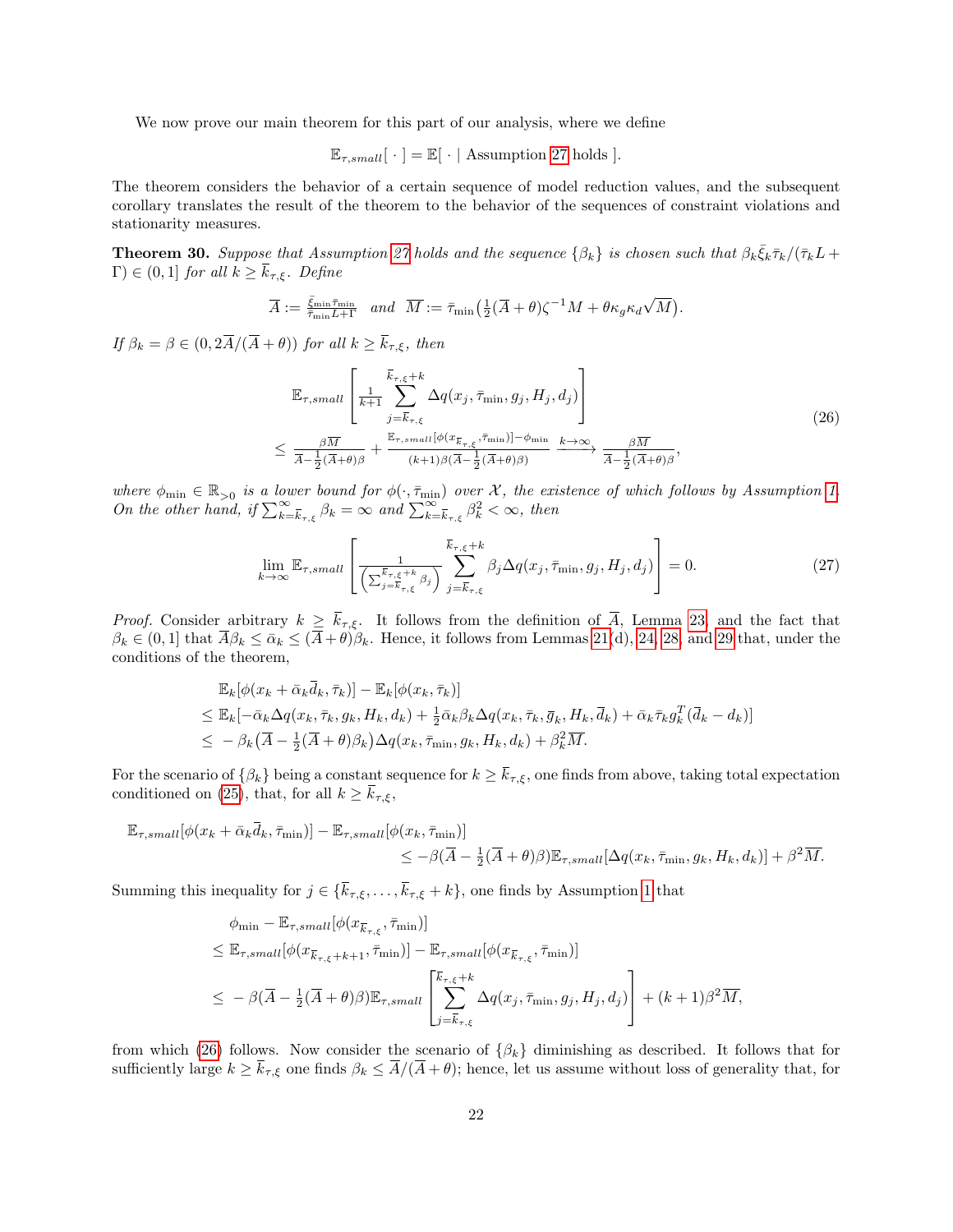We now prove our main theorem for this part of our analysis, where we define

$$\mathbb{E}_{\tau,small}[\ \cdot\ ] = \mathbb{E}[\ \cdot \mid \text{Assumption 27 holds}\ ].$$

The theorem considers the behavior of a certain sequence of model reduction values, and the subsequent corollary translates the result of the theorem to the behavior of the sequences of constraint violations and stationarity measures.

**Theorem 30.** *Suppose that Assumption 27 holds and the sequence $\{\beta_k\}$ is chosen such that $\beta_k\bar{\xi}_k\bar{\tau}_k/(\bar{\tau}_k L + \Gamma) \in (0,1]$ for all $k \geq \overline{k}_{\tau,\xi}$. Define*

$$\overline{A} := \tfrac{\bar{\xi}_{\min}\bar{\tau}_{\min}}{\bar{\tau}_{\min}L+\Gamma} \quad \text{and} \quad \overline{M} := \bar{\tau}_{\min}\big(\tfrac{1}{2}(\overline{A}+\theta)\zeta^{-1}M + \theta\kappa_g\kappa_d\sqrt{M}\big).$$

*If $\beta_k = \beta \in (0, 2\overline{A}/(\overline{A}+\theta))$ for all $k \geq \overline{k}_{\tau,\xi}$, then*

$$\begin{aligned}
&\mathbb{E}_{\tau,small}\left[\tfrac{1}{k+1}\sum_{j=\overline{k}_{\tau,\xi}}^{\overline{k}_{\tau,\xi}+k} \Delta q(x_j, \bar{\tau}_{\min}, g_j, H_j, d_j)\right] \\
&\leq \tfrac{\beta\overline{M}}{\overline{A}-\frac{1}{2}(\overline{A}+\theta)\beta} + \tfrac{\mathbb{E}_{\tau,small}[\phi(x_{\overline{k}_{\tau,\xi}},\bar{\tau}_{\min})]-\phi_{\min}}{(k+1)\beta(\overline{A}-\frac{1}{2}(\overline{A}+\theta)\beta)} \xrightarrow{k\to\infty} \tfrac{\beta\overline{M}}{\overline{A}-\frac{1}{2}(\overline{A}+\theta)\beta},
\end{aligned} \tag{26}$$

*where $\phi_{\min} \in \mathbb{R}_{>0}$ is a lower bound for $\phi(\cdot,\bar{\tau}_{\min})$ over $\mathcal{X}$, the existence of which follows by Assumption 1. On the other hand, if $\sum_{k=\overline{k}_{\tau,\xi}}^{\infty}\beta_k = \infty$ and $\sum_{k=\overline{k}_{\tau,\xi}}^{\infty}\beta_k^2 < \infty$, then*

$$\lim_{k\to\infty} \mathbb{E}_{\tau,small}\left[\tfrac{1}{\left(\sum_{j=\overline{k}_{\tau,\xi}}^{\overline{k}_{\tau,\xi}+k}\beta_j\right)} \sum_{j=\overline{k}_{\tau,\xi}}^{\overline{k}_{\tau,\xi}+k} \beta_j \Delta q(x_j, \bar{\tau}_{\min}, g_j, H_j, d_j)\right] = 0. \tag{27}$$

*Proof.* Consider arbitrary $k \geq \overline{k}_{\tau,\xi}$. It follows from the definition of $\overline{A}$, Lemma 23, and the fact that $\beta_k \in (0,1]$ that $\overline{A}\beta_k \leq \bar{\alpha}_k \leq (\overline{A}+\theta)\beta_k$. Hence, it follows from Lemmas 21(d), 24, 28, and 29 that, under the conditions of the theorem,

$$\begin{aligned}
&\mathbb{E}_k[\phi(x_k + \bar{\alpha}_k\overline{d}_k, \bar{\tau}_k)] - \mathbb{E}_k[\phi(x_k,\bar{\tau}_k)] \\
&\leq \mathbb{E}_k[-\bar{\alpha}_k\Delta q(x_k,\bar{\tau}_k,g_k,H_k,d_k) + \tfrac{1}{2}\bar{\alpha}_k\beta_k\Delta q(x_k,\bar{\tau}_k,\overline{g}_k,H_k,\overline{d}_k) + \bar{\alpha}_k\bar{\tau}_k g_k^T(\overline{d}_k - d_k)] \\
&\leq\ -\beta_k\big(\overline{A} - \tfrac{1}{2}(\overline{A}+\theta)\beta_k\big)\Delta q(x_k,\bar{\tau}_{\min},g_k,H_k,d_k) + \beta_k^2\overline{M}.
\end{aligned}$$

For the scenario of $\{\beta_k\}$ being a constant sequence for $k \geq \overline{k}_{\tau,\xi}$, one finds from above, taking total expectation conditioned on (25), that, for all $k \geq \overline{k}_{\tau,\xi}$,

$$\begin{aligned}
&\mathbb{E}_{\tau,small}[\phi(x_k+\bar{\alpha}_k\overline{d}_k,\bar{\tau}_{\min})] - \mathbb{E}_{\tau,small}[\phi(x_k,\bar{\tau}_{\min})] \\
&\qquad\qquad\qquad\qquad \leq -\beta(\overline{A} - \tfrac{1}{2}(\overline{A}+\theta)\beta)\mathbb{E}_{\tau,small}[\Delta q(x_k,\bar{\tau}_{\min},g_k,H_k,d_k)] + \beta^2\overline{M}.
\end{aligned}$$

Summing this inequality for $j \in \{\overline{k}_{\tau,\xi},\dots,\overline{k}_{\tau,\xi}+k\}$, one finds by Assumption 1 that

$$\begin{aligned}
&\phi_{\min} - \mathbb{E}_{\tau,small}[\phi(x_{\overline{k}_{\tau,\xi}},\bar{\tau}_{\min})] \\
&\leq \mathbb{E}_{\tau,small}[\phi(x_{\overline{k}_{\tau,\xi}+k+1},\bar{\tau}_{\min})] - \mathbb{E}_{\tau,small}[\phi(x_{\overline{k}_{\tau,\xi}},\bar{\tau}_{\min})] \\
&\leq\ -\beta(\overline{A} - \tfrac{1}{2}(\overline{A}+\theta)\beta)\mathbb{E}_{\tau,small}\left[\sum_{j=\overline{k}_{\tau,\xi}}^{\overline{k}_{\tau,\xi}+k}\Delta q(x_j,\bar{\tau}_{\min},g_j,H_j,d_j)\right] + (k+1)\beta^2\overline{M},
\end{aligned}$$

from which (26) follows. Now consider the scenario of $\{\beta_k\}$ diminishing as described. It follows that for sufficiently large $k \geq \overline{k}_{\tau,\xi}$ one finds $\beta_k \leq \overline{A}/(\overline{A}+\theta)$; hence, let us assume without loss of generality that, for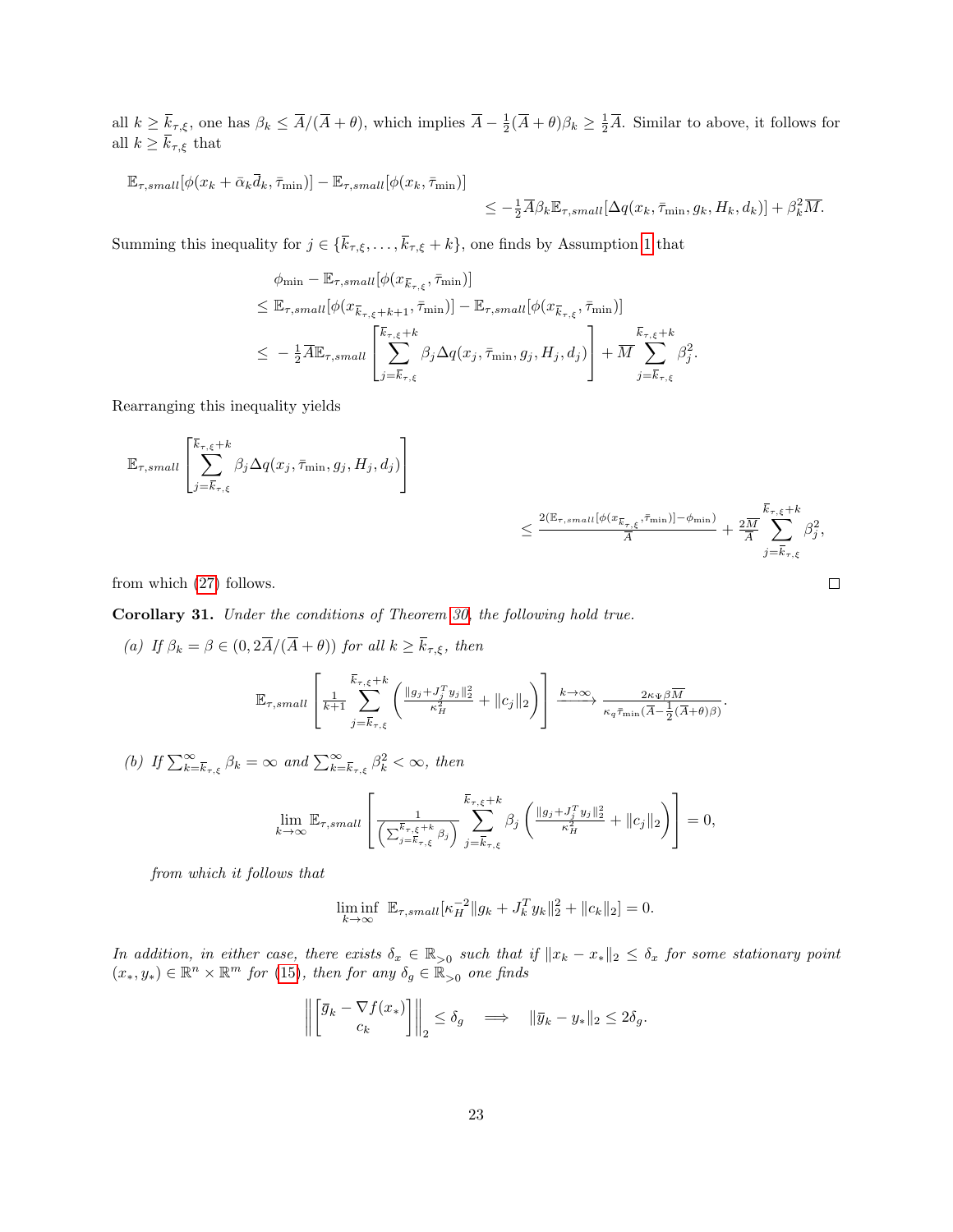all $k \geq \overline{k}_{\tau,\xi}$, one has $\beta_k \leq \overline{A}/(\overline{A}+\theta)$, which implies $\overline{A} - \frac{1}{2}(\overline{A}+\theta)\beta_k \geq \frac{1}{2}\overline{A}$. Similar to above, it follows for all $k \geq \overline{k}_{\tau,\xi}$ that

$$
\begin{aligned}
&\mathbb{E}_{\tau,small}[\phi(x_k + \bar{\alpha}_k \overline{d}_k, \bar{\tau}_{\min})] - \mathbb{E}_{\tau,small}[\phi(x_k, \bar{\tau}_{\min})] \\
&\qquad\qquad\qquad\qquad \leq -\tfrac{1}{2}\overline{A}\beta_k \mathbb{E}_{\tau,small}[\Delta q(x_k, \bar{\tau}_{\min}, g_k, H_k, d_k)] + \beta_k^2 \overline{M}.
\end{aligned}
$$

Summing this inequality for $j \in \{\overline{k}_{\tau,\xi}, \ldots, \overline{k}_{\tau,\xi} + k\}$, one finds by Assumption 1 that

$$
\begin{aligned}
&\phi_{\min} - \mathbb{E}_{\tau,small}[\phi(x_{\overline{k}_{\tau,\xi}}, \bar{\tau}_{\min})] \\
&\leq \mathbb{E}_{\tau,small}[\phi(x_{\overline{k}_{\tau,\xi}+k+1}, \bar{\tau}_{\min})] - \mathbb{E}_{\tau,small}[\phi(x_{\overline{k}_{\tau,\xi}}, \bar{\tau}_{\min})] \\
&\leq -\tfrac{1}{2}\overline{A}\mathbb{E}_{\tau,small}\left[\sum_{j=\overline{k}_{\tau,\xi}}^{\overline{k}_{\tau,\xi}+k} \beta_j \Delta q(x_j, \bar{\tau}_{\min}, g_j, H_j, d_j)\right] + \overline{M}\sum_{j=\overline{k}_{\tau,\xi}}^{\overline{k}_{\tau,\xi}+k} \beta_j^2.
\end{aligned}
$$

Rearranging this inequality yields

$$
\begin{aligned}
&\mathbb{E}_{\tau,small}\left[\sum_{j=\overline{k}_{\tau,\xi}}^{\overline{k}_{\tau,\xi}+k} \beta_j \Delta q(x_j, \bar{\tau}_{\min}, g_j, H_j, d_j)\right] \\
&\qquad\qquad\qquad\qquad \leq \frac{2(\mathbb{E}_{\tau,small}[\phi(x_{\overline{k}_{\tau,\xi}}, \bar{\tau}_{\min})] - \phi_{\min})}{\overline{A}} + \frac{2\overline{M}}{\overline{A}}\sum_{j=\overline{k}_{\tau,\xi}}^{\overline{k}_{\tau,\xi}+k} \beta_j^2,
\end{aligned}
$$

from which (27) follows. □

**Corollary 31.** *Under the conditions of Theorem 30, the following hold true.*

*(a) If $\beta_k = \beta \in (0, 2\overline{A}/(\overline{A}+\theta))$ for all $k \geq \overline{k}_{\tau,\xi}$, then*

$$
\mathbb{E}_{\tau,small}\left[\frac{1}{k+1}\sum_{j=\overline{k}_{\tau,\xi}}^{\overline{k}_{\tau,\xi}+k}\left(\frac{\|g_j + J_j^T y_j\|_2^2}{\kappa_H^2} + \|c_j\|_2\right)\right] \xrightarrow{k\to\infty} \frac{2\kappa_\Psi \beta \overline{M}}{\kappa_q \bar{\tau}_{\min}(\overline{A} - \frac{1}{2}(\overline{A}+\theta)\beta)}.
$$

*(b) If $\sum_{k=\overline{k}_{\tau,\xi}}^{\infty} \beta_k = \infty$ and $\sum_{k=\overline{k}_{\tau,\xi}}^{\infty} \beta_k^2 < \infty$, then*

$$
\lim_{k\to\infty} \mathbb{E}_{\tau,small}\left[\frac{1}{\left(\sum_{j=\overline{k}_{\tau,\xi}}^{\overline{k}_{\tau,\xi}+k} \beta_j\right)}\sum_{j=\overline{k}_{\tau,\xi}}^{\overline{k}_{\tau,\xi}+k} \beta_j\left(\frac{\|g_j + J_j^T y_j\|_2^2}{\kappa_H^2} + \|c_j\|_2\right)\right] = 0,
$$

*from which it follows that*

$$
\liminf_{k\to\infty} \mathbb{E}_{\tau,small}[\kappa_H^{-2}\|g_k + J_k^T y_k\|_2^2 + \|c_k\|_2] = 0.
$$

*In addition, in either case, there exists $\delta_x \in \mathbb{R}_{>0}$ such that if $\|x_k - x_*\|_2 \leq \delta_x$ for some stationary point $(x_*, y_*) \in \mathbb{R}^n \times \mathbb{R}^m$ for (15), then for any $\delta_g \in \mathbb{R}_{>0}$ one finds*

$$
\left\|\begin{bmatrix} \overline{g}_k - \nabla f(x_*) \\ c_k \end{bmatrix}\right\|_2 \leq \delta_g \implies \|\overline{y}_k - y_*\|_2 \leq 2\delta_g.
$$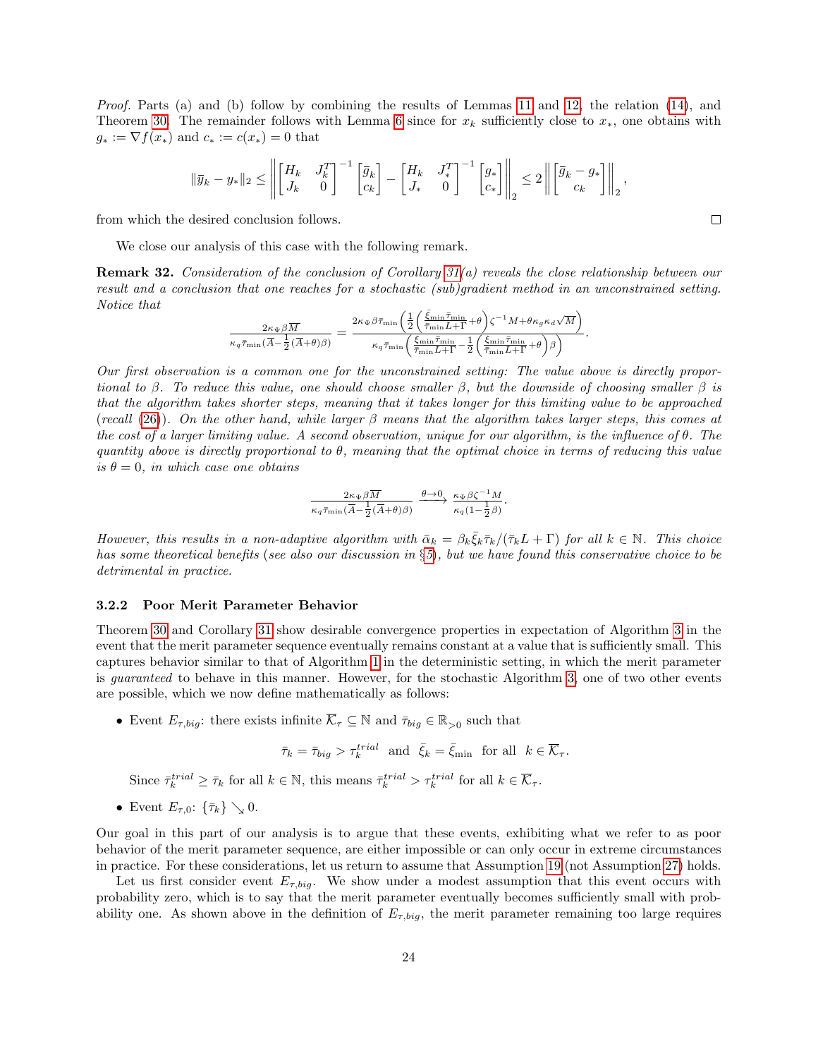*Proof.* Parts (a) and (b) follow by combining the results of Lemmas 11 and 12, the relation (14), and Theorem 30. The remainder follows with Lemma 6 since for $x_k$ sufficiently close to $x_*$, one obtains with $g_* := \nabla f(x_*)$ and $c_* := c(x_*) = 0$ that

$$\|\bar{y}_k - y_*\|_2 \leq \left\| \begin{bmatrix} H_k & J_k^T \\ J_k & 0 \end{bmatrix}^{-1} \begin{bmatrix} \bar{g}_k \\ c_k \end{bmatrix} - \begin{bmatrix} H_k & J_*^T \\ J_* & 0 \end{bmatrix}^{-1} \begin{bmatrix} g_* \\ c_* \end{bmatrix} \right\|_2 \leq 2 \left\| \begin{bmatrix} \bar{g}_k - g_* \\ c_k \end{bmatrix} \right\|_2,$$

from which the desired conclusion follows. $\square$

We close our analysis of this case with the following remark.

**Remark 32.** *Consideration of the conclusion of Corollary 31(a) reveals the close relationship between our result and a conclusion that one reaches for a stochastic (sub)gradient method in an unconstrained setting. Notice that*

$$\frac{2\kappa_\Psi \beta \overline{M}}{\kappa_q \bar{\tau}_{\min}(\overline{A} - \frac{1}{2}(\overline{A}+\theta)\beta)} = \frac{2\kappa_\Psi \beta \bar{\tau}_{\min}\left(\frac{1}{2}\left(\frac{\bar{\xi}_{\min}\bar{\tau}_{\min}}{\bar{\tau}_{\min}L+\Gamma}+\theta\right)\zeta^{-1}M + \theta\kappa_g\kappa_d\sqrt{M}\right)}{\kappa_q \bar{\tau}_{\min}\left(\frac{\xi_{\min}\bar{\tau}_{\min}}{\bar{\tau}_{\min}L+\Gamma} - \frac{1}{2}\left(\frac{\xi_{\min}\bar{\tau}_{\min}}{\bar{\tau}_{\min}L+\Gamma}+\theta\right)\beta\right)}.$$

*Our first observation is a common one for the unconstrained setting: The value above is directly proportional to $\beta$. To reduce this value, one should choose smaller $\beta$, but the downside of choosing smaller $\beta$ is that the algorithm takes shorter steps, meaning that it takes longer for this limiting value to be approached (recall (26)). On the other hand, while larger $\beta$ means that the algorithm takes larger steps, this comes at the cost of a larger limiting value. A second observation, unique for our algorithm, is the influence of $\theta$. The quantity above is directly proportional to $\theta$, meaning that the optimal choice in terms of reducing this value is $\theta = 0$, in which case one obtains*

$$\frac{2\kappa_\Psi \beta \overline{M}}{\kappa_q \bar{\tau}_{\min}(\overline{A} - \frac{1}{2}(\overline{A}+\theta)\beta)} \xrightarrow{\theta \to 0} \frac{\kappa_\Psi \beta \zeta^{-1} M}{\kappa_q(1-\frac{1}{2}\beta)}.$$

*However, this results in a non-adaptive algorithm with $\bar{\alpha}_k = \beta_k \bar{\xi}_k \bar{\tau}_k/(\bar{\tau}_k L + \Gamma)$ for all $k \in \mathbb{N}$. This choice has some theoretical benefits (see also our discussion in §5), but we have found this conservative choice to be detrimental in practice.*

#### 3.2.2 Poor Merit Parameter Behavior

Theorem 30 and Corollary 31 show desirable convergence properties in expectation of Algorithm 3 in the event that the merit parameter sequence eventually remains constant at a value that is sufficiently small. This captures behavior similar to that of Algorithm 1 in the deterministic setting, in which the merit parameter is *guaranteed* to behave in this manner. However, for the stochastic Algorithm 3, one of two other events are possible, which we now define mathematically as follows:

- Event $E_{\tau,big}$: there exists infinite $\overline{\mathcal{K}}_\tau \subseteq \mathbb{N}$ and $\bar{\tau}_{big} \in \mathbb{R}_{>0}$ such that

$$\bar{\tau}_k = \bar{\tau}_{big} > \tau_k^{trial} \text{ and } \bar{\xi}_k = \bar{\xi}_{\min} \text{ for all } k \in \overline{\mathcal{K}}_\tau.$$

  Since $\bar{\tau}_k^{trial} \geq \bar{\tau}_k$ for all $k \in \mathbb{N}$, this means $\bar{\tau}_k^{trial} > \tau_k^{trial}$ for all $k \in \overline{\mathcal{K}}_\tau$.

- Event $E_{\tau,0}$: $\{\bar{\tau}_k\} \searrow 0$.

Our goal in this part of our analysis is to argue that these events, exhibiting what we refer to as poor behavior of the merit parameter sequence, are either impossible or can only occur in extreme circumstances in practice. For these considerations, let us return to assume that Assumption 19 (not Assumption 27) holds.

Let us first consider event $E_{\tau,big}$. We show under a modest assumption that this event occurs with probability zero, which is to say that the merit parameter eventually becomes sufficiently small with probability one. As shown above in the definition of $E_{\tau,big}$, the merit parameter remaining too large requires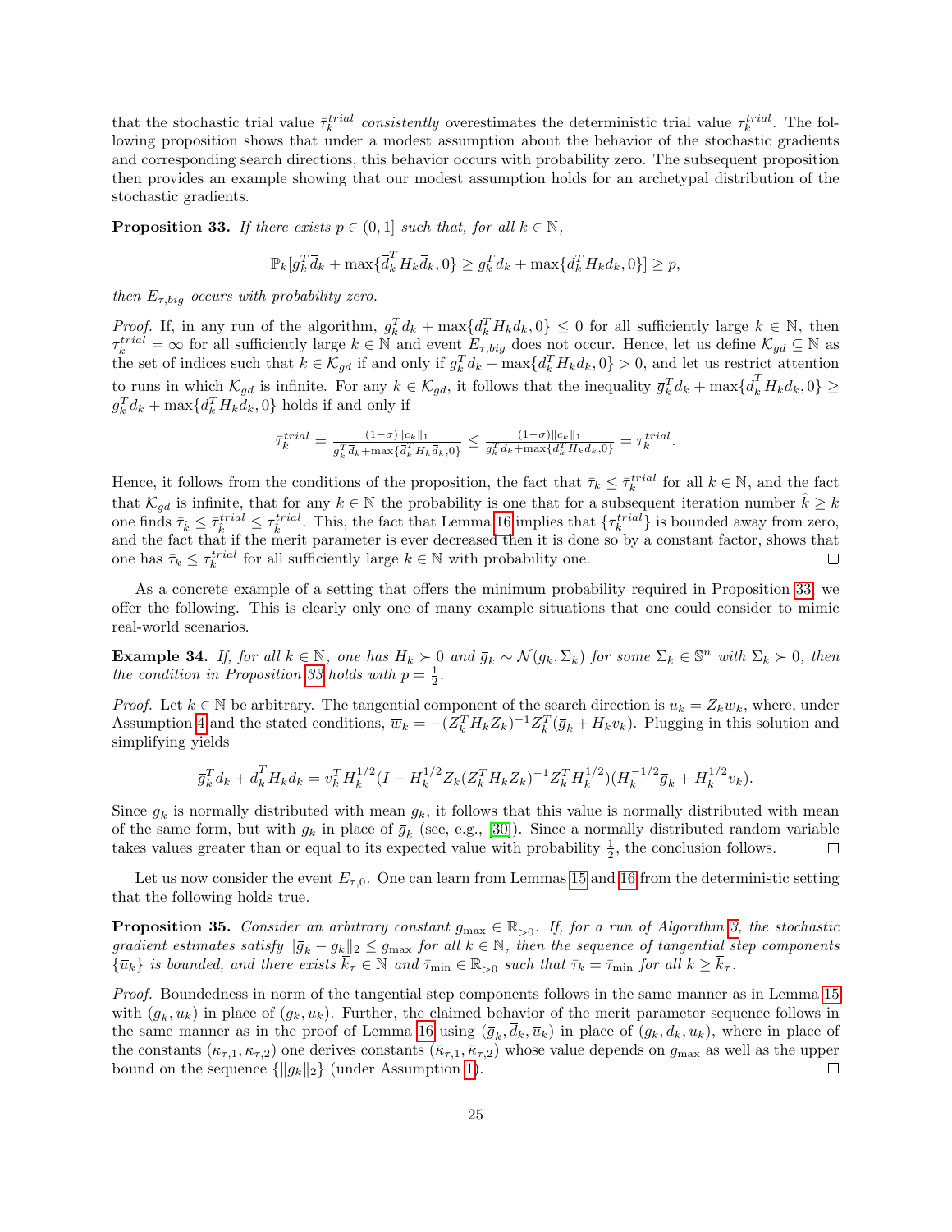that the stochastic trial value $\bar{\tau}_k^{trial}$ *consistently* overestimates the deterministic trial value $\tau_k^{trial}$. The following proposition shows that under a modest assumption about the behavior of the stochastic gradients and corresponding search directions, this behavior occurs with probability zero. The subsequent proposition then provides an example showing that our modest assumption holds for an archetypal distribution of the stochastic gradients.

**Proposition 33.** *If there exists $p \in (0, 1]$ such that, for all $k \in \mathbb{N}$,*

$$\mathbb{P}_k[\bar{g}_k^T \bar{d}_k + \max\{\bar{d}_k^T H_k \bar{d}_k, 0\} \geq g_k^T d_k + \max\{d_k^T H_k d_k, 0\}] \geq p,$$

*then $E_{\tau,big}$ occurs with probability zero.*

*Proof.* If, in any run of the algorithm, $g_k^T d_k + \max\{d_k^T H_k d_k, 0\} \leq 0$ for all sufficiently large $k \in \mathbb{N}$, then $\tau_k^{trial} = \infty$ for all sufficiently large $k \in \mathbb{N}$ and event $E_{\tau,big}$ does not occur. Hence, let us define $\mathcal{K}_{gd} \subseteq \mathbb{N}$ as the set of indices such that $k \in \mathcal{K}_{gd}$ if and only if $g_k^T d_k + \max\{d_k^T H_k d_k, 0\} > 0$, and let us restrict attention to runs in which $\mathcal{K}_{gd}$ is infinite. For any $k \in \mathcal{K}_{gd}$, it follows that the inequality $\bar{g}_k^T \bar{d}_k + \max\{\bar{d}_k^T H_k \bar{d}_k, 0\} \geq g_k^T d_k + \max\{d_k^T H_k d_k, 0\}$ holds if and only if

$$\bar{\tau}_k^{trial} = \frac{(1-\sigma)\|c_k\|_1}{\bar{g}_k^T \bar{d}_k + \max\{\bar{d}_k^T H_k \bar{d}_k, 0\}} \leq \frac{(1-\sigma)\|c_k\|_1}{g_k^T d_k + \max\{d_k^T H_k d_k, 0\}} = \tau_k^{trial}.$$

Hence, it follows from the conditions of the proposition, the fact that $\bar{\tau}_k \leq \bar{\tau}_k^{trial}$ for all $k \in \mathbb{N}$, and the fact that $\mathcal{K}_{gd}$ is infinite, that for any $k \in \mathbb{N}$ the probability is one that for a subsequent iteration number $\hat{k} \geq k$ one finds $\bar{\tau}_{\hat{k}} \leq \bar{\tau}_{\hat{k}}^{trial} \leq \tau_{\hat{k}}^{trial}$. This, the fact that Lemma 16 implies that $\{\tau_k^{trial}\}$ is bounded away from zero, and the fact that if the merit parameter is ever decreased then it is done so by a constant factor, shows that one has $\bar{\tau}_k \leq \tau_k^{trial}$ for all sufficiently large $k \in \mathbb{N}$ with probability one. $\square$

As a concrete example of a setting that offers the minimum probability required in Proposition 33, we offer the following. This is clearly only one of many example situations that one could consider to mimic real-world scenarios.

**Example 34.** *If, for all $k \in \mathbb{N}$, one has $H_k \succ 0$ and $\bar{g}_k \sim \mathcal{N}(g_k, \Sigma_k)$ for some $\Sigma_k \in \mathbb{S}^n$ with $\Sigma_k \succ 0$, then the condition in Proposition 33 holds with $p = \frac{1}{2}$.*

*Proof.* Let $k \in \mathbb{N}$ be arbitrary. The tangential component of the search direction is $\bar{u}_k = Z_k \bar{w}_k$, where, under Assumption 4 and the stated conditions, $\bar{w}_k = -(Z_k^T H_k Z_k)^{-1} Z_k^T (\bar{g}_k + H_k v_k)$. Plugging in this solution and simplifying yields

$$\bar{g}_k^T \bar{d}_k + \bar{d}_k^T H_k \bar{d}_k = v_k^T H_k^{1/2} (I - H_k^{1/2} Z_k (Z_k^T H_k Z_k)^{-1} Z_k^T H_k^{1/2})(H_k^{-1/2} \bar{g}_k + H_k^{1/2} v_k).$$

Since $\bar{g}_k$ is normally distributed with mean $g_k$, it follows that this value is normally distributed with mean of the same form, but with $g_k$ in place of $\bar{g}_k$ (see, e.g., [30]). Since a normally distributed random variable takes values greater than or equal to its expected value with probability $\frac{1}{2}$, the conclusion follows. $\square$

Let us now consider the event $E_{\tau,0}$. One can learn from Lemmas 15 and 16 from the deterministic setting that the following holds true.

**Proposition 35.** *Consider an arbitrary constant $g_{\max} \in \mathbb{R}_{>0}$. If, for a run of Algorithm 3, the stochastic gradient estimates satisfy $\|\bar{g}_k - g_k\|_2 \leq g_{\max}$ for all $k \in \mathbb{N}$, then the sequence of tangential step components $\{\bar{u}_k\}$ is bounded, and there exists $\bar{k}_\tau \in \mathbb{N}$ and $\bar{\tau}_{\min} \in \mathbb{R}_{>0}$ such that $\bar{\tau}_k = \bar{\tau}_{\min}$ for all $k \geq \bar{k}_\tau$.*

*Proof.* Boundedness in norm of the tangential step components follows in the same manner as in Lemma 15 with $(\bar{g}_k, \bar{u}_k)$ in place of $(g_k, u_k)$. Further, the claimed behavior of the merit parameter sequence follows in the same manner as in the proof of Lemma 16 using $(\bar{g}_k, \bar{d}_k, \bar{u}_k)$ in place of $(g_k, d_k, u_k)$, where in place of the constants $(\kappa_{\tau,1}, \kappa_{\tau,2})$ one derives constants $(\bar{\kappa}_{\tau,1}, \bar{\kappa}_{\tau,2})$ whose value depends on $g_{\max}$ as well as the upper bound on the sequence $\{\|g_k\|_2\}$ (under Assumption 1). $\square$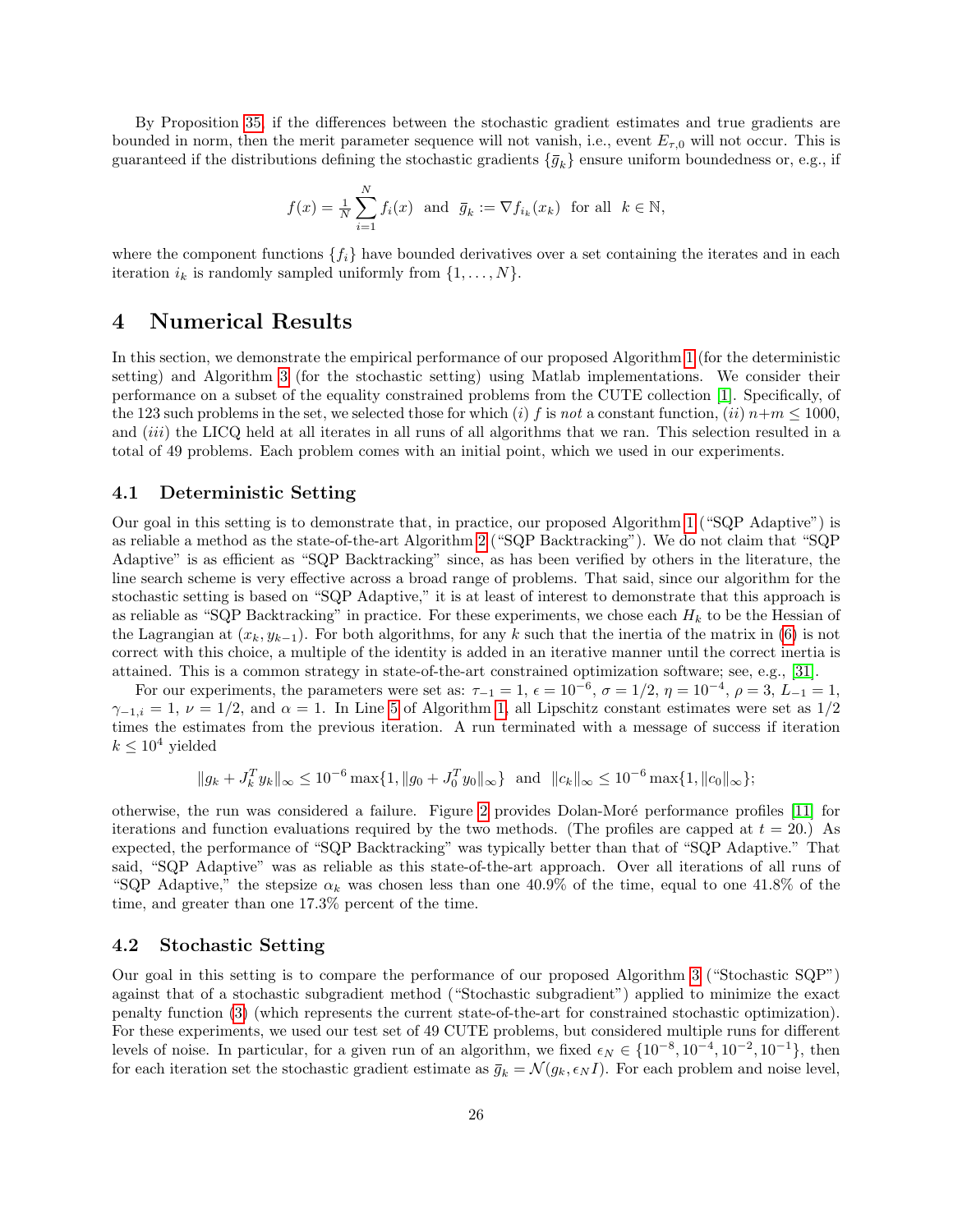By Proposition 35, if the differences between the stochastic gradient estimates and true gradients are bounded in norm, then the merit parameter sequence will not vanish, i.e., event $E_{\tau,0}$ will not occur. This is guaranteed if the distributions defining the stochastic gradients $\{\bar{g}_k\}$ ensure uniform boundedness or, e.g., if

$$f(x) = \tfrac{1}{N}\sum_{i=1}^{N} f_i(x) \quad \text{and} \quad \bar{g}_k := \nabla f_{i_k}(x_k) \quad \text{for all} \quad k \in \mathbb{N},$$

where the component functions $\{f_i\}$ have bounded derivatives over a set containing the iterates and in each iteration $i_k$ is randomly sampled uniformly from $\{1, \ldots, N\}$.

# 4 Numerical Results

In this section, we demonstrate the empirical performance of our proposed Algorithm 1 (for the deterministic setting) and Algorithm 3 (for the stochastic setting) using Matlab implementations. We consider their performance on a subset of the equality constrained problems from the CUTE collection [1]. Specifically, of the 123 such problems in the set, we selected those for which (*i*) $f$ is *not* a constant function, (*ii*) $n+m \leq 1000$, and (*iii*) the LICQ held at all iterates in all runs of all algorithms that we ran. This selection resulted in a total of 49 problems. Each problem comes with an initial point, which we used in our experiments.

## 4.1 Deterministic Setting

Our goal in this setting is to demonstrate that, in practice, our proposed Algorithm 1 ("SQP Adaptive") is as reliable a method as the state-of-the-art Algorithm 2 ("SQP Backtracking"). We do not claim that "SQP Adaptive" is as efficient as "SQP Backtracking" since, as has been verified by others in the literature, the line search scheme is very effective across a broad range of problems. That said, since our algorithm for the stochastic setting is based on "SQP Adaptive," it is at least of interest to demonstrate that this approach is as reliable as "SQP Backtracking" in practice. For these experiments, we chose each $H_k$ to be the Hessian of the Lagrangian at $(x_k, y_{k-1})$. For both algorithms, for any $k$ such that the inertia of the matrix in (6) is not correct with this choice, a multiple of the identity is added in an iterative manner until the correct inertia is attained. This is a common strategy in state-of-the-art constrained optimization software; see, e.g., [31].

For our experiments, the parameters were set as: $\tau_{-1} = 1$, $\epsilon = 10^{-6}$, $\sigma = 1/2$, $\eta = 10^{-4}$, $\rho = 3$, $L_{-1} = 1$, $\gamma_{-1,i} = 1$, $\nu = 1/2$, and $\alpha = 1$. In Line 5 of Algorithm 1, all Lipschitz constant estimates were set as 1/2 times the estimates from the previous iteration. A run terminated with a message of success if iteration $k \leq 10^4$ yielded

$$\|g_k + J_k^T y_k\|_\infty \leq 10^{-6} \max\{1, \|g_0 + J_0^T y_0\|_\infty\} \;\; \text{and} \;\; \|c_k\|_\infty \leq 10^{-6} \max\{1, \|c_0\|_\infty\};$$

otherwise, the run was considered a failure. Figure 2 provides Dolan-Moré performance profiles [11] for iterations and function evaluations required by the two methods. (The profiles are capped at $t = 20$.) As expected, the performance of "SQP Backtracking" was typically better than that of "SQP Adaptive." That said, "SQP Adaptive" was as reliable as this state-of-the-art approach. Over all iterations of all runs of "SQP Adaptive," the stepsize $\alpha_k$ was chosen less than one 40.9% of the time, equal to one 41.8% of the time, and greater than one 17.3% percent of the time.

## 4.2 Stochastic Setting

Our goal in this setting is to compare the performance of our proposed Algorithm 3 ("Stochastic SQP") against that of a stochastic subgradient method ("Stochastic subgradient") applied to minimize the exact penalty function (3) (which represents the current state-of-the-art for constrained stochastic optimization). For these experiments, we used our test set of 49 CUTE problems, but considered multiple runs for different levels of noise. In particular, for a given run of an algorithm, we fixed $\epsilon_N \in \{10^{-8}, 10^{-4}, 10^{-2}, 10^{-1}\}$, then for each iteration set the stochastic gradient estimate as $\bar{g}_k = \mathcal{N}(g_k, \epsilon_N I)$. For each problem and noise level,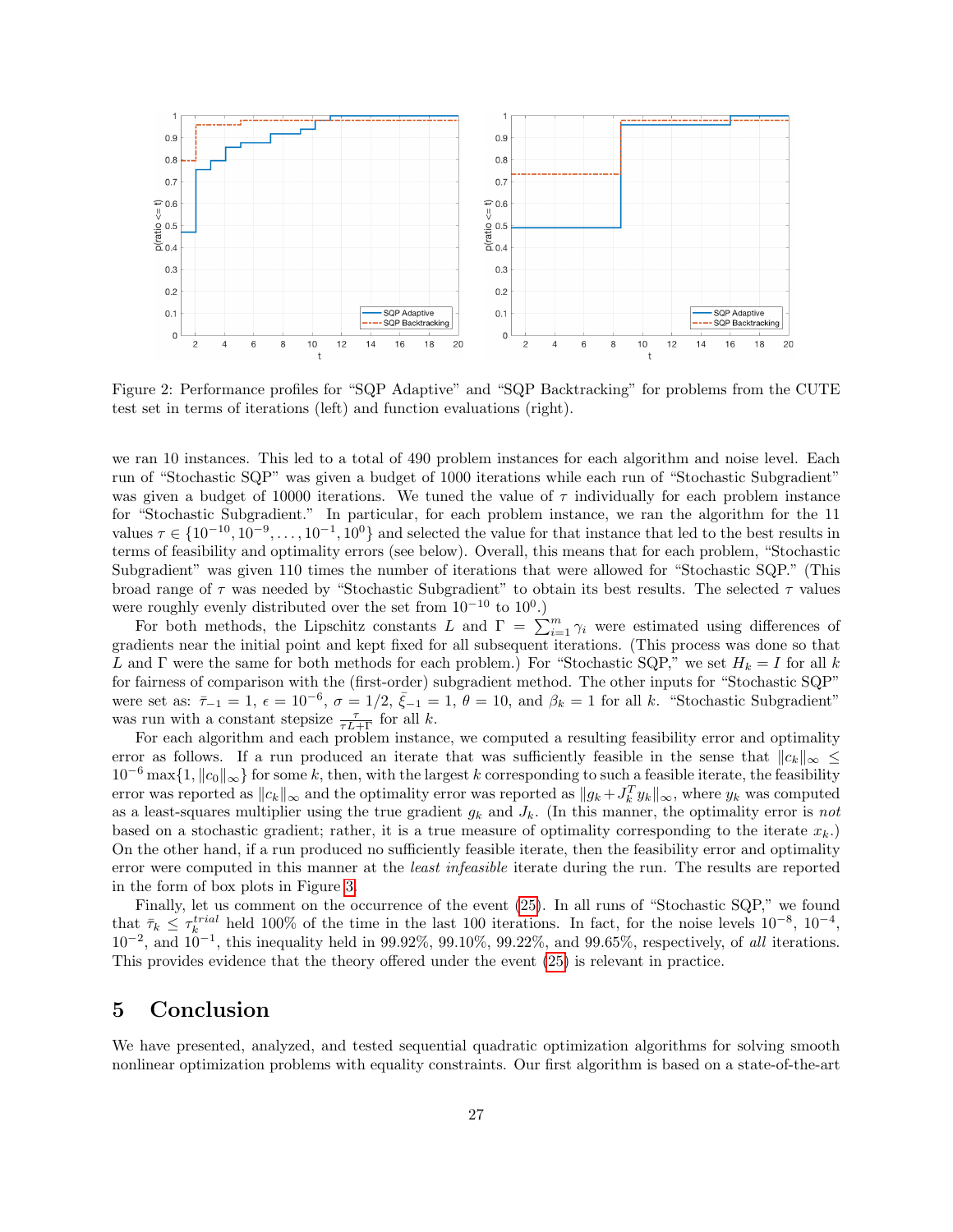Figure 2: Performance profiles for "SQP Adaptive" and "SQP Backtracking" for problems from the CUTE test set in terms of iterations (left) and function evaluations (right).

we ran 10 instances. This led to a total of 490 problem instances for each algorithm and noise level. Each run of "Stochastic SQP" was given a budget of 1000 iterations while each run of "Stochastic Subgradient" was given a budget of 10000 iterations. We tuned the value of $\tau$ individually for each problem instance for "Stochastic Subgradient." In particular, for each problem instance, we ran the algorithm for the 11 values $\tau \in \{10^{-10}, 10^{-9}, \dots, 10^{-1}, 10^{0}\}$ and selected the value for that instance that led to the best results in terms of feasibility and optimality errors (see below). Overall, this means that for each problem, "Stochastic Subgradient" was given 110 times the number of iterations that were allowed for "Stochastic SQP." (This broad range of $\tau$ was needed by "Stochastic Subgradient" to obtain its best results. The selected $\tau$ values were roughly evenly distributed over the set from $10^{-10}$ to $10^{0}$.)

For both methods, the Lipschitz constants $L$ and $\Gamma = \sum_{i=1}^{m} \gamma_i$ were estimated using differences of gradients near the initial point and kept fixed for all subsequent iterations. (This process was done so that $L$ and $\Gamma$ were the same for both methods for each problem.) For "Stochastic SQP," we set $H_k = I$ for all $k$ for fairness of comparison with the (first-order) subgradient method. The other inputs for "Stochastic SQP" were set as: $\bar{\tau}_{-1} = 1$, $\epsilon = 10^{-6}$, $\sigma = 1/2$, $\bar{\xi}_{-1} = 1$, $\theta = 10$, and $\beta_k = 1$ for all $k$. "Stochastic Subgradient" was run with a constant stepsize $\frac{\tau}{\tau L + \Gamma}$ for all $k$.

For each algorithm and each problem instance, we computed a resulting feasibility error and optimality error as follows. If a run produced an iterate that was sufficiently feasible in the sense that $\|c_k\|_\infty \leq 10^{-6} \max\{1, \|c_0\|_\infty\}$ for some $k$, then, with the largest $k$ corresponding to such a feasible iterate, the feasibility error was reported as $\|c_k\|_\infty$ and the optimality error was reported as $\|g_k + J_k^T y_k\|_\infty$, where $y_k$ was computed as a least-squares multiplier using the true gradient $g_k$ and $J_k$. (In this manner, the optimality error is *not* based on a stochastic gradient; rather, it is a true measure of optimality corresponding to the iterate $x_k$.) On the other hand, if a run produced no sufficiently feasible iterate, then the feasibility error and optimality error were computed in this manner at the *least infeasible* iterate during the run. The results are reported in the form of box plots in Figure 3.

Finally, let us comment on the occurrence of the event (25). In all runs of "Stochastic SQP," we found that $\bar{\tau}_k \leq \tau_k^{trial}$ held 100% of the time in the last 100 iterations. In fact, for the noise levels $10^{-8}$, $10^{-4}$, $10^{-2}$, and $10^{-1}$, this inequality held in 99.92%, 99.10%, 99.22%, and 99.65%, respectively, of *all* iterations. This provides evidence that the theory offered under the event (25) is relevant in practice.

# 5 Conclusion

We have presented, analyzed, and tested sequential quadratic optimization algorithms for solving smooth nonlinear optimization problems with equality constraints. Our first algorithm is based on a state-of-the-art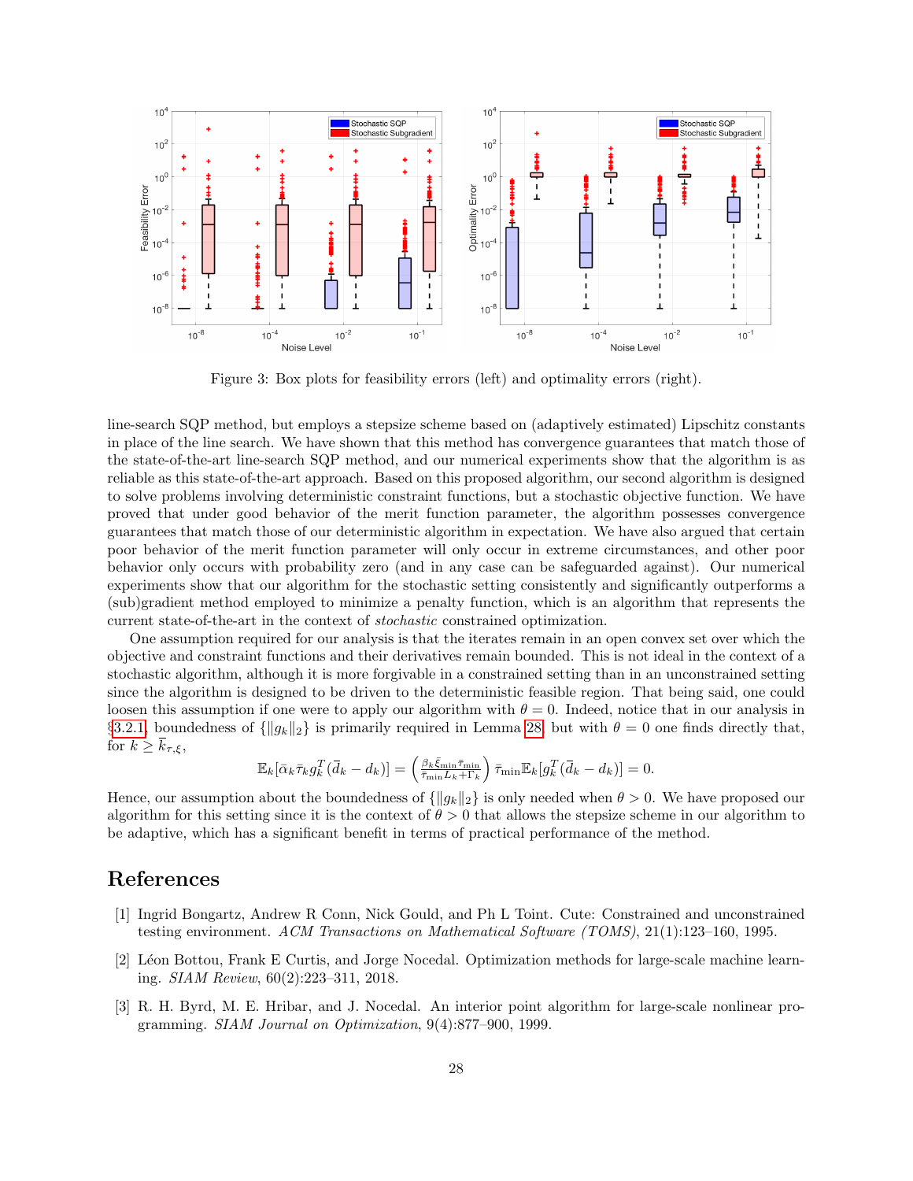Figure 3: Box plots for feasibility errors (left) and optimality errors (right).

line-search SQP method, but employs a stepsize scheme based on (adaptively estimated) Lipschitz constants in place of the line search. We have shown that this method has convergence guarantees that match those of the state-of-the-art line-search SQP method, and our numerical experiments show that the algorithm is as reliable as this state-of-the-art approach. Based on this proposed algorithm, our second algorithm is designed to solve problems involving deterministic constraint functions, but a stochastic objective function. We have proved that under good behavior of the merit function parameter, the algorithm possesses convergence guarantees that match those of our deterministic algorithm in expectation. We have also argued that certain poor behavior of the merit function parameter will only occur in extreme circumstances, and other poor behavior only occurs with probability zero (and in any case can be safeguarded against). Our numerical experiments show that our algorithm for the stochastic setting consistently and significantly outperforms a (sub)gradient method employed to minimize a penalty function, which is an algorithm that represents the current state-of-the-art in the context of *stochastic* constrained optimization.

One assumption required for our analysis is that the iterates remain in an open convex set over which the objective and constraint functions and their derivatives remain bounded. This is not ideal in the context of a stochastic algorithm, although it is more forgivable in a constrained setting than in an unconstrained setting since the algorithm is designed to be driven to the deterministic feasible region. That being said, one could loosen this assumption if one were to apply our algorithm with $\theta = 0$. Indeed, notice that in our analysis in §3.2.1, boundedness of $\{\|g_k\|_2\}$ is primarily required in Lemma 28, but with $\theta = 0$ one finds directly that, for $k \geq \bar{k}_{\tau,\xi}$,

$$\mathbb{E}_k[\bar{\alpha}_k \bar{\tau}_k g_k^T(\bar{d}_k - d_k)] = \left(\frac{\beta_k \bar{\xi}_{\min} \bar{\tau}_{\min}}{\bar{\tau}_{\min} L_k + \Gamma_k}\right) \bar{\tau}_{\min} \mathbb{E}_k[g_k^T(\bar{d}_k - d_k)] = 0.$$

Hence, our assumption about the boundedness of $\{\|g_k\|_2\}$ is only needed when $\theta > 0$. We have proposed our algorithm for this setting since it is the context of $\theta > 0$ that allows the stepsize scheme in our algorithm to be adaptive, which has a significant benefit in terms of practical performance of the method.

# References

[1] Ingrid Bongartz, Andrew R Conn, Nick Gould, and Ph L Toint. Cute: Constrained and unconstrained testing environment. *ACM Transactions on Mathematical Software (TOMS)*, 21(1):123–160, 1995.

[2] Léon Bottou, Frank E Curtis, and Jorge Nocedal. Optimization methods for large-scale machine learning. *SIAM Review*, 60(2):223–311, 2018.

[3] R. H. Byrd, M. E. Hribar, and J. Nocedal. An interior point algorithm for large-scale nonlinear programming. *SIAM Journal on Optimization*, 9(4):877–900, 1999.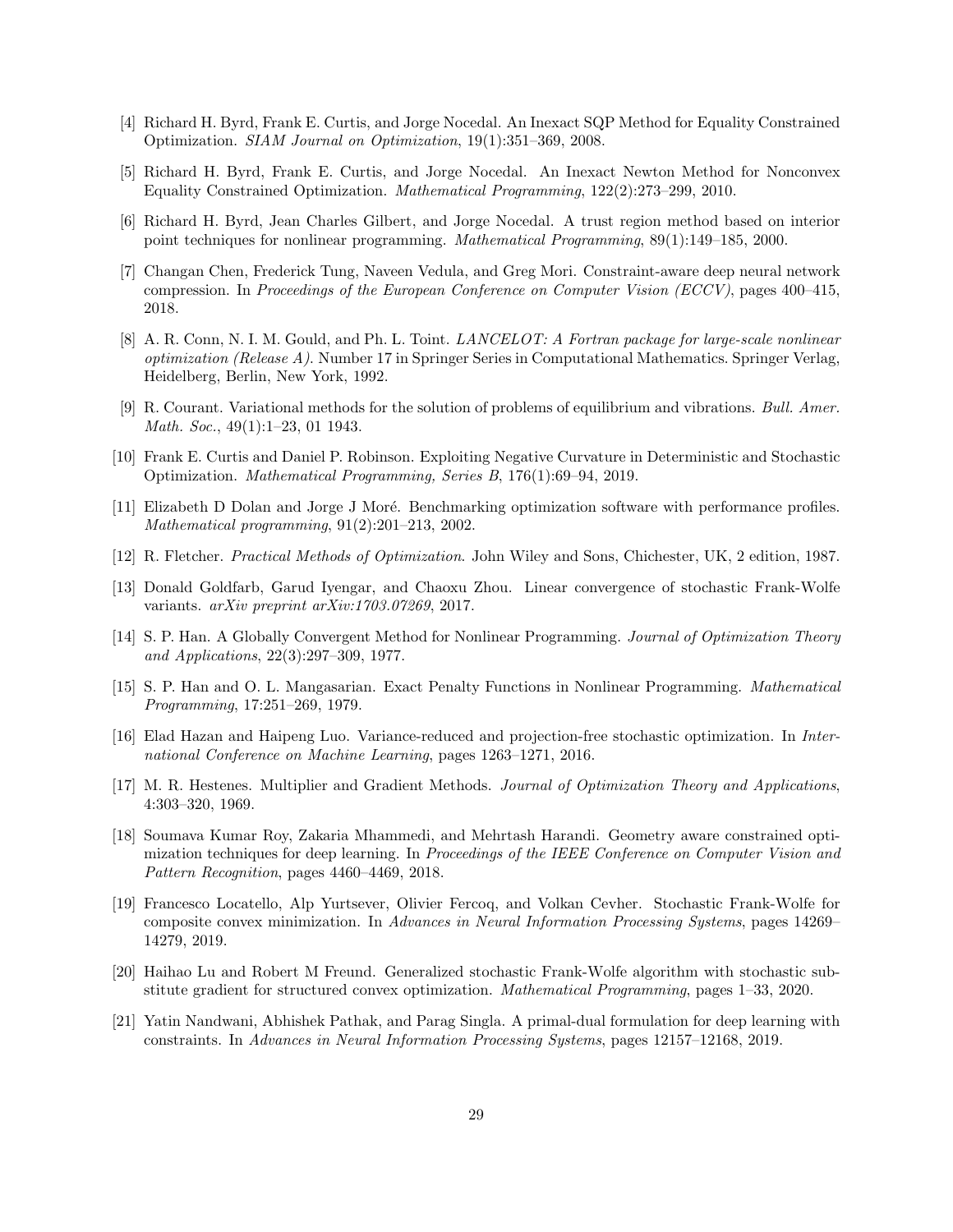[4] Richard H. Byrd, Frank E. Curtis, and Jorge Nocedal. An Inexact SQP Method for Equality Constrained Optimization. *SIAM Journal on Optimization*, 19(1):351–369, 2008.

[5] Richard H. Byrd, Frank E. Curtis, and Jorge Nocedal. An Inexact Newton Method for Nonconvex Equality Constrained Optimization. *Mathematical Programming*, 122(2):273–299, 2010.

[6] Richard H. Byrd, Jean Charles Gilbert, and Jorge Nocedal. A trust region method based on interior point techniques for nonlinear programming. *Mathematical Programming*, 89(1):149–185, 2000.

[7] Changan Chen, Frederick Tung, Naveen Vedula, and Greg Mori. Constraint-aware deep neural network compression. In *Proceedings of the European Conference on Computer Vision (ECCV)*, pages 400–415, 2018.

[8] A. R. Conn, N. I. M. Gould, and Ph. L. Toint. *LANCELOT: A Fortran package for large-scale nonlinear optimization (Release A)*. Number 17 in Springer Series in Computational Mathematics. Springer Verlag, Heidelberg, Berlin, New York, 1992.

[9] R. Courant. Variational methods for the solution of problems of equilibrium and vibrations. *Bull. Amer. Math. Soc.*, 49(1):1–23, 01 1943.

[10] Frank E. Curtis and Daniel P. Robinson. Exploiting Negative Curvature in Deterministic and Stochastic Optimization. *Mathematical Programming, Series B*, 176(1):69–94, 2019.

[11] Elizabeth D Dolan and Jorge J Moré. Benchmarking optimization software with performance profiles. *Mathematical programming*, 91(2):201–213, 2002.

[12] R. Fletcher. *Practical Methods of Optimization*. John Wiley and Sons, Chichester, UK, 2 edition, 1987.

[13] Donald Goldfarb, Garud Iyengar, and Chaoxu Zhou. Linear convergence of stochastic Frank-Wolfe variants. *arXiv preprint arXiv:1703.07269*, 2017.

[14] S. P. Han. A Globally Convergent Method for Nonlinear Programming. *Journal of Optimization Theory and Applications*, 22(3):297–309, 1977.

[15] S. P. Han and O. L. Mangasarian. Exact Penalty Functions in Nonlinear Programming. *Mathematical Programming*, 17:251–269, 1979.

[16] Elad Hazan and Haipeng Luo. Variance-reduced and projection-free stochastic optimization. In *International Conference on Machine Learning*, pages 1263–1271, 2016.

[17] M. R. Hestenes. Multiplier and Gradient Methods. *Journal of Optimization Theory and Applications*, 4:303–320, 1969.

[18] Soumava Kumar Roy, Zakaria Mhammedi, and Mehrtash Harandi. Geometry aware constrained optimization techniques for deep learning. In *Proceedings of the IEEE Conference on Computer Vision and Pattern Recognition*, pages 4460–4469, 2018.

[19] Francesco Locatello, Alp Yurtsever, Olivier Fercoq, and Volkan Cevher. Stochastic Frank-Wolfe for composite convex minimization. In *Advances in Neural Information Processing Systems*, pages 14269–14279, 2019.

[20] Haihao Lu and Robert M Freund. Generalized stochastic Frank-Wolfe algorithm with stochastic substitute gradient for structured convex optimization. *Mathematical Programming*, pages 1–33, 2020.

[21] Yatin Nandwani, Abhishek Pathak, and Parag Singla. A primal-dual formulation for deep learning with constraints. In *Advances in Neural Information Processing Systems*, pages 12157–12168, 2019.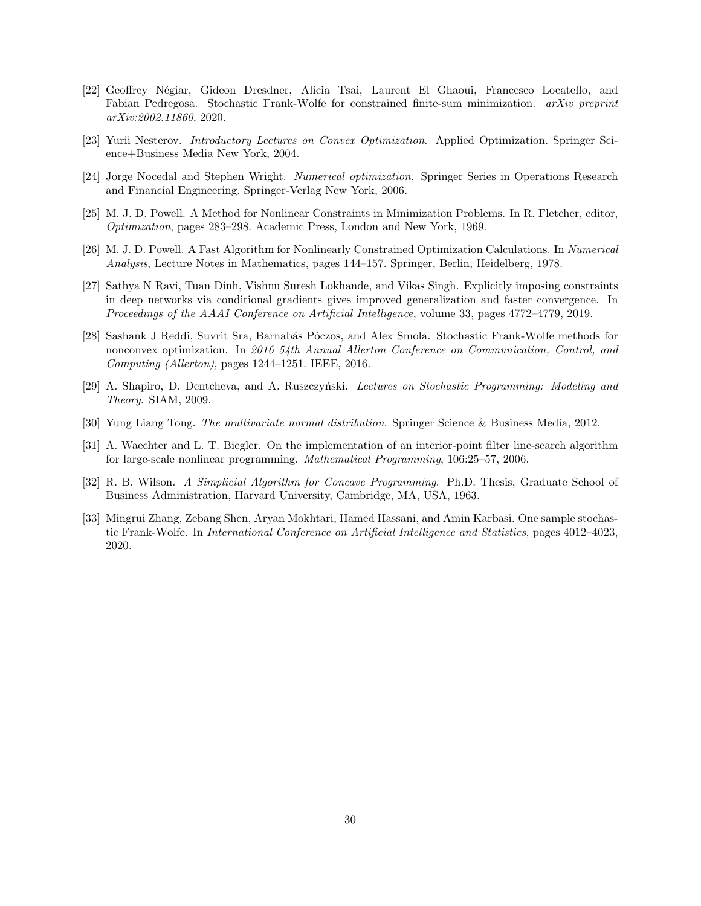[22] Geoffrey Négiar, Gideon Dresdner, Alicia Tsai, Laurent El Ghaoui, Francesco Locatello, and Fabian Pedregosa. Stochastic Frank-Wolfe for constrained finite-sum minimization. *arXiv preprint arXiv:2002.11860*, 2020.

[23] Yurii Nesterov. *Introductory Lectures on Convex Optimization*. Applied Optimization. Springer Science+Business Media New York, 2004.

[24] Jorge Nocedal and Stephen Wright. *Numerical optimization*. Springer Series in Operations Research and Financial Engineering. Springer-Verlag New York, 2006.

[25] M. J. D. Powell. A Method for Nonlinear Constraints in Minimization Problems. In R. Fletcher, editor, *Optimization*, pages 283–298. Academic Press, London and New York, 1969.

[26] M. J. D. Powell. A Fast Algorithm for Nonlinearly Constrained Optimization Calculations. In *Numerical Analysis*, Lecture Notes in Mathematics, pages 144–157. Springer, Berlin, Heidelberg, 1978.

[27] Sathya N Ravi, Tuan Dinh, Vishnu Suresh Lokhande, and Vikas Singh. Explicitly imposing constraints in deep networks via conditional gradients gives improved generalization and faster convergence. In *Proceedings of the AAAI Conference on Artificial Intelligence*, volume 33, pages 4772–4779, 2019.

[28] Sashank J Reddi, Suvrit Sra, Barnabás Póczos, and Alex Smola. Stochastic Frank-Wolfe methods for nonconvex optimization. In *2016 54th Annual Allerton Conference on Communication, Control, and Computing (Allerton)*, pages 1244–1251. IEEE, 2016.

[29] A. Shapiro, D. Dentcheva, and A. Ruszczyński. *Lectures on Stochastic Programming: Modeling and Theory*. SIAM, 2009.

[30] Yung Liang Tong. *The multivariate normal distribution*. Springer Science & Business Media, 2012.

[31] A. Waechter and L. T. Biegler. On the implementation of an interior-point filter line-search algorithm for large-scale nonlinear programming. *Mathematical Programming*, 106:25–57, 2006.

[32] R. B. Wilson. *A Simplicial Algorithm for Concave Programming*. Ph.D. Thesis, Graduate School of Business Administration, Harvard University, Cambridge, MA, USA, 1963.

[33] Mingrui Zhang, Zebang Shen, Aryan Mokhtari, Hamed Hassani, and Amin Karbasi. One sample stochastic Frank-Wolfe. In *International Conference on Artificial Intelligence and Statistics*, pages 4012–4023, 2020.